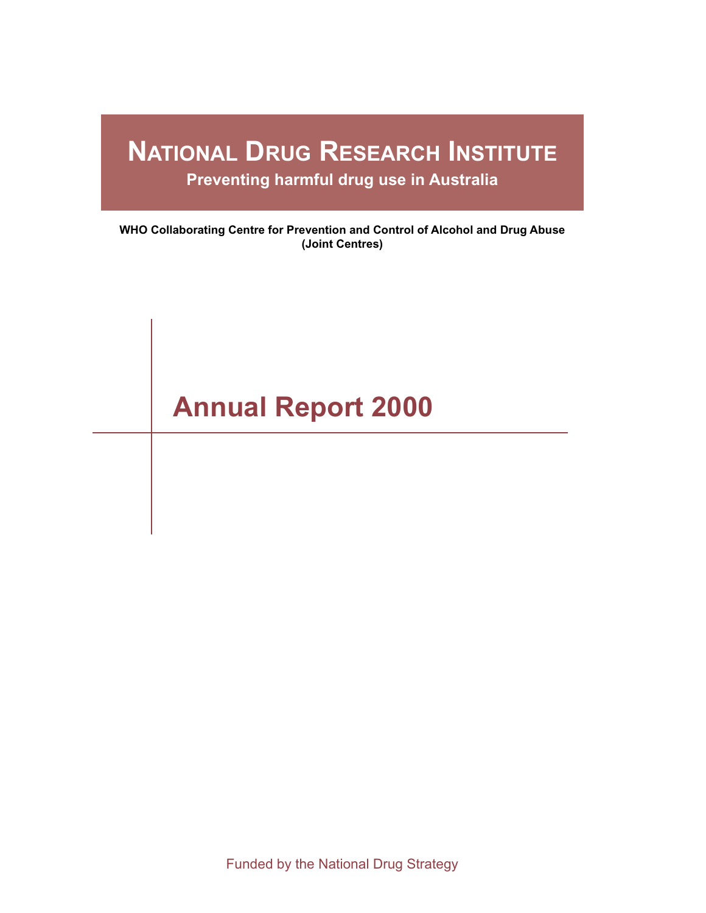# National Drug Research Institute

**Preventing harmful drug use in Australia**

**WHO Collaborating Centre for Prevention and Control of Alcohol and Drug Abuse (Joint Centres)**

# Annual Report 2000

Funded by the National Drug Strategy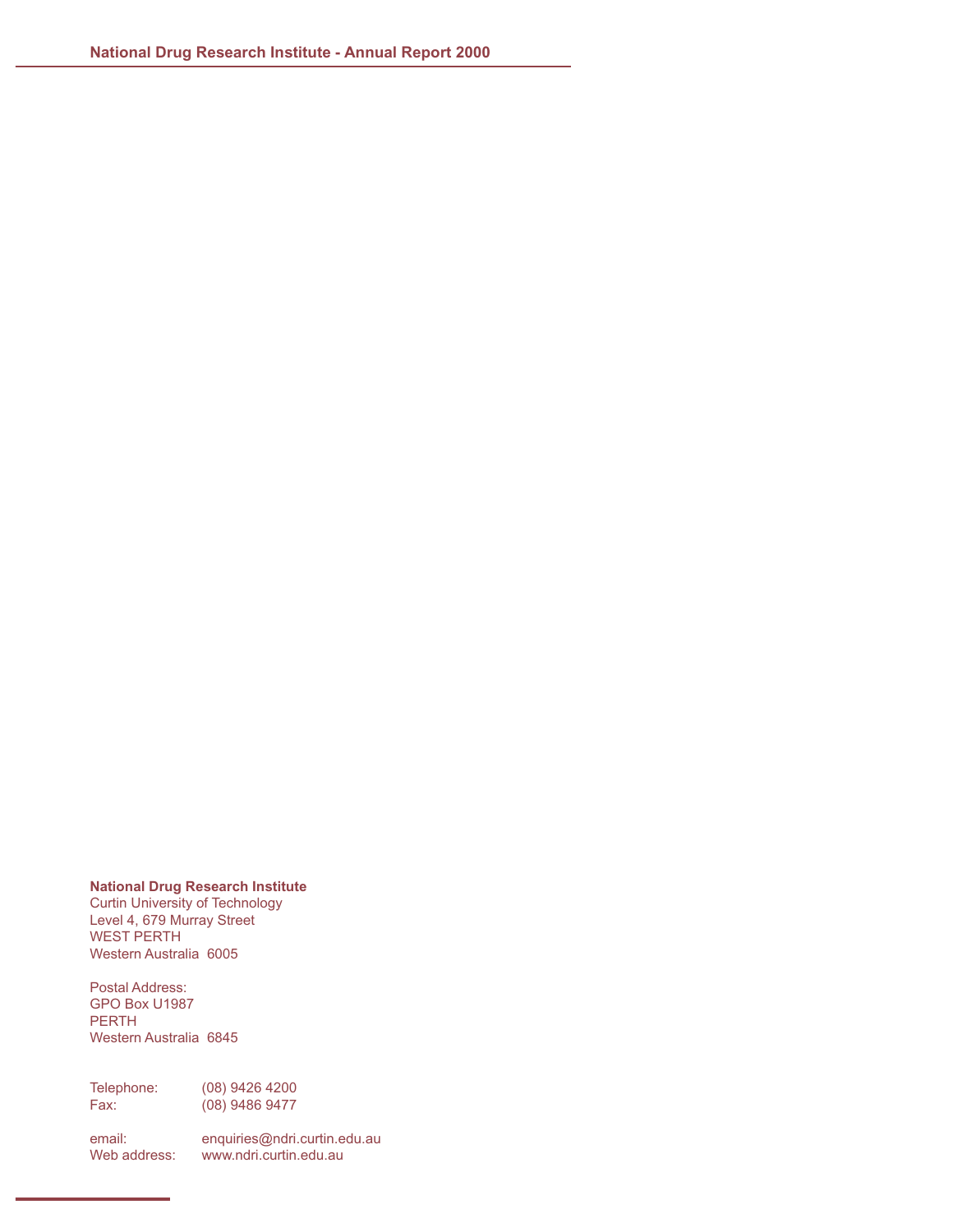**National Drug Research Institute**
Curtin University of Technology
Level 4, 679 Murray Street
WEST PERTH
Western Australia 6005

Postal Address:
GPO Box U1987
PERTH
Western Australia 6845

Telephone: (08) 9426 4200
Fax: (08) 9486 9477

email: enquiries@ndri.curtin.edu.au
Web address: www.ndri.curtin.edu.au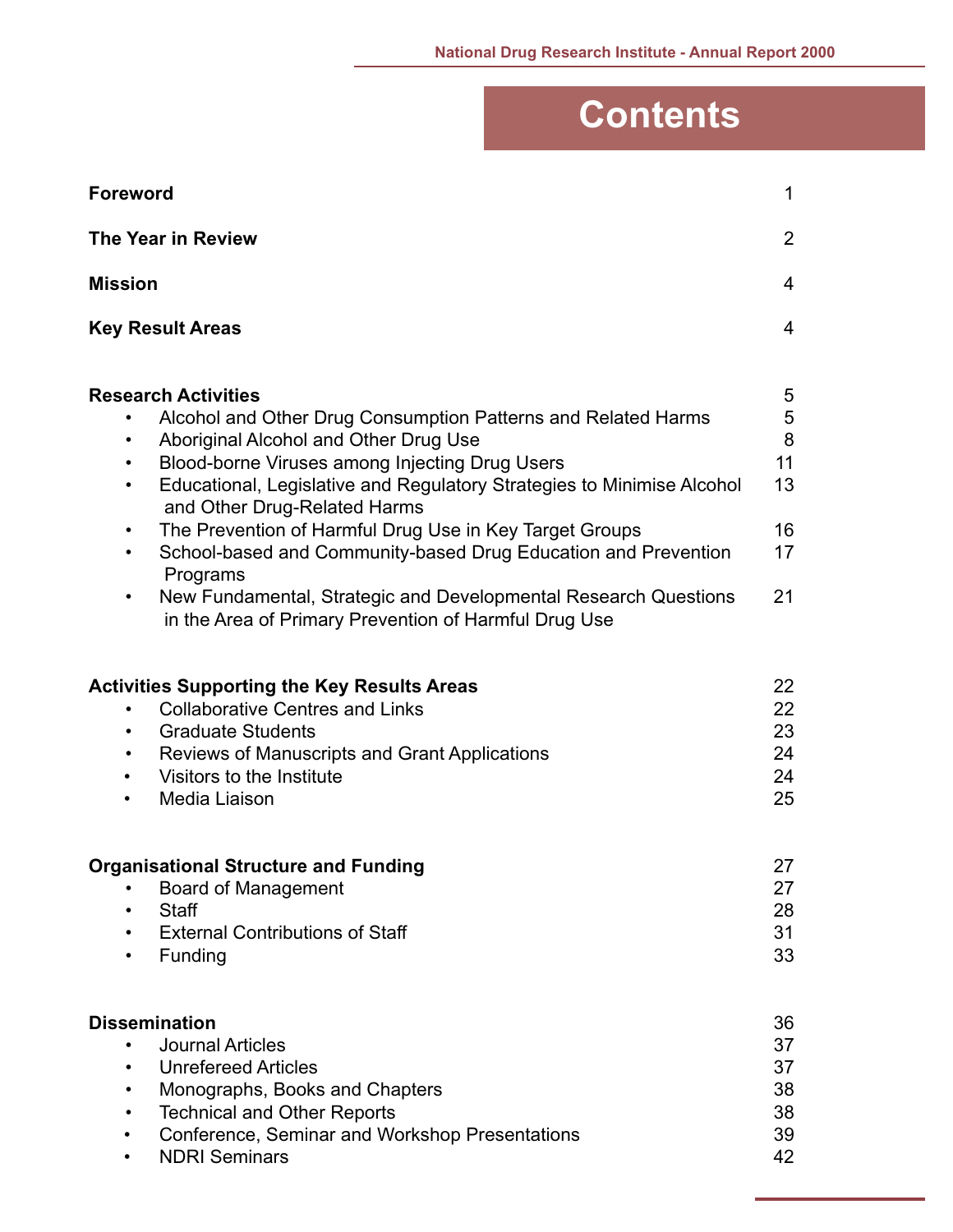# Contents

| | |
|---|---|
| **Foreword** | 1 |
| **The Year in Review** | 2 |
| **Mission** | 4 |
| **Key Result Areas** | 4 |
| **Research Activities** | 5 |
| • Alcohol and Other Drug Consumption Patterns and Related Harms | 5 |
| • Aboriginal Alcohol and Other Drug Use | 8 |
| • Blood-borne Viruses among Injecting Drug Users | 11 |
| • Educational, Legislative and Regulatory Strategies to Minimise Alcohol and Other Drug-Related Harms | 13 |
| • The Prevention of Harmful Drug Use in Key Target Groups | 16 |
| • School-based and Community-based Drug Education and Prevention Programs | 17 |
| • New Fundamental, Strategic and Developmental Research Questions in the Area of Primary Prevention of Harmful Drug Use | 21 |
| **Activities Supporting the Key Results Areas** | 22 |
| • Collaborative Centres and Links | 22 |
| • Graduate Students | 23 |
| • Reviews of Manuscripts and Grant Applications | 24 |
| • Visitors to the Institute | 24 |
| • Media Liaison | 25 |
| **Organisational Structure and Funding** | 27 |
| • Board of Management | 27 |
| • Staff | 28 |
| • External Contributions of Staff | 31 |
| • Funding | 33 |
| **Dissemination** | 36 |
| • Journal Articles | 37 |
| • Unrefereed Articles | 37 |
| • Monographs, Books and Chapters | 38 |
| • Technical and Other Reports | 38 |
| • Conference, Seminar and Workshop Presentations | 39 |
| • NDRI Seminars | 42 |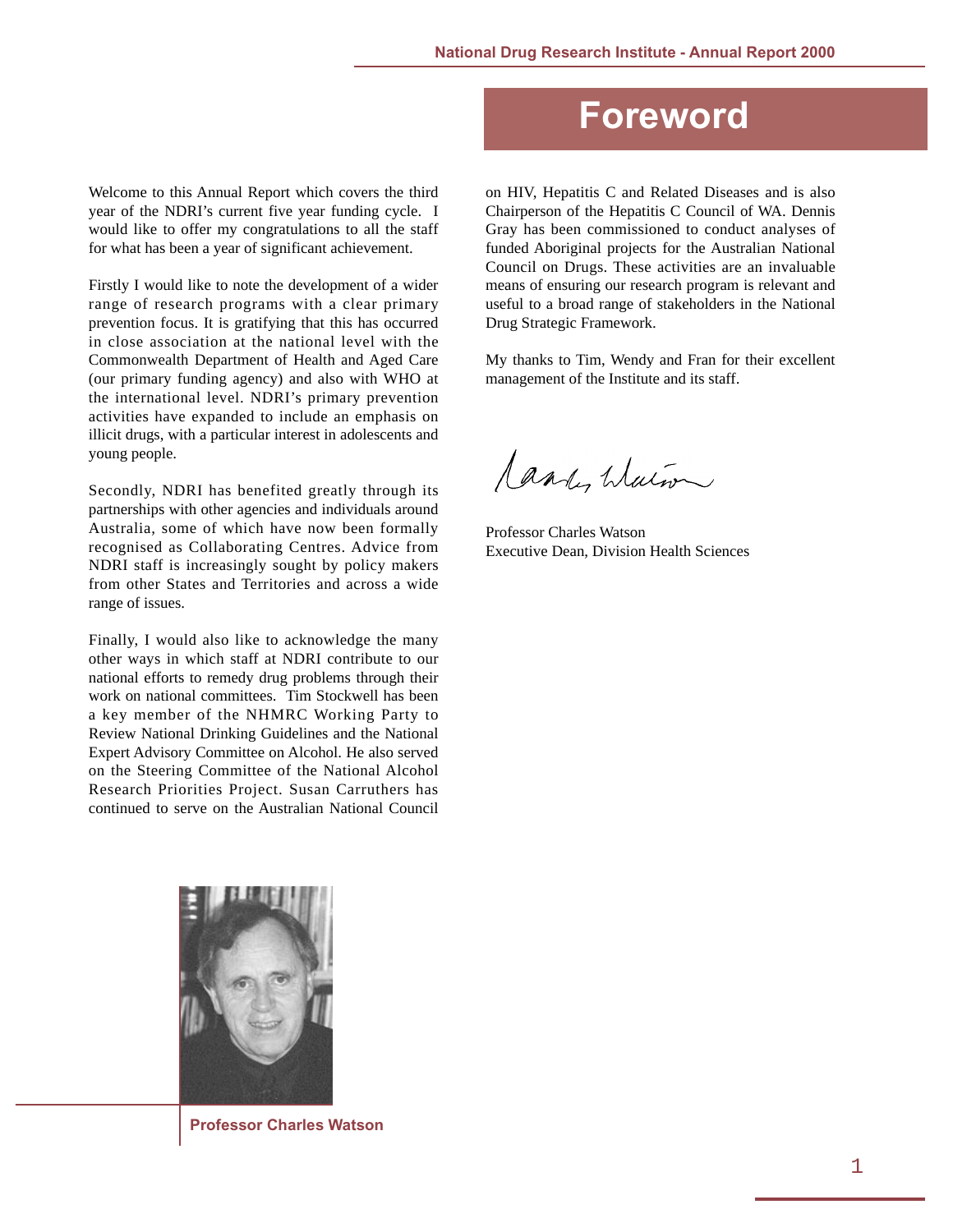# Foreword

Welcome to this Annual Report which covers the third year of the NDRI's current five year funding cycle. I would like to offer my congratulations to all the staff for what has been a year of significant achievement.

Firstly I would like to note the development of a wider range of research programs with a clear primary prevention focus. It is gratifying that this has occurred in close association at the national level with the Commonwealth Department of Health and Aged Care (our primary funding agency) and also with WHO at the international level. NDRI's primary prevention activities have expanded to include an emphasis on illicit drugs, with a particular interest in adolescents and young people.

Secondly, NDRI has benefited greatly through its partnerships with other agencies and individuals around Australia, some of which have now been formally recognised as Collaborating Centres. Advice from NDRI staff is increasingly sought by policy makers from other States and Territories and across a wide range of issues.

Finally, I would also like to acknowledge the many other ways in which staff at NDRI contribute to our national efforts to remedy drug problems through their work on national committees. Tim Stockwell has been a key member of the NHMRC Working Party to Review National Drinking Guidelines and the National Expert Advisory Committee on Alcohol. He also served on the Steering Committee of the National Alcohol Research Priorities Project. Susan Carruthers has continued to serve on the Australian National Council on HIV, Hepatitis C and Related Diseases and is also Chairperson of the Hepatitis C Council of WA. Dennis Gray has been commissioned to conduct analyses of funded Aboriginal projects for the Australian National Council on Drugs. These activities are an invaluable means of ensuring our research program is relevant and useful to a broad range of stakeholders in the National Drug Strategic Framework.

My thanks to Tim, Wendy and Fran for their excellent management of the Institute and its staff.

Professor Charles Watson
Executive Dean, Division Health Sciences

**Professor Charles Watson**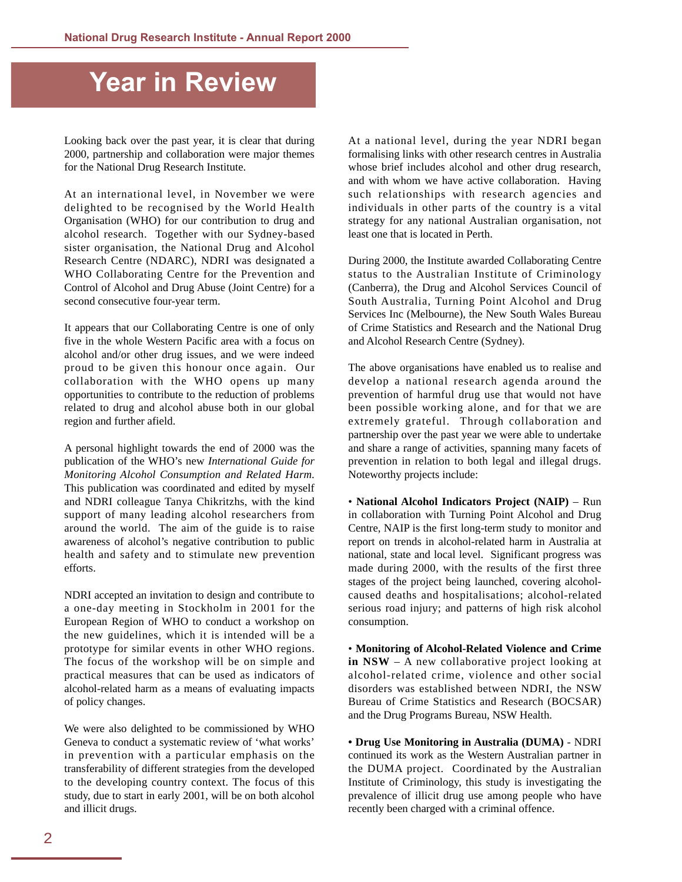# Year in Review

Looking back over the past year, it is clear that during 2000, partnership and collaboration were major themes for the National Drug Research Institute.

At an international level, in November we were delighted to be recognised by the World Health Organisation (WHO) for our contribution to drug and alcohol research. Together with our Sydney-based sister organisation, the National Drug and Alcohol Research Centre (NDARC), NDRI was designated a WHO Collaborating Centre for the Prevention and Control of Alcohol and Drug Abuse (Joint Centre) for a second consecutive four-year term.

It appears that our Collaborating Centre is one of only five in the whole Western Pacific area with a focus on alcohol and/or other drug issues, and we were indeed proud to be given this honour once again. Our collaboration with the WHO opens up many opportunities to contribute to the reduction of problems related to drug and alcohol abuse both in our global region and further afield.

A personal highlight towards the end of 2000 was the publication of the WHO's new *International Guide for Monitoring Alcohol Consumption and Related Harm*. This publication was coordinated and edited by myself and NDRI colleague Tanya Chikritzhs, with the kind support of many leading alcohol researchers from around the world. The aim of the guide is to raise awareness of alcohol's negative contribution to public health and safety and to stimulate new prevention efforts.

NDRI accepted an invitation to design and contribute to a one-day meeting in Stockholm in 2001 for the European Region of WHO to conduct a workshop on the new guidelines, which it is intended will be a prototype for similar events in other WHO regions. The focus of the workshop will be on simple and practical measures that can be used as indicators of alcohol-related harm as a means of evaluating impacts of policy changes.

We were also delighted to be commissioned by WHO Geneva to conduct a systematic review of 'what works' in prevention with a particular emphasis on the transferability of different strategies from the developed to the developing country context. The focus of this study, due to start in early 2001, will be on both alcohol and illicit drugs.

At a national level, during the year NDRI began formalising links with other research centres in Australia whose brief includes alcohol and other drug research, and with whom we have active collaboration. Having such relationships with research agencies and individuals in other parts of the country is a vital strategy for any national Australian organisation, not least one that is located in Perth.

During 2000, the Institute awarded Collaborating Centre status to the Australian Institute of Criminology (Canberra), the Drug and Alcohol Services Council of South Australia, Turning Point Alcohol and Drug Services Inc (Melbourne), the New South Wales Bureau of Crime Statistics and Research and the National Drug and Alcohol Research Centre (Sydney).

The above organisations have enabled us to realise and develop a national research agenda around the prevention of harmful drug use that would not have been possible working alone, and for that we are extremely grateful. Through collaboration and partnership over the past year we were able to undertake and share a range of activities, spanning many facets of prevention in relation to both legal and illegal drugs. Noteworthy projects include:

- **National Alcohol Indicators Project (NAIP)** – Run in collaboration with Turning Point Alcohol and Drug Centre, NAIP is the first long-term study to monitor and report on trends in alcohol-related harm in Australia at national, state and local level. Significant progress was made during 2000, with the results of the first three stages of the project being launched, covering alcohol-caused deaths and hospitalisations; alcohol-related serious road injury; and patterns of high risk alcohol consumption.

- **Monitoring of Alcohol-Related Violence and Crime in NSW** – A new collaborative project looking at alcohol-related crime, violence and other social disorders was established between NDRI, the NSW Bureau of Crime Statistics and Research (BOCSAR) and the Drug Programs Bureau, NSW Health.

- **Drug Use Monitoring in Australia (DUMA)** - NDRI continued its work as the Western Australian partner in the DUMA project. Coordinated by the Australian Institute of Criminology, this study is investigating the prevalence of illicit drug use among people who have recently been charged with a criminal offence.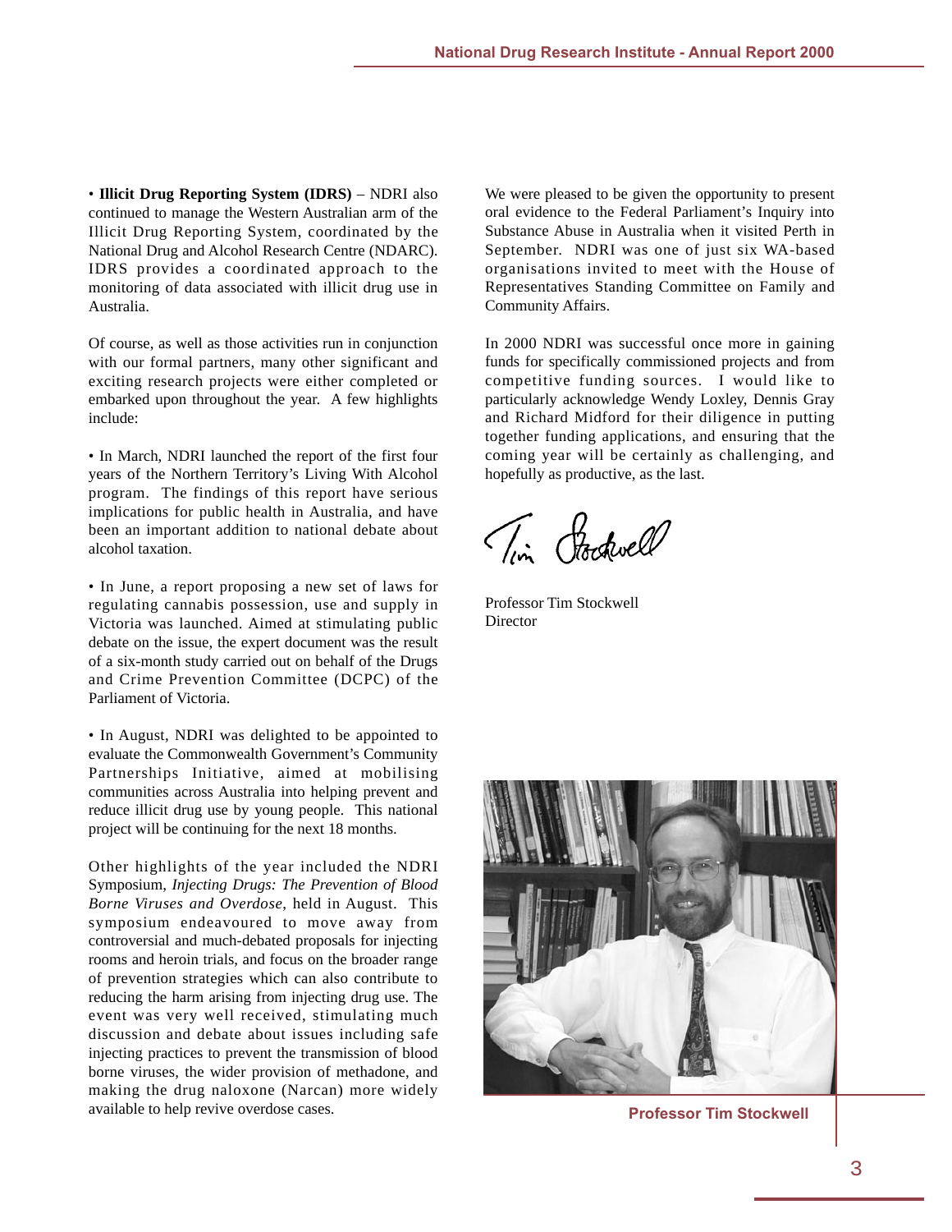• **Illicit Drug Reporting System (IDRS)** – NDRI also continued to manage the Western Australian arm of the Illicit Drug Reporting System, coordinated by the National Drug and Alcohol Research Centre (NDARC). IDRS provides a coordinated approach to the monitoring of data associated with illicit drug use in Australia.

Of course, as well as those activities run in conjunction with our formal partners, many other significant and exciting research projects were either completed or embarked upon throughout the year. A few highlights include:

• In March, NDRI launched the report of the first four years of the Northern Territory's Living With Alcohol program. The findings of this report have serious implications for public health in Australia, and have been an important addition to national debate about alcohol taxation.

• In June, a report proposing a new set of laws for regulating cannabis possession, use and supply in Victoria was launched. Aimed at stimulating public debate on the issue, the expert document was the result of a six-month study carried out on behalf of the Drugs and Crime Prevention Committee (DCPC) of the Parliament of Victoria.

• In August, NDRI was delighted to be appointed to evaluate the Commonwealth Government's Community Partnerships Initiative, aimed at mobilising communities across Australia into helping prevent and reduce illicit drug use by young people. This national project will be continuing for the next 18 months.

Other highlights of the year included the NDRI Symposium, *Injecting Drugs: The Prevention of Blood Borne Viruses and Overdose*, held in August. This symposium endeavoured to move away from controversial and much-debated proposals for injecting rooms and heroin trials, and focus on the broader range of prevention strategies which can also contribute to reducing the harm arising from injecting drug use. The event was very well received, stimulating much discussion and debate about issues including safe injecting practices to prevent the transmission of blood borne viruses, the wider provision of methadone, and making the drug naloxone (Narcan) more widely available to help revive overdose cases.

We were pleased to be given the opportunity to present oral evidence to the Federal Parliament's Inquiry into Substance Abuse in Australia when it visited Perth in September. NDRI was one of just six WA-based organisations invited to meet with the House of Representatives Standing Committee on Family and Community Affairs.

In 2000 NDRI was successful once more in gaining funds for specifically commissioned projects and from competitive funding sources. I would like to particularly acknowledge Wendy Loxley, Dennis Gray and Richard Midford for their diligence in putting together funding applications, and ensuring that the coming year will be certainly as challenging, and hopefully as productive, as the last.

Tim Stockwell

Professor Tim Stockwell
Director

Professor Tim Stockwell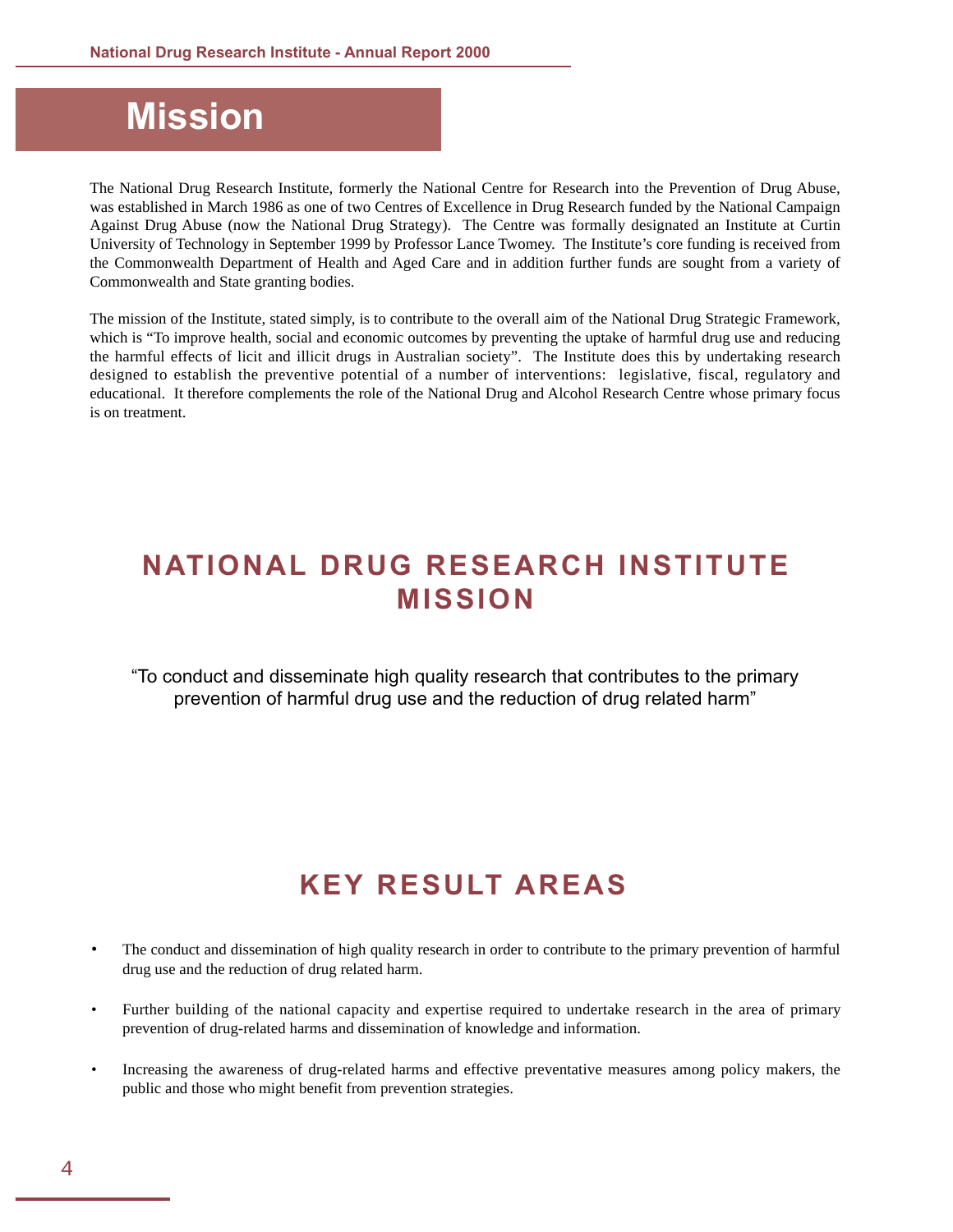# Mission

The National Drug Research Institute, formerly the National Centre for Research into the Prevention of Drug Abuse, was established in March 1986 as one of two Centres of Excellence in Drug Research funded by the National Campaign Against Drug Abuse (now the National Drug Strategy). The Centre was formally designated an Institute at Curtin University of Technology in September 1999 by Professor Lance Twomey. The Institute's core funding is received from the Commonwealth Department of Health and Aged Care and in addition further funds are sought from a variety of Commonwealth and State granting bodies.

The mission of the Institute, stated simply, is to contribute to the overall aim of the National Drug Strategic Framework, which is "To improve health, social and economic outcomes by preventing the uptake of harmful drug use and reducing the harmful effects of licit and illicit drugs in Australian society". The Institute does this by undertaking research designed to establish the preventive potential of a number of interventions: legislative, fiscal, regulatory and educational. It therefore complements the role of the National Drug and Alcohol Research Centre whose primary focus is on treatment.

## NATIONAL DRUG RESEARCH INSTITUTE MISSION

"To conduct and disseminate high quality research that contributes to the primary prevention of harmful drug use and the reduction of drug related harm"

## KEY RESULT AREAS

- The conduct and dissemination of high quality research in order to contribute to the primary prevention of harmful drug use and the reduction of drug related harm.
- Further building of the national capacity and expertise required to undertake research in the area of primary prevention of drug-related harms and dissemination of knowledge and information.
- Increasing the awareness of drug-related harms and effective preventative measures among policy makers, the public and those who might benefit from prevention strategies.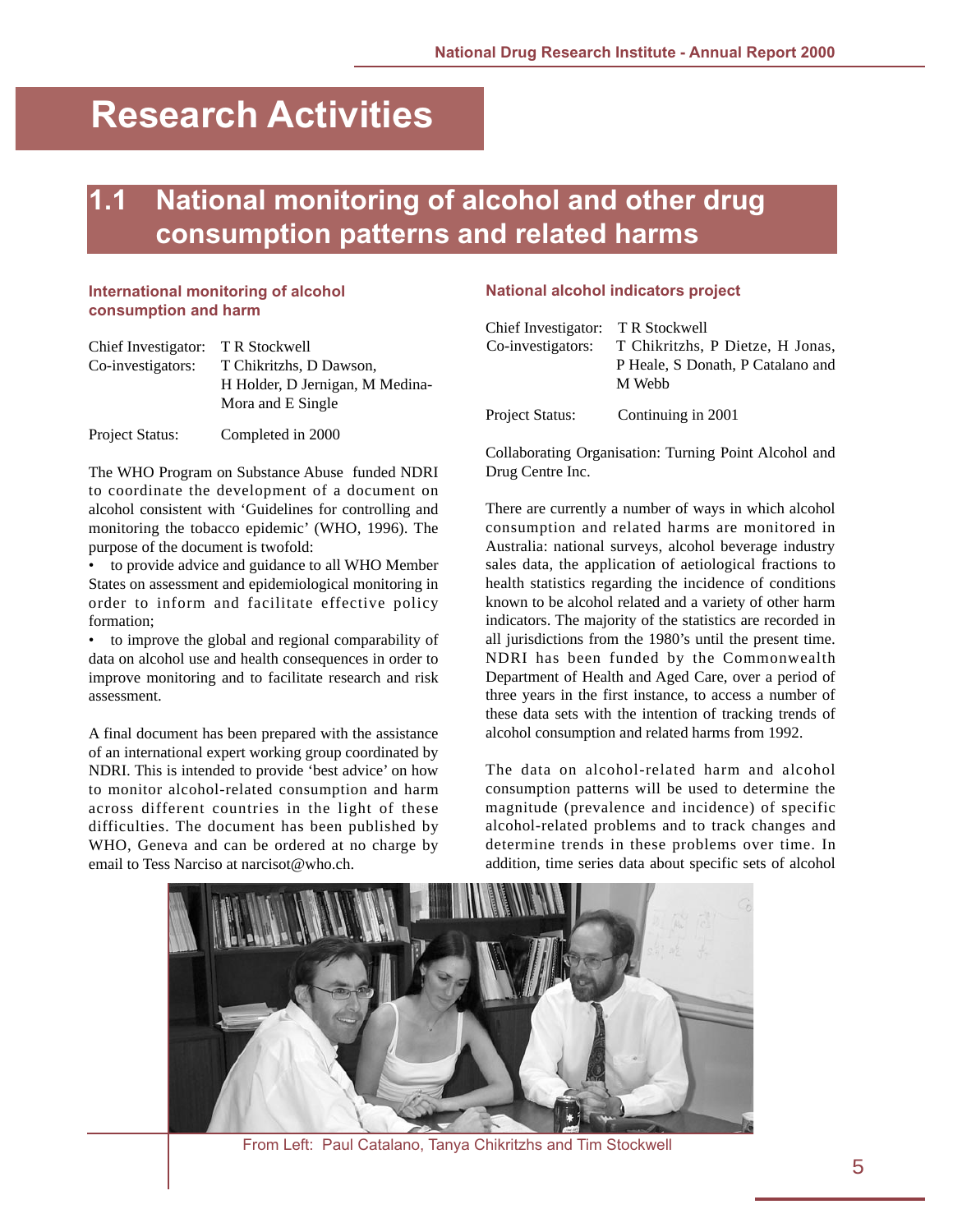# Research Activities

## 1.1 National monitoring of alcohol and other drug consumption patterns and related harms

### International monitoring of alcohol consumption and harm

Chief Investigator: T R Stockwell
Co-investigators: T Chikritzhs, D Dawson, H Holder, D Jernigan, M Medina-Mora and E Single

Project Status: Completed in 2000

The WHO Program on Substance Abuse funded NDRI to coordinate the development of a document on alcohol consistent with 'Guidelines for controlling and monitoring the tobacco epidemic' (WHO, 1996). The purpose of the document is twofold:

- to provide advice and guidance to all WHO Member States on assessment and epidemiological monitoring in order to inform and facilitate effective policy formation;
- to improve the global and regional comparability of data on alcohol use and health consequences in order to improve monitoring and to facilitate research and risk assessment.

A final document has been prepared with the assistance of an international expert working group coordinated by NDRI. This is intended to provide 'best advice' on how to monitor alcohol-related consumption and harm across different countries in the light of these difficulties. The document has been published by WHO, Geneva and can be ordered at no charge by email to Tess Narciso at narcisot@who.ch.

### National alcohol indicators project

Chief Investigator: T R Stockwell
Co-investigators: T Chikritzhs, P Dietze, H Jonas, P Heale, S Donath, P Catalano and M Webb

Project Status: Continuing in 2001

Collaborating Organisation: Turning Point Alcohol and Drug Centre Inc.

There are currently a number of ways in which alcohol consumption and related harms are monitored in Australia: national surveys, alcohol beverage industry sales data, the application of aetiological fractions to health statistics regarding the incidence of conditions known to be alcohol related and a variety of other harm indicators. The majority of the statistics are recorded in all jurisdictions from the 1980's until the present time. NDRI has been funded by the Commonwealth Department of Health and Aged Care, over a period of three years in the first instance, to access a number of these data sets with the intention of tracking trends of alcohol consumption and related harms from 1992.

The data on alcohol-related harm and alcohol consumption patterns will be used to determine the magnitude (prevalence and incidence) of specific alcohol-related problems and to track changes and determine trends in these problems over time. In addition, time series data about specific sets of alcohol

From Left: Paul Catalano, Tanya Chikritzhs and Tim Stockwell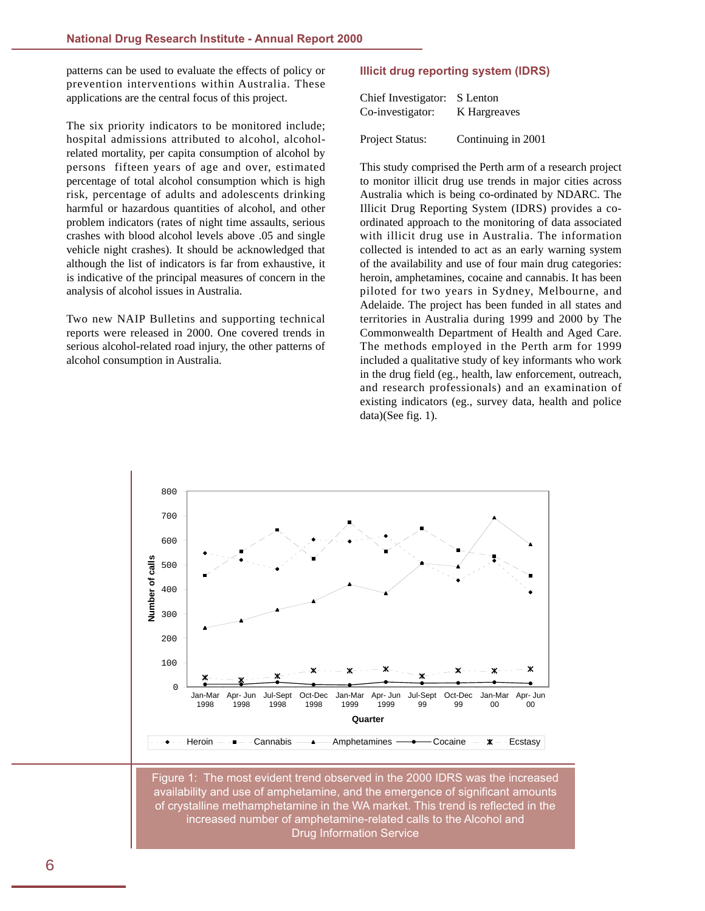patterns can be used to evaluate the effects of policy or prevention interventions within Australia. These applications are the central focus of this project.

The six priority indicators to be monitored include; hospital admissions attributed to alcohol, alcohol-related mortality, per capita consumption of alcohol by persons fifteen years of age and over, estimated percentage of total alcohol consumption which is high risk, percentage of adults and adolescents drinking harmful or hazardous quantities of alcohol, and other problem indicators (rates of night time assaults, serious crashes with blood alcohol levels above .05 and single vehicle night crashes). It should be acknowledged that although the list of indicators is far from exhaustive, it is indicative of the principal measures of concern in the analysis of alcohol issues in Australia.

Two new NAIP Bulletins and supporting technical reports were released in 2000. One covered trends in serious alcohol-related road injury, the other patterns of alcohol consumption in Australia.

### Illicit drug reporting system (IDRS)

Chief Investigator: S Lenton
Co-investigator: K Hargreaves

Project Status: Continuing in 2001

This study comprised the Perth arm of a research project to monitor illicit drug use trends in major cities across Australia which is being co-ordinated by NDARC. The Illicit Drug Reporting System (IDRS) provides a co-ordinated approach to the monitoring of data associated with illicit drug use in Australia. The information collected is intended to act as an early warning system of the availability and use of four main drug categories: heroin, amphetamines, cocaine and cannabis. It has been piloted for two years in Sydney, Melbourne, and Adelaide. The project has been funded in all states and territories in Australia during 1999 and 2000 by The Commonwealth Department of Health and Aged Care. The methods employed in the Perth arm for 1999 included a qualitative study of key informants who work in the drug field (eg., health, law enforcement, outreach, and research professionals) and an examination of existing indicators (eg., survey data, health and police data)(See fig. 1).

Figure 1: The most evident trend observed in the 2000 IDRS was the increased availability and use of amphetamine, and the emergence of significant amounts of crystalline methamphetamine in the WA market. This trend is reflected in the increased number of amphetamine-related calls to the Alcohol and Drug Information Service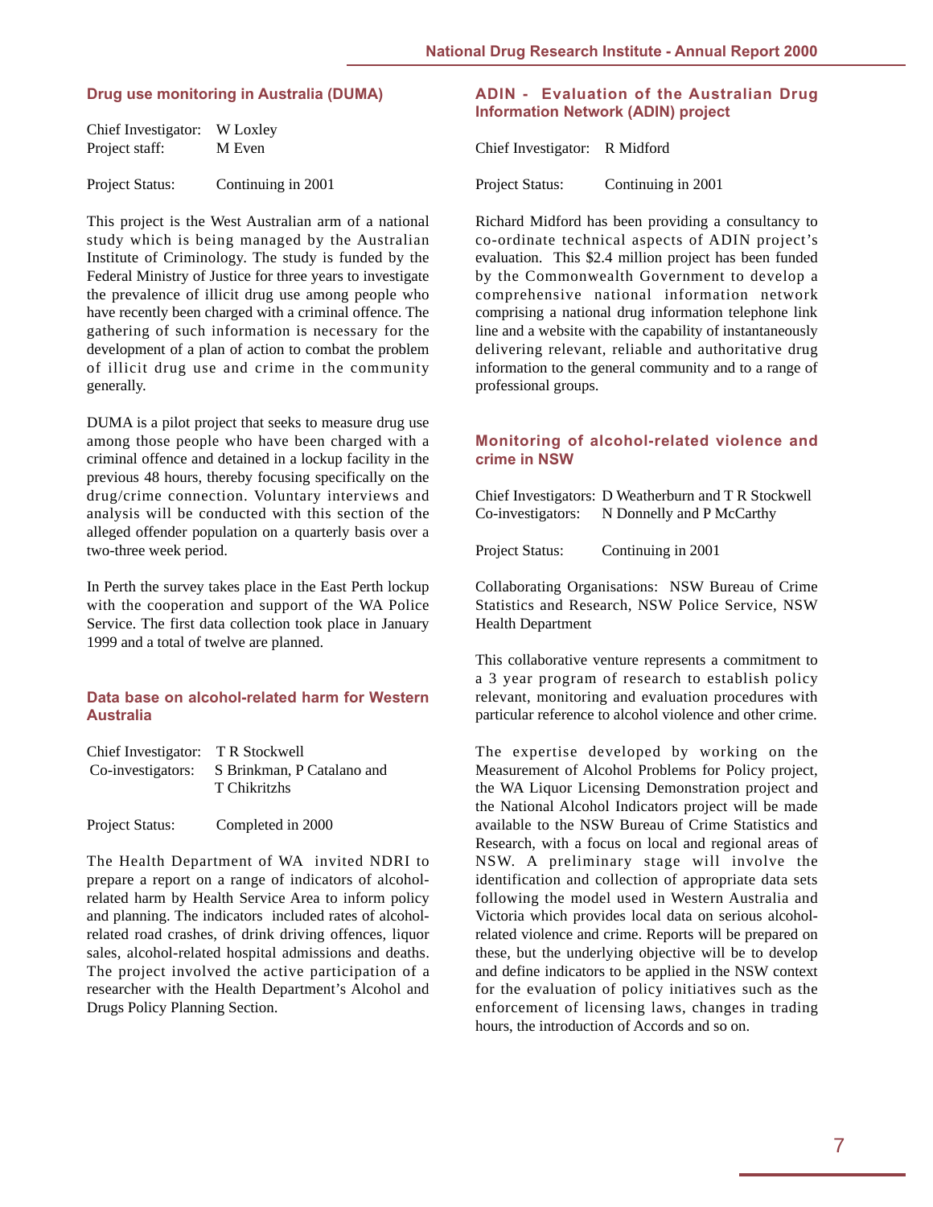## Drug use monitoring in Australia (DUMA)

Chief Investigator: W Loxley
Project staff: M Even

Project Status: Continuing in 2001

This project is the West Australian arm of a national study which is being managed by the Australian Institute of Criminology. The study is funded by the Federal Ministry of Justice for three years to investigate the prevalence of illicit drug use among people who have recently been charged with a criminal offence. The gathering of such information is necessary for the development of a plan of action to combat the problem of illicit drug use and crime in the community generally.

DUMA is a pilot project that seeks to measure drug use among those people who have been charged with a criminal offence and detained in a lockup facility in the previous 48 hours, thereby focusing specifically on the drug/crime connection. Voluntary interviews and analysis will be conducted with this section of the alleged offender population on a quarterly basis over a two-three week period.

In Perth the survey takes place in the East Perth lockup with the cooperation and support of the WA Police Service. The first data collection took place in January 1999 and a total of twelve are planned.

## Data base on alcohol-related harm for Western Australia

Chief Investigator: T R Stockwell
Co-investigators: S Brinkman, P Catalano and T Chikritzhs

Project Status: Completed in 2000

The Health Department of WA invited NDRI to prepare a report on a range of indicators of alcohol-related harm by Health Service Area to inform policy and planning. The indicators included rates of alcohol-related road crashes, of drink driving offences, liquor sales, alcohol-related hospital admissions and deaths. The project involved the active participation of a researcher with the Health Department's Alcohol and Drugs Policy Planning Section.

## ADIN - Evaluation of the Australian Drug Information Network (ADIN) project

Chief Investigator: R Midford

Project Status: Continuing in 2001

Richard Midford has been providing a consultancy to co-ordinate technical aspects of ADIN project's evaluation. This $2.4 million project has been funded by the Commonwealth Government to develop a comprehensive national information network comprising a national drug information telephone link line and a website with the capability of instantaneously delivering relevant, reliable and authoritative drug information to the general community and to a range of professional groups.

## Monitoring of alcohol-related violence and crime in NSW

Chief Investigators: D Weatherburn and T R Stockwell
Co-investigators: N Donnelly and P McCarthy

Project Status: Continuing in 2001

Collaborating Organisations: NSW Bureau of Crime Statistics and Research, NSW Police Service, NSW Health Department

This collaborative venture represents a commitment to a 3 year program of research to establish policy relevant, monitoring and evaluation procedures with particular reference to alcohol violence and other crime.

The expertise developed by working on the Measurement of Alcohol Problems for Policy project, the WA Liquor Licensing Demonstration project and the National Alcohol Indicators project will be made available to the NSW Bureau of Crime Statistics and Research, with a focus on local and regional areas of NSW. A preliminary stage will involve the identification and collection of appropriate data sets following the model used in Western Australia and Victoria which provides local data on serious alcohol-related violence and crime. Reports will be prepared on these, but the underlying objective will be to develop and define indicators to be applied in the NSW context for the evaluation of policy initiatives such as the enforcement of licensing laws, changes in trading hours, the introduction of Accords and so on.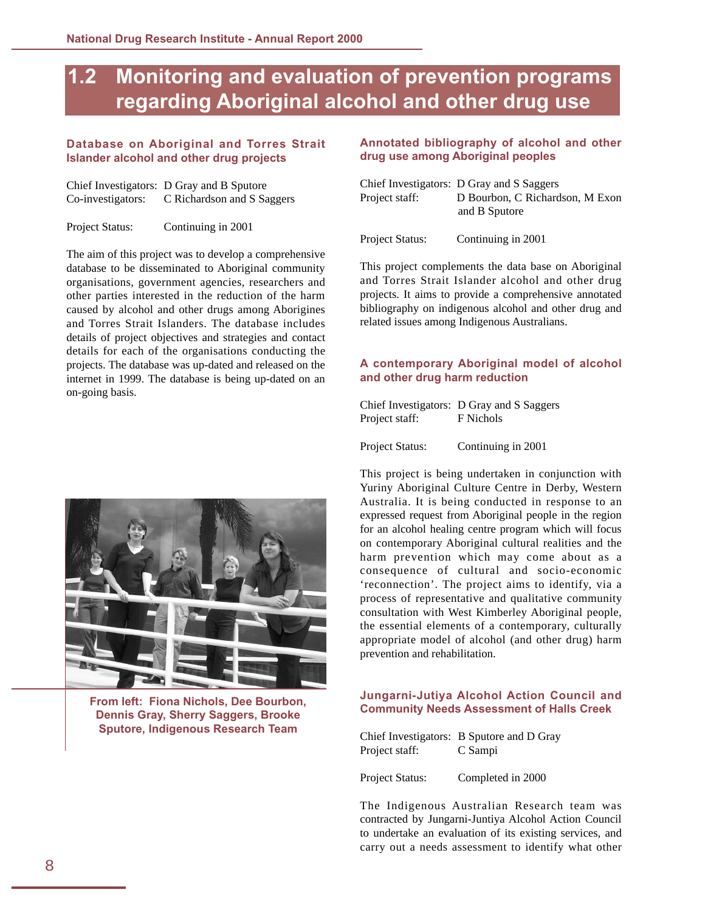# 1.2 Monitoring and evaluation of prevention programs regarding Aboriginal alcohol and other drug use

### Database on Aboriginal and Torres Strait Islander alcohol and other drug projects

Chief Investigators: D Gray and B Sputore
Co-investigators: C Richardson and S Saggers

Project Status: Continuing in 2001

The aim of this project was to develop a comprehensive database to be disseminated to Aboriginal community organisations, government agencies, researchers and other parties interested in the reduction of the harm caused by alcohol and other drugs among Aborigines and Torres Strait Islanders. The database includes details of project objectives and strategies and contact details for each of the organisations conducting the projects. The database was up-dated and released on the internet in 1999. The database is being up-dated on an on-going basis.

From left: Fiona Nichols, Dee Bourbon, Dennis Gray, Sherry Saggers, Brooke Sputore, Indigenous Research Team

### Annotated bibliography of alcohol and other drug use among Aboriginal peoples

Chief Investigators: D Gray and S Saggers
Project staff: D Bourbon, C Richardson, M Exon and B Sputore

Project Status: Continuing in 2001

This project complements the data base on Aboriginal and Torres Strait Islander alcohol and other drug projects. It aims to provide a comprehensive annotated bibliography on indigenous alcohol and other drug and related issues among Indigenous Australians.

### A contemporary Aboriginal model of alcohol and other drug harm reduction

Chief Investigators: D Gray and S Saggers
Project staff: F Nichols

Project Status: Continuing in 2001

This project is being undertaken in conjunction with Yuriny Aboriginal Culture Centre in Derby, Western Australia. It is being conducted in response to an expressed request from Aboriginal people in the region for an alcohol healing centre program which will focus on contemporary Aboriginal cultural realities and the harm prevention which may come about as a consequence of cultural and socio-economic 'reconnection'. The project aims to identify, via a process of representative and qualitative community consultation with West Kimberley Aboriginal people, the essential elements of a contemporary, culturally appropriate model of alcohol (and other drug) harm prevention and rehabilitation.

### Jungarni-Jutiya Alcohol Action Council and Community Needs Assessment of Halls Creek

Chief Investigators: B Sputore and D Gray
Project staff: C Sampi

Project Status: Completed in 2000

The Indigenous Australian Research team was contracted by Jungarni-Juntiya Alcohol Action Council to undertake an evaluation of its existing services, and carry out a needs assessment to identify what other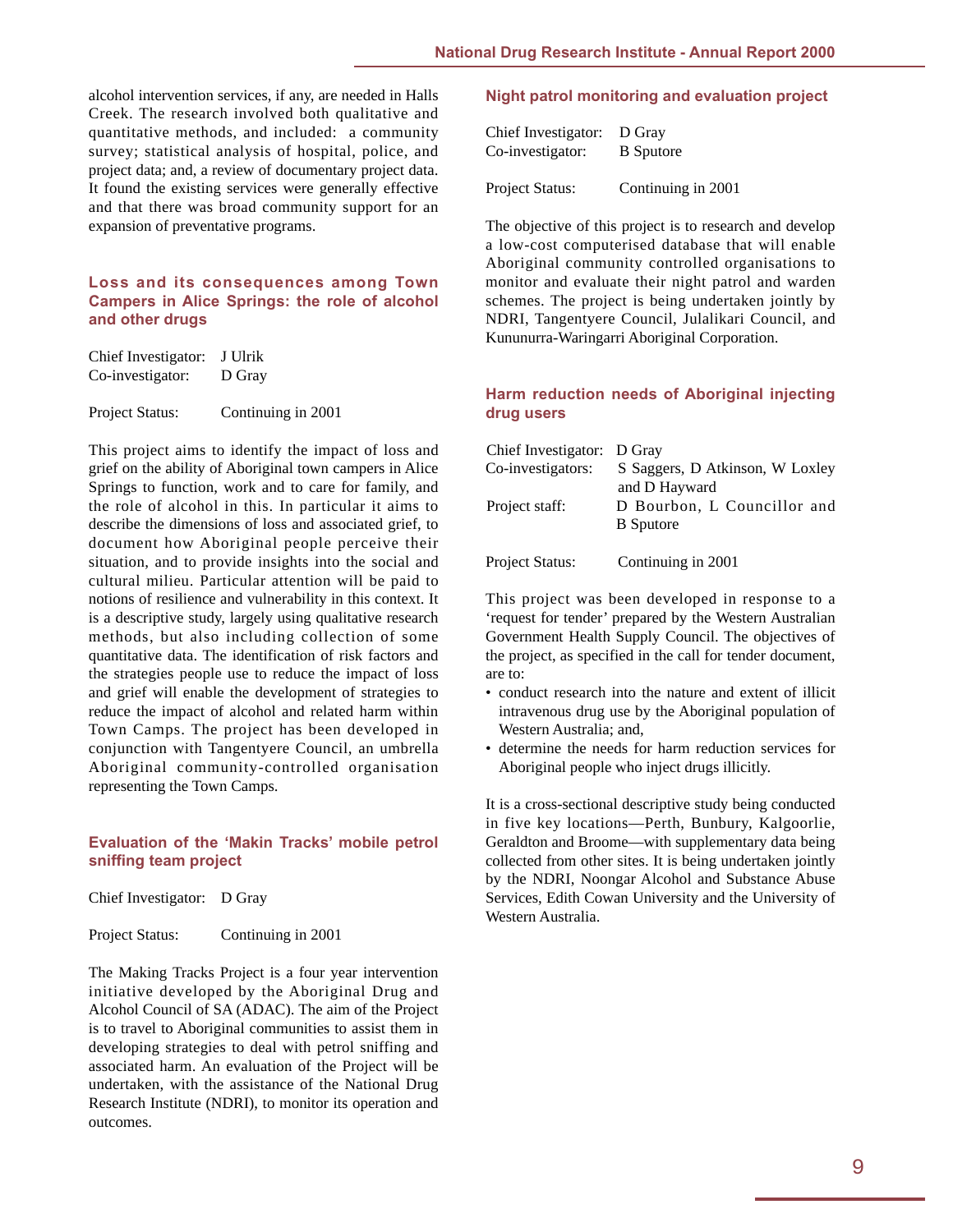alcohol intervention services, if any, are needed in Halls Creek. The research involved both qualitative and quantitative methods, and included: a community survey; statistical analysis of hospital, police, and project data; and, a review of documentary project data. It found the existing services were generally effective and that there was broad community support for an expansion of preventative programs.

### Loss and its consequences among Town Campers in Alice Springs: the role of alcohol and other drugs

Chief Investigator: J Ulrik
Co-investigator: D Gray

Project Status: Continuing in 2001

This project aims to identify the impact of loss and grief on the ability of Aboriginal town campers in Alice Springs to function, work and to care for family, and the role of alcohol in this. In particular it aims to describe the dimensions of loss and associated grief, to document how Aboriginal people perceive their situation, and to provide insights into the social and cultural milieu. Particular attention will be paid to notions of resilience and vulnerability in this context. It is a descriptive study, largely using qualitative research methods, but also including collection of some quantitative data. The identification of risk factors and the strategies people use to reduce the impact of loss and grief will enable the development of strategies to reduce the impact of alcohol and related harm within Town Camps. The project has been developed in conjunction with Tangentyere Council, an umbrella Aboriginal community-controlled organisation representing the Town Camps.

### Evaluation of the 'Makin Tracks' mobile petrol sniffing team project

Chief Investigator: D Gray

Project Status: Continuing in 2001

The Making Tracks Project is a four year intervention initiative developed by the Aboriginal Drug and Alcohol Council of SA (ADAC). The aim of the Project is to travel to Aboriginal communities to assist them in developing strategies to deal with petrol sniffing and associated harm. An evaluation of the Project will be undertaken, with the assistance of the National Drug Research Institute (NDRI), to monitor its operation and outcomes.

### Night patrol monitoring and evaluation project

Chief Investigator: D Gray
Co-investigator: B Sputore

Project Status: Continuing in 2001

The objective of this project is to research and develop a low-cost computerised database that will enable Aboriginal community controlled organisations to monitor and evaluate their night patrol and warden schemes. The project is being undertaken jointly by NDRI, Tangentyere Council, Julalikari Council, and Kununurra-Waringarri Aboriginal Corporation.

### Harm reduction needs of Aboriginal injecting drug users

Chief Investigator: D Gray
Co-investigators: S Saggers, D Atkinson, W Loxley and D Hayward
Project staff: D Bourbon, L Councillor and B Sputore

Project Status: Continuing in 2001

This project was been developed in response to a 'request for tender' prepared by the Western Australian Government Health Supply Council. The objectives of the project, as specified in the call for tender document, are to:

- conduct research into the nature and extent of illicit intravenous drug use by the Aboriginal population of Western Australia; and,
- determine the needs for harm reduction services for Aboriginal people who inject drugs illicitly.

It is a cross-sectional descriptive study being conducted in five key locations—Perth, Bunbury, Kalgoorlie, Geraldton and Broome—with supplementary data being collected from other sites. It is being undertaken jointly by the NDRI, Noongar Alcohol and Substance Abuse Services, Edith Cowan University and the University of Western Australia.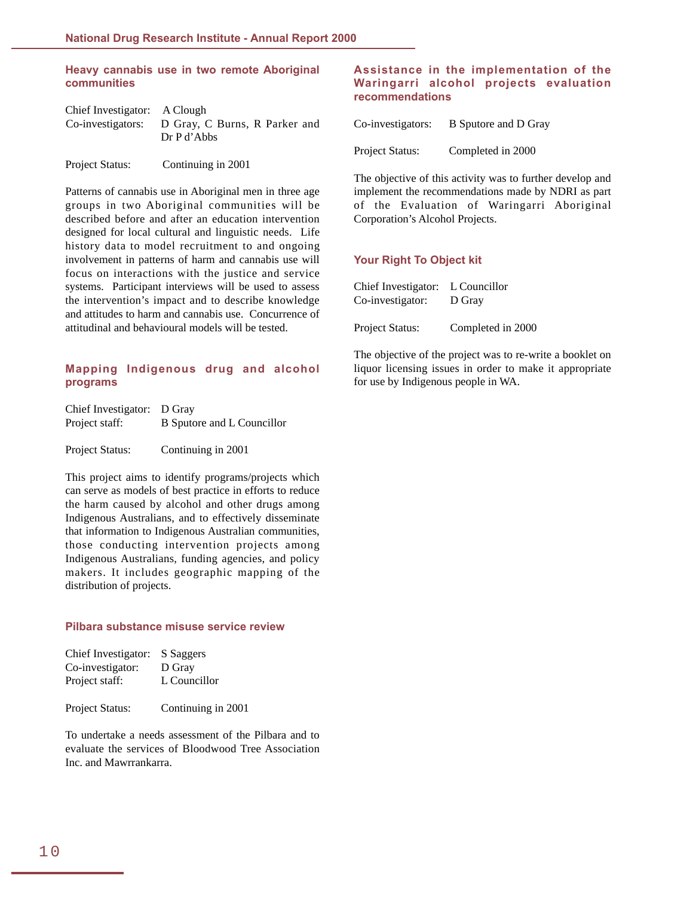### Heavy cannabis use in two remote Aboriginal communities

Chief Investigator: A Clough
Co-investigators: D Gray, C Burns, R Parker and Dr P d'Abbs

Project Status: Continuing in 2001

Patterns of cannabis use in Aboriginal men in three age groups in two Aboriginal communities will be described before and after an education intervention designed for local cultural and linguistic needs. Life history data to model recruitment to and ongoing involvement in patterns of harm and cannabis use will focus on interactions with the justice and service systems. Participant interviews will be used to assess the intervention's impact and to describe knowledge and attitudes to harm and cannabis use. Concurrence of attitudinal and behavioural models will be tested.

### Mapping Indigenous drug and alcohol programs

Chief Investigator: D Gray
Project staff: B Sputore and L Councillor

Project Status: Continuing in 2001

This project aims to identify programs/projects which can serve as models of best practice in efforts to reduce the harm caused by alcohol and other drugs among Indigenous Australians, and to effectively disseminate that information to Indigenous Australian communities, those conducting intervention projects among Indigenous Australians, funding agencies, and policy makers. It includes geographic mapping of the distribution of projects.

### Pilbara substance misuse service review

Chief Investigator: S Saggers
Co-investigator: D Gray
Project staff: L Councillor

Project Status: Continuing in 2001

To undertake a needs assessment of the Pilbara and to evaluate the services of Bloodwood Tree Association Inc. and Mawrrankarra.

### Assistance in the implementation of the Waringarri alcohol projects evaluation recommendations

Co-investigators: B Sputore and D Gray

Project Status: Completed in 2000

The objective of this activity was to further develop and implement the recommendations made by NDRI as part of the Evaluation of Waringarri Aboriginal Corporation's Alcohol Projects.

### Your Right To Object kit

Chief Investigator: L Councillor
Co-investigator: D Gray

Project Status: Completed in 2000

The objective of the project was to re-write a booklet on liquor licensing issues in order to make it appropriate for use by Indigenous people in WA.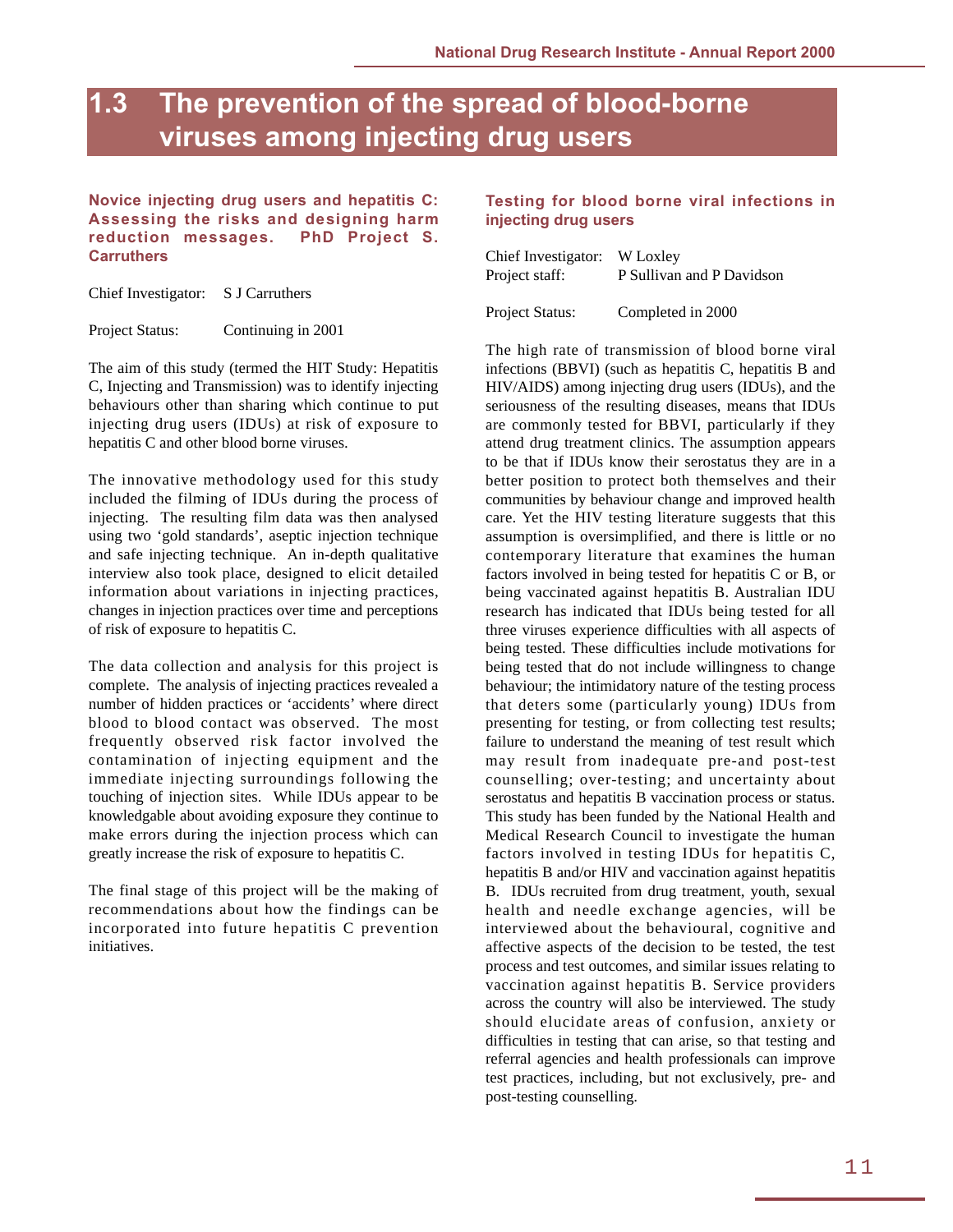# 1.3 The prevention of the spread of blood-borne viruses among injecting drug users

### Novice injecting drug users and hepatitis C: Assessing the risks and designing harm reduction messages. PhD Project S. Carruthers

Chief Investigator: S J Carruthers

Project Status: Continuing in 2001

The aim of this study (termed the HIT Study: Hepatitis C, Injecting and Transmission) was to identify injecting behaviours other than sharing which continue to put injecting drug users (IDUs) at risk of exposure to hepatitis C and other blood borne viruses.

The innovative methodology used for this study included the filming of IDUs during the process of injecting. The resulting film data was then analysed using two 'gold standards', aseptic injection technique and safe injecting technique. An in-depth qualitative interview also took place, designed to elicit detailed information about variations in injecting practices, changes in injection practices over time and perceptions of risk of exposure to hepatitis C.

The data collection and analysis for this project is complete. The analysis of injecting practices revealed a number of hidden practices or 'accidents' where direct blood to blood contact was observed. The most frequently observed risk factor involved the contamination of injecting equipment and the immediate injecting surroundings following the touching of injection sites. While IDUs appear to be knowledgable about avoiding exposure they continue to make errors during the injection process which can greatly increase the risk of exposure to hepatitis C.

The final stage of this project will be the making of recommendations about how the findings can be incorporated into future hepatitis C prevention initiatives.

### Testing for blood borne viral infections in injecting drug users

Chief Investigator: W Loxley
Project staff: P Sullivan and P Davidson

Project Status: Completed in 2000

The high rate of transmission of blood borne viral infections (BBVI) (such as hepatitis C, hepatitis B and HIV/AIDS) among injecting drug users (IDUs), and the seriousness of the resulting diseases, means that IDUs are commonly tested for BBVI, particularly if they attend drug treatment clinics. The assumption appears to be that if IDUs know their serostatus they are in a better position to protect both themselves and their communities by behaviour change and improved health care. Yet the HIV testing literature suggests that this assumption is oversimplified, and there is little or no contemporary literature that examines the human factors involved in being tested for hepatitis C or B, or being vaccinated against hepatitis B. Australian IDU research has indicated that IDUs being tested for all three viruses experience difficulties with all aspects of being tested. These difficulties include motivations for being tested that do not include willingness to change behaviour; the intimidatory nature of the testing process that deters some (particularly young) IDUs from presenting for testing, or from collecting test results; failure to understand the meaning of test result which may result from inadequate pre-and post-test counselling; over-testing; and uncertainty about serostatus and hepatitis B vaccination process or status. This study has been funded by the National Health and Medical Research Council to investigate the human factors involved in testing IDUs for hepatitis C, hepatitis B and/or HIV and vaccination against hepatitis B. IDUs recruited from drug treatment, youth, sexual health and needle exchange agencies, will be interviewed about the behavioural, cognitive and affective aspects of the decision to be tested, the test process and test outcomes, and similar issues relating to vaccination against hepatitis B. Service providers across the country will also be interviewed. The study should elucidate areas of confusion, anxiety or difficulties in testing that can arise, so that testing and referral agencies and health professionals can improve test practices, including, but not exclusively, pre- and post-testing counselling.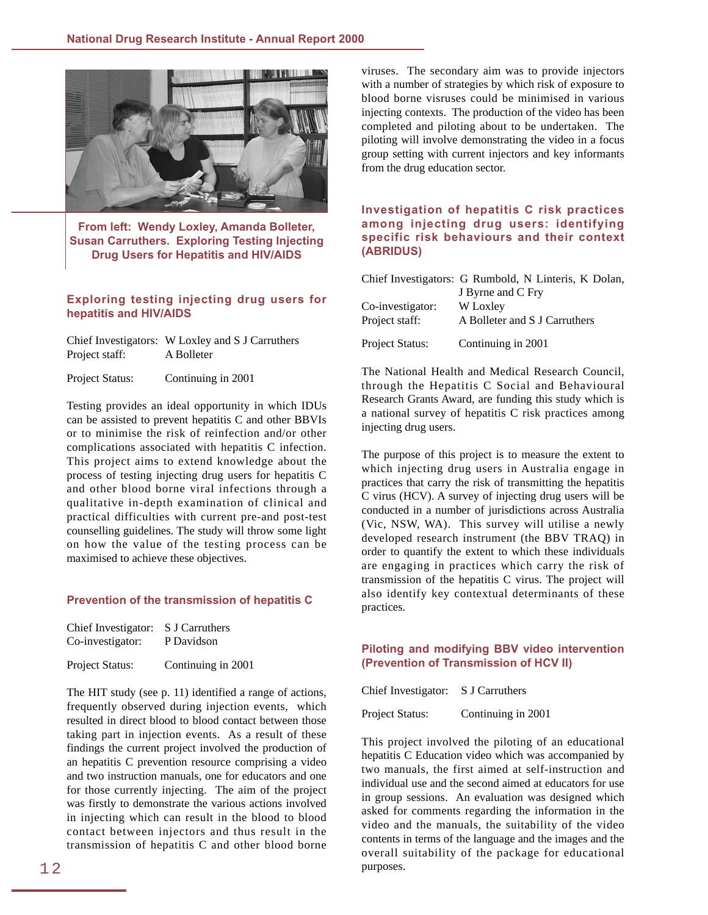From left: Wendy Loxley, Amanda Bolleter, Susan Carruthers. Exploring Testing Injecting Drug Users for Hepatitis and HIV/AIDS

## Exploring testing injecting drug users for hepatitis and HIV/AIDS

Chief Investigators: W Loxley and S J Carruthers
Project staff: A Bolleter

Project Status: Continuing in 2001

Testing provides an ideal opportunity in which IDUs can be assisted to prevent hepatitis C and other BBVIs or to minimise the risk of reinfection and/or other complications associated with hepatitis C infection. This project aims to extend knowledge about the process of testing injecting drug users for hepatitis C and other blood borne viral infections through a qualitative in-depth examination of clinical and practical difficulties with current pre-and post-test counselling guidelines. The study will throw some light on how the value of the testing process can be maximised to achieve these objectives.

## Prevention of the transmission of hepatitis C

Chief Investigator: S J Carruthers
Co-investigator: P Davidson

Project Status: Continuing in 2001

The HIT study (see p. 11) identified a range of actions, frequently observed during injection events, which resulted in direct blood to blood contact between those taking part in injection events. As a result of these findings the current project involved the production of an hepatitis C prevention resource comprising a video and two instruction manuals, one for educators and one for those currently injecting. The aim of the project was firstly to demonstrate the various actions involved in injecting which can result in the blood to blood contact between injectors and thus result in the transmission of hepatitis C and other blood borne viruses. The secondary aim was to provide injectors with a number of strategies by which risk of exposure to blood borne visruses could be minimised in various injecting contexts. The production of the video has been completed and piloting about to be undertaken. The piloting will involve demonstrating the video in a focus group setting with current injectors and key informants from the drug education sector.

## Investigation of hepatitis C risk practices among injecting drug users: identifying specific risk behaviours and their context (ABRIDUS)

Chief Investigators: G Rumbold, N Linteris, K Dolan, J Byrne and C Fry
Co-investigator: W Loxley
Project staff: A Bolleter and S J Carruthers

Project Status: Continuing in 2001

The National Health and Medical Research Council, through the Hepatitis C Social and Behavioural Research Grants Award, are funding this study which is a national survey of hepatitis C risk practices among injecting drug users.

The purpose of this project is to measure the extent to which injecting drug users in Australia engage in practices that carry the risk of transmitting the hepatitis C virus (HCV). A survey of injecting drug users will be conducted in a number of jurisdictions across Australia (Vic, NSW, WA). This survey will utilise a newly developed research instrument (the BBV TRAQ) in order to quantify the extent to which these individuals are engaging in practices which carry the risk of transmission of the hepatitis C virus. The project will also identify key contextual determinants of these practices.

## Piloting and modifying BBV video intervention (Prevention of Transmission of HCV II)

Chief Investigator: S J Carruthers

Project Status: Continuing in 2001

This project involved the piloting of an educational hepatitis C Education video which was accompanied by two manuals, the first aimed at self-instruction and individual use and the second aimed at educators for use in group sessions. An evaluation was designed which asked for comments regarding the information in the video and the manuals, the suitability of the video contents in terms of the language and the images and the overall suitability of the package for educational purposes.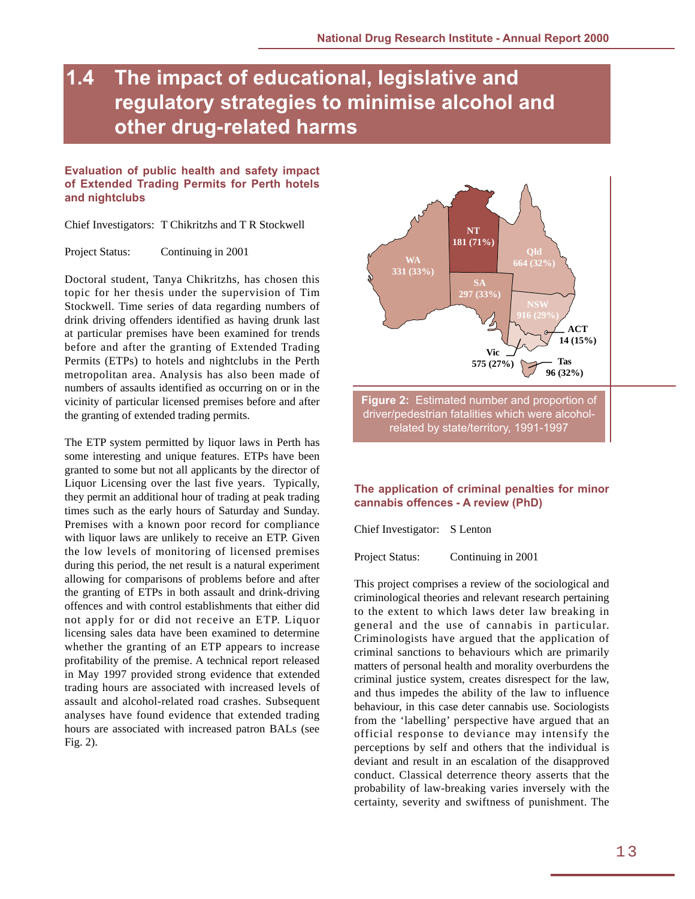# 1.4 The impact of educational, legislative and regulatory strategies to minimise alcohol and other drug-related harms

### Evaluation of public health and safety impact of Extended Trading Permits for Perth hotels and nightclubs

Chief Investigators: T Chikritzhs and T R Stockwell

Project Status: Continuing in 2001

Doctoral student, Tanya Chikritzhs, has chosen this topic for her thesis under the supervision of Tim Stockwell. Time series of data regarding numbers of drink driving offenders identified as having drunk last at particular premises have been examined for trends before and after the granting of Extended Trading Permits (ETPs) to hotels and nightclubs in the Perth metropolitan area. Analysis has also been made of numbers of assaults identified as occurring on or in the vicinity of particular licensed premises before and after the granting of extended trading permits.

The ETP system permitted by liquor laws in Perth has some interesting and unique features. ETPs have been granted to some but not all applicants by the director of Liquor Licensing over the last five years. Typically, they permit an additional hour of trading at peak trading times such as the early hours of Saturday and Sunday. Premises with a known poor record for compliance with liquor laws are unlikely to receive an ETP. Given the low levels of monitoring of licensed premises during this period, the net result is a natural experiment allowing for comparisons of problems before and after the granting of ETPs in both assault and drink-driving offences and with control establishments that either did not apply for or did not receive an ETP. Liquor licensing sales data have been examined to determine whether the granting of an ETP appears to increase profitability of the premise. A technical report released in May 1997 provided strong evidence that extended trading hours are associated with increased levels of assault and alcohol-related road crashes. Subsequent analyses have found evidence that extended trading hours are associated with increased patron BALs (see Fig. 2).

WA 331 (33%)
NT 181 (71%)
Qld 664 (32%)
SA 297 (33%)
NSW 916 (29%)
ACT 14 (15%)
Vic 575 (27%)
Tas 96 (32%)

**Figure 2:** Estimated number and proportion of driver/pedestrian fatalities which were alcohol-related by state/territory, 1991-1997

### The application of criminal penalties for minor cannabis offences - A review (PhD)

Chief Investigator: S Lenton

Project Status: Continuing in 2001

This project comprises a review of the sociological and criminological theories and relevant research pertaining to the extent to which laws deter law breaking in general and the use of cannabis in particular. Criminologists have argued that the application of criminal sanctions to behaviours which are primarily matters of personal health and morality overburdens the criminal justice system, creates disrespect for the law, and thus impedes the ability of the law to influence behaviour, in this case deter cannabis use. Sociologists from the 'labelling' perspective have argued that an official response to deviance may intensify the perceptions by self and others that the individual is deviant and result in an escalation of the disapproved conduct. Classical deterrence theory asserts that the probability of law-breaking varies inversely with the certainty, severity and swiftness of punishment. The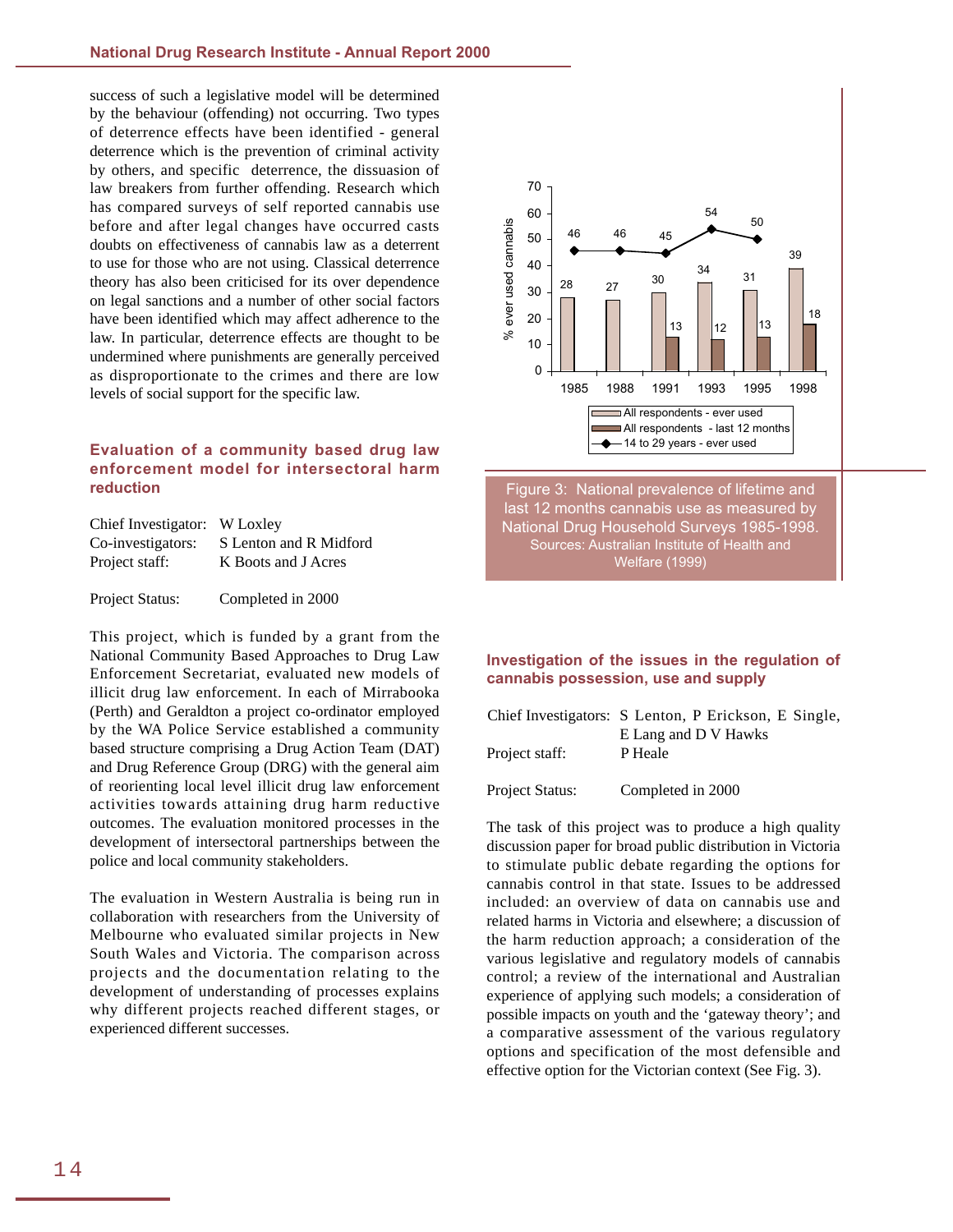success of such a legislative model will be determined by the behaviour (offending) not occurring. Two types of deterrence effects have been identified - general deterrence which is the prevention of criminal activity by others, and specific deterrence, the dissuasion of law breakers from further offending. Research which has compared surveys of self reported cannabis use before and after legal changes have occurred casts doubts on effectiveness of cannabis law as a deterrent to use for those who are not using. Classical deterrence theory has also been criticised for its over dependence on legal sanctions and a number of other social factors have been identified which may affect adherence to the law. In particular, deterrence effects are thought to be undermined where punishments are generally perceived as disproportionate to the crimes and there are low levels of social support for the specific law.

### Evaluation of a community based drug law enforcement model for intersectoral harm reduction

Chief Investigator: W Loxley
Co-investigators: S Lenton and R Midford
Project staff: K Boots and J Acres

Project Status: Completed in 2000

This project, which is funded by a grant from the National Community Based Approaches to Drug Law Enforcement Secretariat, evaluated new models of illicit drug law enforcement. In each of Mirrabooka (Perth) and Geraldton a project co-ordinator employed by the WA Police Service established a community based structure comprising a Drug Action Team (DAT) and Drug Reference Group (DRG) with the general aim of reorienting local level illicit drug law enforcement activities towards attaining drug harm reductive outcomes. The evaluation monitored processes in the development of intersectoral partnerships between the police and local community stakeholders.

The evaluation in Western Australia is being run in collaboration with researchers from the University of Melbourne who evaluated similar projects in New South Wales and Victoria. The comparison across projects and the documentation relating to the development of understanding of processes explains why different projects reached different stages, or experienced different successes.

| Year | All respondents - ever used (%) | All respondents - last 12 months (%) | 14 to 29 years - ever used (%) |
|---|---|---|---|
| 1985 | 28 | | 46 |
| 1988 | 27 | | 46 |
| 1991 | 30 | 13 | 45 |
| 1993 | 34 | 12 | 54 |
| 1995 | 31 | 13 | 50 |
| 1998 | 39 | 18 | |

Figure 3: National prevalence of lifetime and last 12 months cannabis use as measured by National Drug Household Surveys 1985-1998. Sources: Australian Institute of Health and Welfare (1999)

### Investigation of the issues in the regulation of cannabis possession, use and supply

Chief Investigators: S Lenton, P Erickson, E Single, E Lang and D V Hawks
Project staff: P Heale

Project Status: Completed in 2000

The task of this project was to produce a high quality discussion paper for broad public distribution in Victoria to stimulate public debate regarding the options for cannabis control in that state. Issues to be addressed included: an overview of data on cannabis use and related harms in Victoria and elsewhere; a discussion of the harm reduction approach; a consideration of the various legislative and regulatory models of cannabis control; a review of the international and Australian experience of applying such models; a consideration of possible impacts on youth and the 'gateway theory'; and a comparative assessment of the various regulatory options and specification of the most defensible and effective option for the Victorian context (See Fig. 3).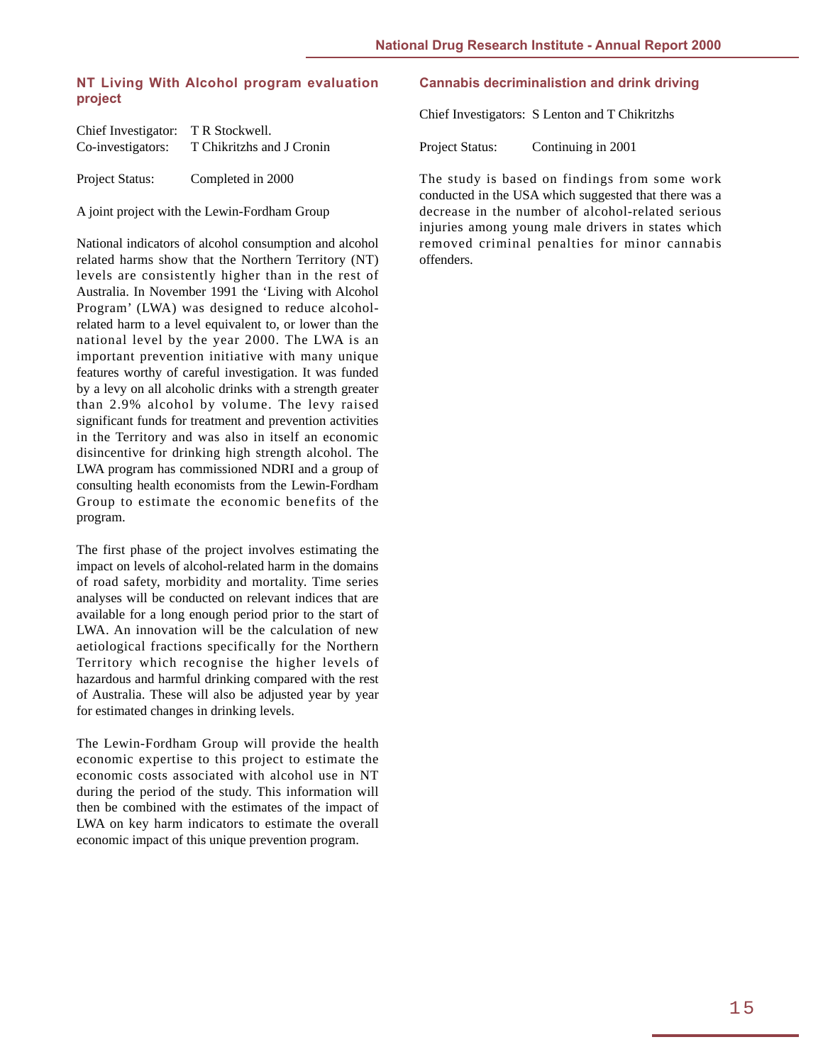## NT Living With Alcohol program evaluation project

Chief Investigator: T R Stockwell.
Co-investigators: T Chikritzhs and J Cronin

Project Status: Completed in 2000

A joint project with the Lewin-Fordham Group

National indicators of alcohol consumption and alcohol related harms show that the Northern Territory (NT) levels are consistently higher than in the rest of Australia. In November 1991 the 'Living with Alcohol Program' (LWA) was designed to reduce alcohol-related harm to a level equivalent to, or lower than the national level by the year 2000. The LWA is an important prevention initiative with many unique features worthy of careful investigation. It was funded by a levy on all alcoholic drinks with a strength greater than 2.9% alcohol by volume. The levy raised significant funds for treatment and prevention activities in the Territory and was also in itself an economic disincentive for drinking high strength alcohol. The LWA program has commissioned NDRI and a group of consulting health economists from the Lewin-Fordham Group to estimate the economic benefits of the program.

The first phase of the project involves estimating the impact on levels of alcohol-related harm in the domains of road safety, morbidity and mortality. Time series analyses will be conducted on relevant indices that are available for a long enough period prior to the start of LWA. An innovation will be the calculation of new aetiological fractions specifically for the Northern Territory which recognise the higher levels of hazardous and harmful drinking compared with the rest of Australia. These will also be adjusted year by year for estimated changes in drinking levels.

The Lewin-Fordham Group will provide the health economic expertise to this project to estimate the economic costs associated with alcohol use in NT during the period of the study. This information will then be combined with the estimates of the impact of LWA on key harm indicators to estimate the overall economic impact of this unique prevention program.

## Cannabis decriminalistion and drink driving

Chief Investigators: S Lenton and T Chikritzhs

Project Status: Continuing in 2001

The study is based on findings from some work conducted in the USA which suggested that there was a decrease in the number of alcohol-related serious injuries among young male drivers in states which removed criminal penalties for minor cannabis offenders.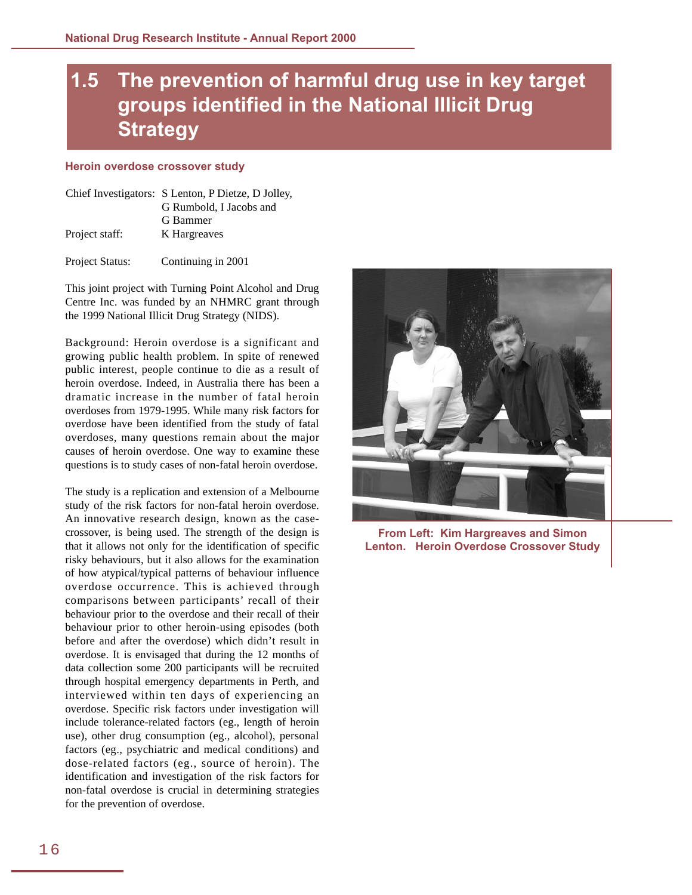# 1.5 The prevention of harmful drug use in key target groups identified in the National Illicit Drug Strategy

### Heroin overdose crossover study

Chief Investigators: S Lenton, P Dietze, D Jolley, G Rumbold, I Jacobs and G Bammer
Project staff: K Hargreaves

Project Status: Continuing in 2001

This joint project with Turning Point Alcohol and Drug Centre Inc. was funded by an NHMRC grant through the 1999 National Illicit Drug Strategy (NIDS).

Background: Heroin overdose is a significant and growing public health problem. In spite of renewed public interest, people continue to die as a result of heroin overdose. Indeed, in Australia there has been a dramatic increase in the number of fatal heroin overdoses from 1979-1995. While many risk factors for overdose have been identified from the study of fatal overdoses, many questions remain about the major causes of heroin overdose. One way to examine these questions is to study cases of non-fatal heroin overdose.

The study is a replication and extension of a Melbourne study of the risk factors for non-fatal heroin overdose. An innovative research design, known as the case-crossover, is being used. The strength of the design is that it allows not only for the identification of specific risky behaviours, but it also allows for the examination of how atypical/typical patterns of behaviour influence overdose occurrence. This is achieved through comparisons between participants' recall of their behaviour prior to the overdose and their recall of their behaviour prior to other heroin-using episodes (both before and after the overdose) which didn't result in overdose. It is envisaged that during the 12 months of data collection some 200 participants will be recruited through hospital emergency departments in Perth, and interviewed within ten days of experiencing an overdose. Specific risk factors under investigation will include tolerance-related factors (eg., length of heroin use), other drug consumption (eg., alcohol), personal factors (eg., psychiatric and medical conditions) and dose-related factors (eg., source of heroin). The identification and investigation of the risk factors for non-fatal overdose is crucial in determining strategies for the prevention of overdose.

**From Left: Kim Hargreaves and Simon Lenton. Heroin Overdose Crossover Study**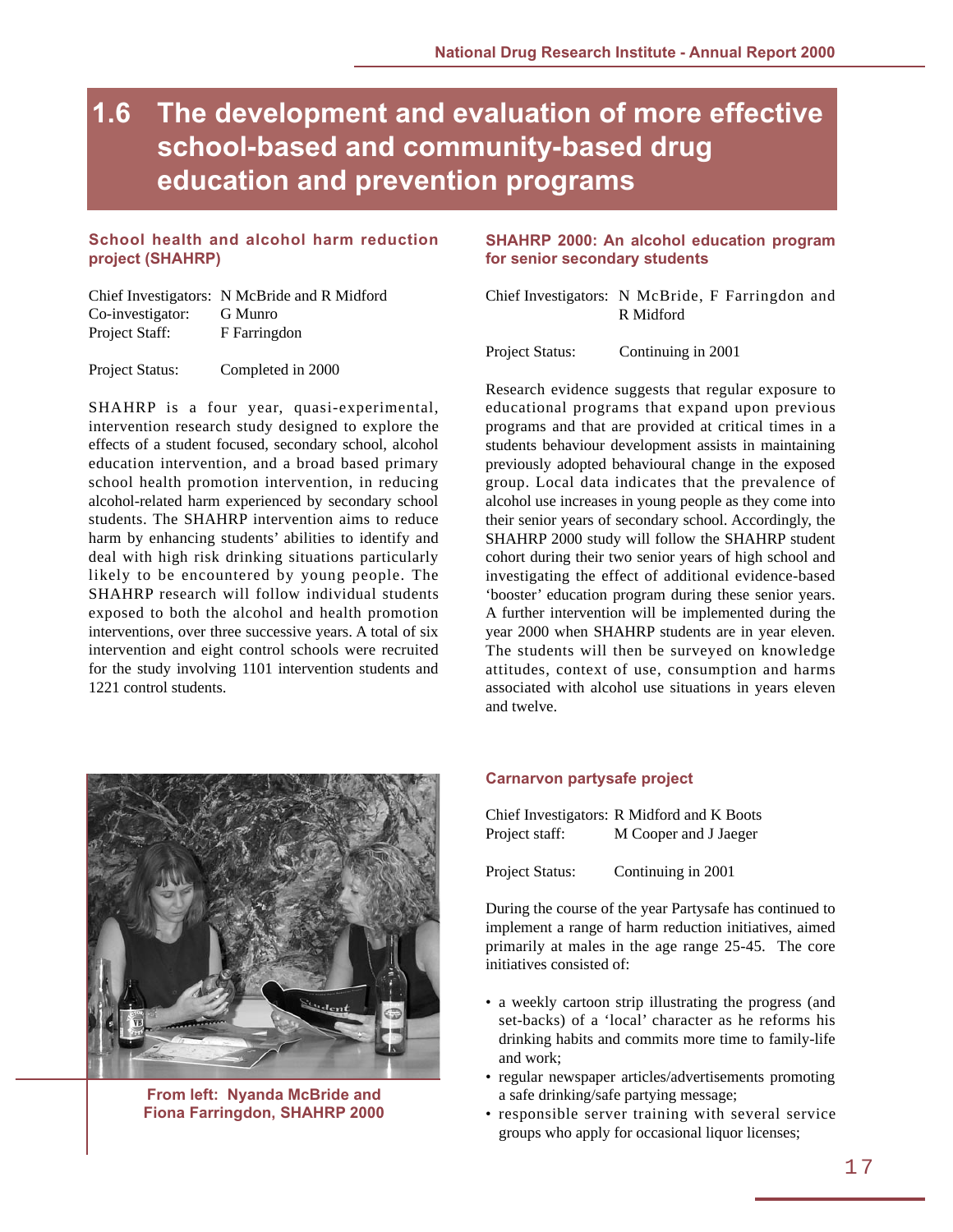# 1.6 The development and evaluation of more effective school-based and community-based drug education and prevention programs

### School health and alcohol harm reduction project (SHAHRP)

Chief Investigators: N McBride and R Midford
Co-investigator: G Munro
Project Staff: F Farringdon

Project Status: Completed in 2000

SHAHRP is a four year, quasi-experimental, intervention research study designed to explore the effects of a student focused, secondary school, alcohol education intervention, and a broad based primary school health promotion intervention, in reducing alcohol-related harm experienced by secondary school students. The SHAHRP intervention aims to reduce harm by enhancing students' abilities to identify and deal with high risk drinking situations particularly likely to be encountered by young people. The SHAHRP research will follow individual students exposed to both the alcohol and health promotion interventions, over three successive years. A total of six intervention and eight control schools were recruited for the study involving 1101 intervention students and 1221 control students.

From left: Nyanda McBride and Fiona Farringdon, SHAHRP 2000

### SHAHRP 2000: An alcohol education program for senior secondary students

Chief Investigators: N McBride, F Farringdon and R Midford

Project Status: Continuing in 2001

Research evidence suggests that regular exposure to educational programs that expand upon previous programs and that are provided at critical times in a students behaviour development assists in maintaining previously adopted behavioural change in the exposed group. Local data indicates that the prevalence of alcohol use increases in young people as they come into their senior years of secondary school. Accordingly, the SHAHRP 2000 study will follow the SHAHRP student cohort during their two senior years of high school and investigating the effect of additional evidence-based 'booster' education program during these senior years. A further intervention will be implemented during the year 2000 when SHAHRP students are in year eleven. The students will then be surveyed on knowledge attitudes, context of use, consumption and harms associated with alcohol use situations in years eleven and twelve.

### Carnarvon partysafe project

Chief Investigators: R Midford and K Boots
Project staff: M Cooper and J Jaeger

Project Status: Continuing in 2001

During the course of the year Partysafe has continued to implement a range of harm reduction initiatives, aimed primarily at males in the age range 25-45. The core initiatives consisted of:

- a weekly cartoon strip illustrating the progress (and set-backs) of a 'local' character as he reforms his drinking habits and commits more time to family-life and work;
- regular newspaper articles/advertisements promoting a safe drinking/safe partying message;
- responsible server training with several service groups who apply for occasional liquor licenses;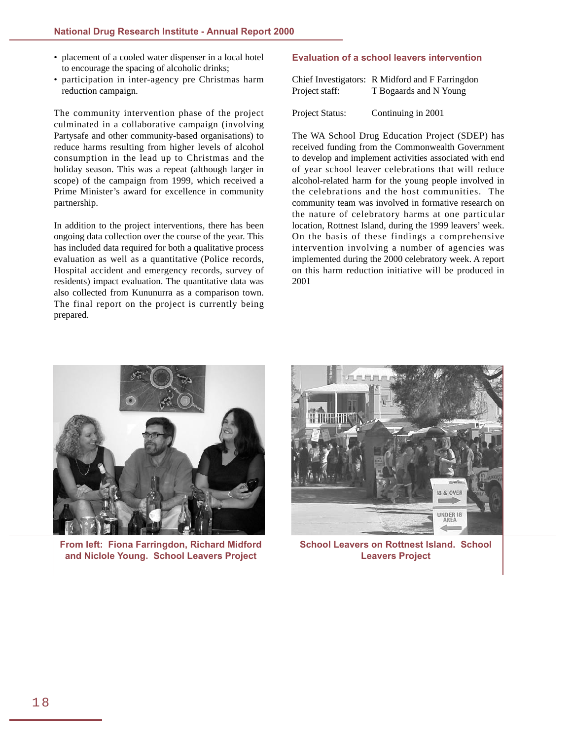- placement of a cooled water dispenser in a local hotel to encourage the spacing of alcoholic drinks;
- participation in inter-agency pre Christmas harm reduction campaign.

The community intervention phase of the project culminated in a collaborative campaign (involving Partysafe and other community-based organisations) to reduce harms resulting from higher levels of alcohol consumption in the lead up to Christmas and the holiday season. This was a repeat (although larger in scope) of the campaign from 1999, which received a Prime Minister's award for excellence in community partnership.

In addition to the project interventions, there has been ongoing data collection over the course of the year. This has included data required for both a qualitative process evaluation as well as a quantitative (Police records, Hospital accident and emergency records, survey of residents) impact evaluation. The quantitative data was also collected from Kununurra as a comparison town. The final report on the project is currently being prepared.

### Evaluation of a school leavers intervention

Chief Investigators: R Midford and F Farringdon
Project staff: T Bogaards and N Young

Project Status: Continuing in 2001

The WA School Drug Education Project (SDEP) has received funding from the Commonwealth Government to develop and implement activities associated with end of year school leaver celebrations that will reduce alcohol-related harm for the young people involved in the celebrations and the host communities. The community team was involved in formative research on the nature of celebratory harms at one particular location, Rottnest Island, during the 1999 leavers' week. On the basis of these findings a comprehensive intervention involving a number of agencies was implemented during the 2000 celebratory week. A report on this harm reduction initiative will be produced in 2001

**From left: Fiona Farringdon, Richard Midford and Niclole Young. School Leavers Project**

**School Leavers on Rottnest Island. School Leavers Project**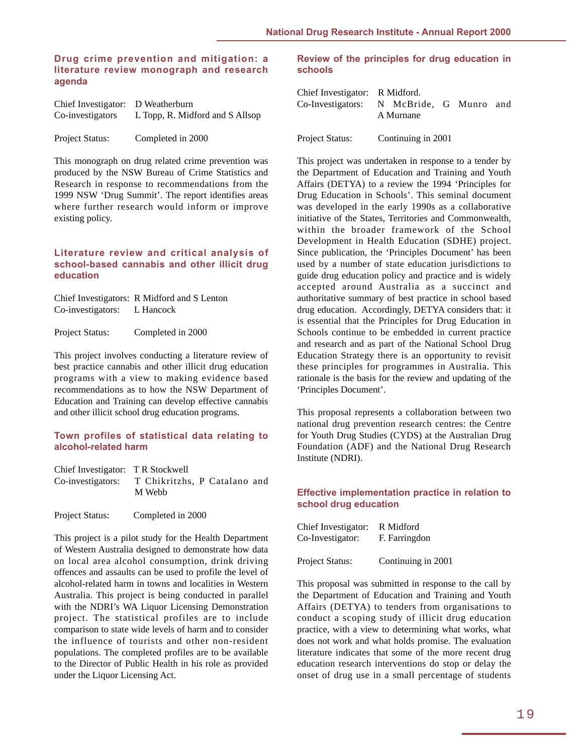### Drug crime prevention and mitigation: a literature review monograph and research agenda

Chief Investigator: D Weatherburn
Co-investigators L Topp, R. Midford and S Allsop

Project Status: Completed in 2000

This monograph on drug related crime prevention was produced by the NSW Bureau of Crime Statistics and Research in response to recommendations from the 1999 NSW 'Drug Summit'. The report identifies areas where further research would inform or improve existing policy.

### Literature review and critical analysis of school-based cannabis and other illicit drug education

Chief Investigators: R Midford and S Lenton
Co-investigators: L Hancock

Project Status: Completed in 2000

This project involves conducting a literature review of best practice cannabis and other illicit drug education programs with a view to making evidence based recommendations as to how the NSW Department of Education and Training can develop effective cannabis and other illicit school drug education programs.

### Town profiles of statistical data relating to alcohol-related harm

Chief Investigator: T R Stockwell
Co-investigators: T Chikritzhs, P Catalano and M Webb

Project Status: Completed in 2000

This project is a pilot study for the Health Department of Western Australia designed to demonstrate how data on local area alcohol consumption, drink driving offences and assaults can be used to profile the level of alcohol-related harm in towns and localities in Western Australia. This project is being conducted in parallel with the NDRI's WA Liquor Licensing Demonstration project. The statistical profiles are to include comparison to state wide levels of harm and to consider the influence of tourists and other non-resident populations. The completed profiles are to be available to the Director of Public Health in his role as provided under the Liquor Licensing Act.

### Review of the principles for drug education in schools

Chief Investigator: R Midford.
Co-Investigators: N McBride, G Munro and A Murnane

Project Status: Continuing in 2001

This project was undertaken in response to a tender by the Department of Education and Training and Youth Affairs (DETYA) to a review the 1994 'Principles for Drug Education in Schools'. This seminal document was developed in the early 1990s as a collaborative initiative of the States, Territories and Commonwealth, within the broader framework of the School Development in Health Education (SDHE) project. Since publication, the 'Principles Document' has been used by a number of state education jurisdictions to guide drug education policy and practice and is widely accepted around Australia as a succinct and authoritative summary of best practice in school based drug education. Accordingly, DETYA considers that: it is essential that the Principles for Drug Education in Schools continue to be embedded in current practice and research and as part of the National School Drug Education Strategy there is an opportunity to revisit these principles for programmes in Australia. This rationale is the basis for the review and updating of the 'Principles Document'.

This proposal represents a collaboration between two national drug prevention research centres: the Centre for Youth Drug Studies (CYDS) at the Australian Drug Foundation (ADF) and the National Drug Research Institute (NDRI).

### Effective implementation practice in relation to school drug education

Chief Investigator: R Midford
Co-Investigator: F. Farringdon

Project Status: Continuing in 2001

This proposal was submitted in response to the call by the Department of Education and Training and Youth Affairs (DETYA) to tenders from organisations to conduct a scoping study of illicit drug education practice, with a view to determining what works, what does not work and what holds promise. The evaluation literature indicates that some of the more recent drug education research interventions do stop or delay the onset of drug use in a small percentage of students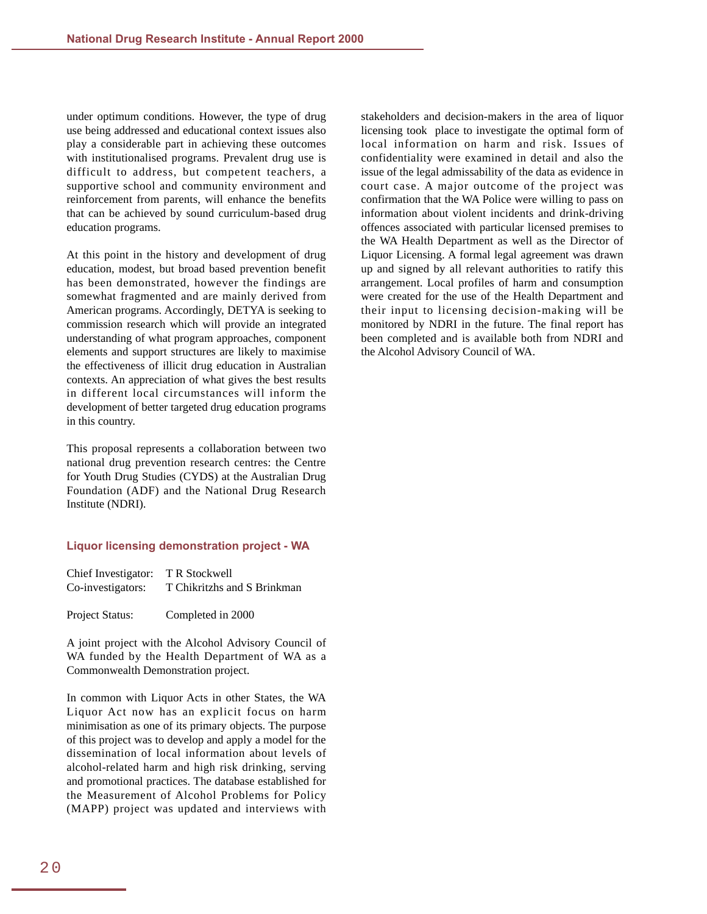under optimum conditions. However, the type of drug use being addressed and educational context issues also play a considerable part in achieving these outcomes with institutionalised programs. Prevalent drug use is difficult to address, but competent teachers, a supportive school and community environment and reinforcement from parents, will enhance the benefits that can be achieved by sound curriculum-based drug education programs.

At this point in the history and development of drug education, modest, but broad based prevention benefit has been demonstrated, however the findings are somewhat fragmented and are mainly derived from American programs. Accordingly, DETYA is seeking to commission research which will provide an integrated understanding of what program approaches, component elements and support structures are likely to maximise the effectiveness of illicit drug education in Australian contexts. An appreciation of what gives the best results in different local circumstances will inform the development of better targeted drug education programs in this country.

This proposal represents a collaboration between two national drug prevention research centres: the Centre for Youth Drug Studies (CYDS) at the Australian Drug Foundation (ADF) and the National Drug Research Institute (NDRI).

### Liquor licensing demonstration project - WA

Chief Investigator: T R Stockwell
Co-investigators: T Chikritzhs and S Brinkman

Project Status: Completed in 2000

A joint project with the Alcohol Advisory Council of WA funded by the Health Department of WA as a Commonwealth Demonstration project.

In common with Liquor Acts in other States, the WA Liquor Act now has an explicit focus on harm minimisation as one of its primary objects. The purpose of this project was to develop and apply a model for the dissemination of local information about levels of alcohol-related harm and high risk drinking, serving and promotional practices. The database established for the Measurement of Alcohol Problems for Policy (MAPP) project was updated and interviews with stakeholders and decision-makers in the area of liquor licensing took place to investigate the optimal form of local information on harm and risk. Issues of confidentiality were examined in detail and also the issue of the legal admissability of the data as evidence in court case. A major outcome of the project was confirmation that the WA Police were willing to pass on information about violent incidents and drink-driving offences associated with particular licensed premises to the WA Health Department as well as the Director of Liquor Licensing. A formal legal agreement was drawn up and signed by all relevant authorities to ratify this arrangement. Local profiles of harm and consumption were created for the use of the Health Department and their input to licensing decision-making will be monitored by NDRI in the future. The final report has been completed and is available both from NDRI and the Alcohol Advisory Council of WA.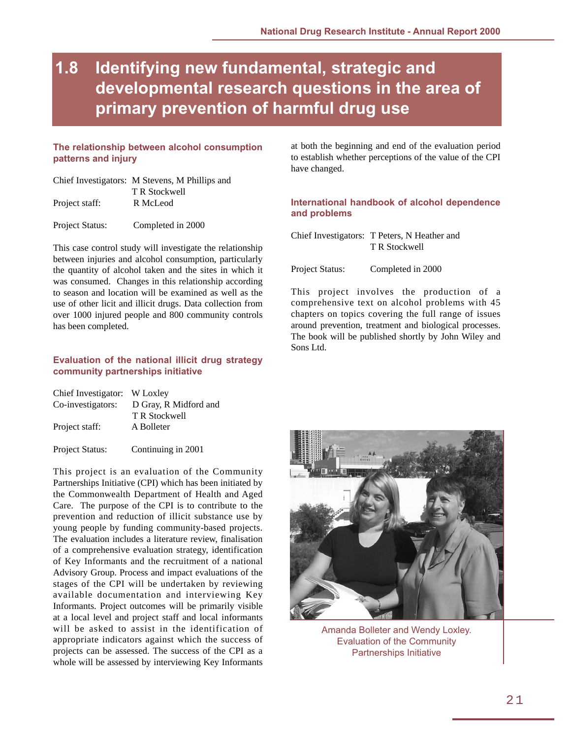# 1.8 Identifying new fundamental, strategic and developmental research questions in the area of primary prevention of harmful drug use

### The relationship between alcohol consumption patterns and injury

Chief Investigators: M Stevens, M Phillips and T R Stockwell
Project staff: R McLeod

Project Status: Completed in 2000

This case control study will investigate the relationship between injuries and alcohol consumption, particularly the quantity of alcohol taken and the sites in which it was consumed. Changes in this relationship according to season and location will be examined as well as the use of other licit and illicit drugs. Data collection from over 1000 injured people and 800 community controls has been completed.

### Evaluation of the national illicit drug strategy community partnerships initiative

Chief Investigator: W Loxley
Co-investigators: D Gray, R Midford and T R Stockwell
Project staff: A Bolleter

Project Status: Continuing in 2001

This project is an evaluation of the Community Partnerships Initiative (CPI) which has been initiated by the Commonwealth Department of Health and Aged Care. The purpose of the CPI is to contribute to the prevention and reduction of illicit substance use by young people by funding community-based projects. The evaluation includes a literature review, finalisation of a comprehensive evaluation strategy, identification of Key Informants and the recruitment of a national Advisory Group. Process and impact evaluations of the stages of the CPI will be undertaken by reviewing available documentation and interviewing Key Informants. Project outcomes will be primarily visible at a local level and project staff and local informants will be asked to assist in the identification of appropriate indicators against which the success of projects can be assessed. The success of the CPI as a whole will be assessed by interviewing Key Informants at both the beginning and end of the evaluation period to establish whether perceptions of the value of the CPI have changed.

### International handbook of alcohol dependence and problems

Chief Investigators: T Peters, N Heather and T R Stockwell

Project Status: Completed in 2000

This project involves the production of a comprehensive text on alcohol problems with 45 chapters on topics covering the full range of issues around prevention, treatment and biological processes. The book will be published shortly by John Wiley and Sons Ltd.

Amanda Bolleter and Wendy Loxley. Evaluation of the Community Partnerships Initiative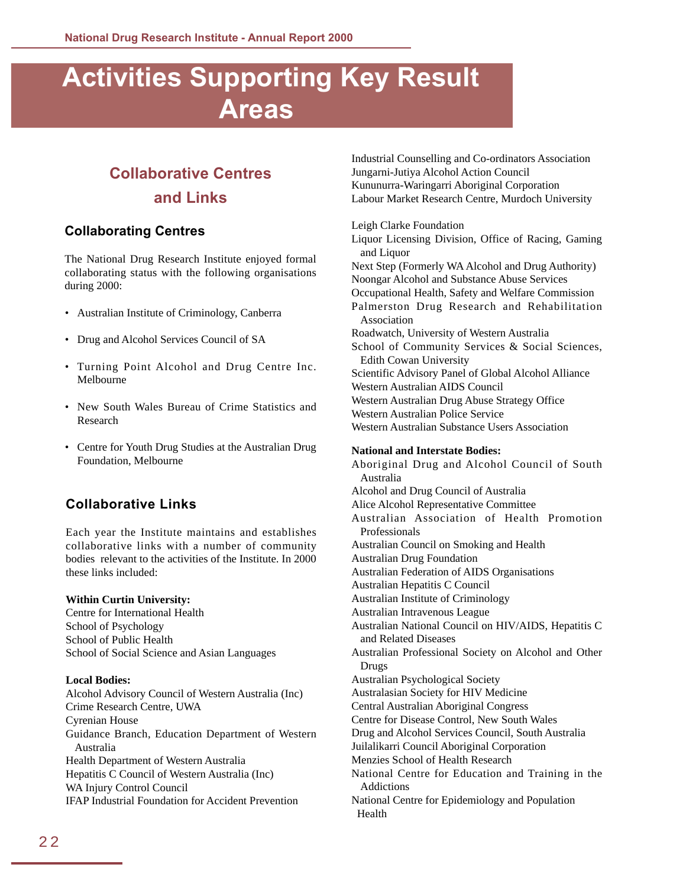# Activities Supporting Key Result Areas

## Collaborative Centres and Links

### Collaborating Centres

The National Drug Research Institute enjoyed formal collaborating status with the following organisations during 2000:

- Australian Institute of Criminology, Canberra
- Drug and Alcohol Services Council of SA
- Turning Point Alcohol and Drug Centre Inc. Melbourne
- New South Wales Bureau of Crime Statistics and Research
- Centre for Youth Drug Studies at the Australian Drug Foundation, Melbourne

### Collaborative Links

Each year the Institute maintains and establishes collaborative links with a number of community bodies relevant to the activities of the Institute. In 2000 these links included:

**Within Curtin University:**

Centre for International Health
School of Psychology
School of Public Health
School of Social Science and Asian Languages

**Local Bodies:**

Alcohol Advisory Council of Western Australia (Inc)
Crime Research Centre, UWA
Cyrenian House
Guidance Branch, Education Department of Western Australia
Health Department of Western Australia
Hepatitis C Council of Western Australia (Inc)
WA Injury Control Council
IFAP Industrial Foundation for Accident Prevention
Industrial Counselling and Co-ordinators Association
Jungarni-Jutiya Alcohol Action Council
Kununurra-Waringarri Aboriginal Corporation
Labour Market Research Centre, Murdoch University

Leigh Clarke Foundation
Liquor Licensing Division, Office of Racing, Gaming and Liquor
Next Step (Formerly WA Alcohol and Drug Authority)
Noongar Alcohol and Substance Abuse Services
Occupational Health, Safety and Welfare Commission
Palmerston Drug Research and Rehabilitation Association
Roadwatch, University of Western Australia
School of Community Services & Social Sciences, Edith Cowan University
Scientific Advisory Panel of Global Alcohol Alliance
Western Australian AIDS Council
Western Australian Drug Abuse Strategy Office
Western Australian Police Service
Western Australian Substance Users Association

**National and Interstate Bodies:**

Aboriginal Drug and Alcohol Council of South Australia
Alcohol and Drug Council of Australia
Alice Alcohol Representative Committee
Australian Association of Health Promotion Professionals
Australian Council on Smoking and Health
Australian Drug Foundation
Australian Federation of AIDS Organisations
Australian Hepatitis C Council
Australian Institute of Criminology
Australian Intravenous League
Australian National Council on HIV/AIDS, Hepatitis C and Related Diseases
Australian Professional Society on Alcohol and Other Drugs
Australian Psychological Society
Australasian Society for HIV Medicine
Central Australian Aboriginal Congress
Centre for Disease Control, New South Wales
Drug and Alcohol Services Council, South Australia
Juilalikarri Council Aboriginal Corporation
Menzies School of Health Research
National Centre for Education and Training in the Addictions
National Centre for Epidemiology and Population Health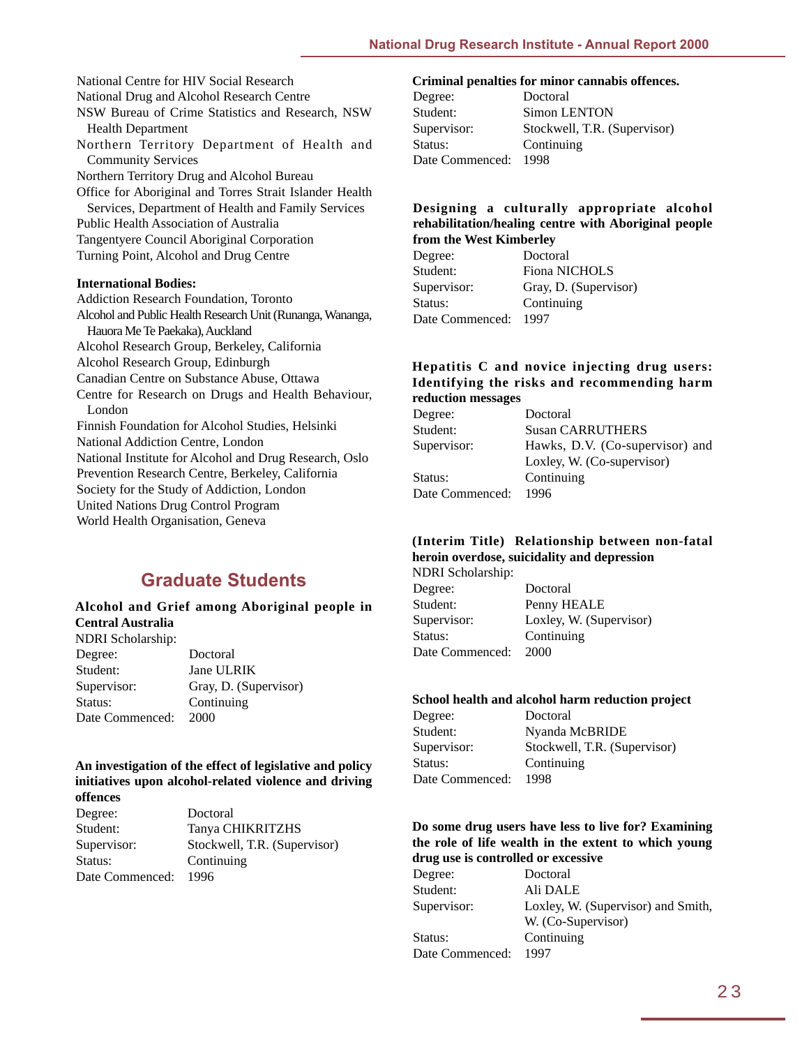National Centre for HIV Social Research
National Drug and Alcohol Research Centre
NSW Bureau of Crime Statistics and Research, NSW Health Department
Northern Territory Department of Health and Community Services
Northern Territory Drug and Alcohol Bureau
Office for Aboriginal and Torres Strait Islander Health Services, Department of Health and Family Services
Public Health Association of Australia
Tangentyere Council Aboriginal Corporation
Turning Point, Alcohol and Drug Centre

**International Bodies:**

Addiction Research Foundation, Toronto
Alcohol and Public Health Research Unit (Runanga, Wananga, Hauora Me Te Paekaka), Auckland
Alcohol Research Group, Berkeley, California
Alcohol Research Group, Edinburgh
Canadian Centre on Substance Abuse, Ottawa
Centre for Research on Drugs and Health Behaviour, London
Finnish Foundation for Alcohol Studies, Helsinki
National Addiction Centre, London
National Institute for Alcohol and Drug Research, Oslo
Prevention Research Centre, Berkeley, California
Society for the Study of Addiction, London
United Nations Drug Control Program
World Health Organisation, Geneva

## Graduate Students

**Alcohol and Grief among Aboriginal people in Central Australia**

NDRI Scholarship:
Degree: Doctoral
Student: Jane ULRIK
Supervisor: Gray, D. (Supervisor)
Status: Continuing
Date Commenced: 2000

**An investigation of the effect of legislative and policy initiatives upon alcohol-related violence and driving offences**

Degree: Doctoral
Student: Tanya CHIKRITZHS
Supervisor: Stockwell, T.R. (Supervisor)
Status: Continuing
Date Commenced: 1996

**Criminal penalties for minor cannabis offences.**

Degree: Doctoral
Student: Simon LENTON
Supervisor: Stockwell, T.R. (Supervisor)
Status: Continuing
Date Commenced: 1998

**Designing a culturally appropriate alcohol rehabilitation/healing centre with Aboriginal people from the West Kimberley**

Degree: Doctoral
Student: Fiona NICHOLS
Supervisor: Gray, D. (Supervisor)
Status: Continuing
Date Commenced: 1997

**Hepatitis C and novice injecting drug users: Identifying the risks and recommending harm reduction messages**

Degree: Doctoral
Student: Susan CARRUTHERS
Supervisor: Hawks, D.V. (Co-supervisor) and Loxley, W. (Co-supervisor)
Status: Continuing
Date Commenced: 1996

**(Interim Title) Relationship between non-fatal heroin overdose, suicidality and depression**

NDRI Scholarship:
Degree: Doctoral
Student: Penny HEALE
Supervisor: Loxley, W. (Supervisor)
Status: Continuing
Date Commenced: 2000

**School health and alcohol harm reduction project**

Degree: Doctoral
Student: Nyanda McBRIDE
Supervisor: Stockwell, T.R. (Supervisor)
Status: Continuing
Date Commenced: 1998

**Do some drug users have less to live for? Examining the role of life wealth in the extent to which young drug use is controlled or excessive**

Degree: Doctoral
Student: Ali DALE
Supervisor: Loxley, W. (Supervisor) and Smith, W. (Co-Supervisor)
Status: Continuing
Date Commenced: 1997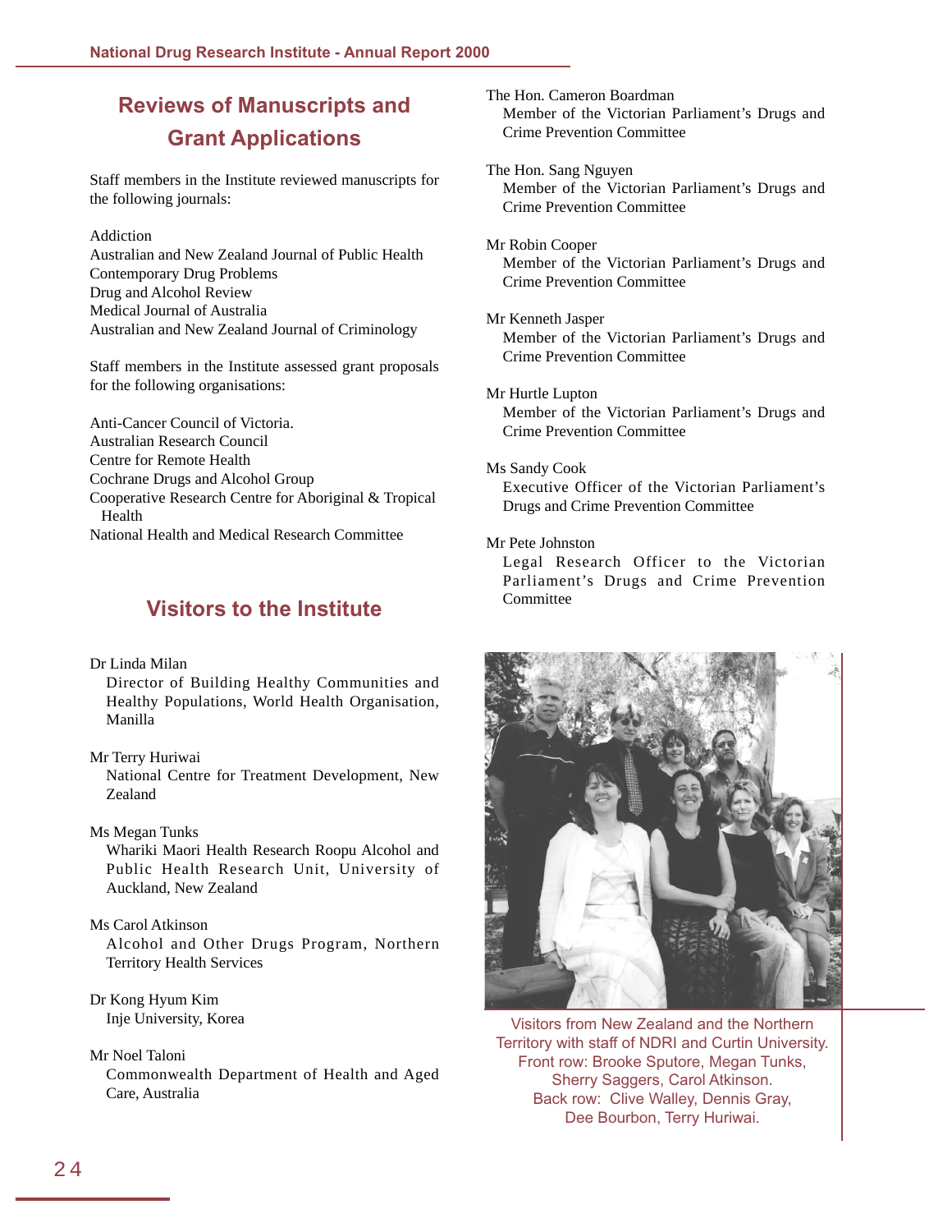## Reviews of Manuscripts and Grant Applications

Staff members in the Institute reviewed manuscripts for the following journals:

Addiction
Australian and New Zealand Journal of Public Health
Contemporary Drug Problems
Drug and Alcohol Review
Medical Journal of Australia
Australian and New Zealand Journal of Criminology

Staff members in the Institute assessed grant proposals for the following organisations:

Anti-Cancer Council of Victoria.
Australian Research Council
Centre for Remote Health
Cochrane Drugs and Alcohol Group
Cooperative Research Centre for Aboriginal & Tropical Health
National Health and Medical Research Committee

## Visitors to the Institute

Dr Linda Milan
Director of Building Healthy Communities and Healthy Populations, World Health Organisation, Manilla

Mr Terry Huriwai
National Centre for Treatment Development, New Zealand

Ms Megan Tunks
Whariki Maori Health Research Roopu Alcohol and Public Health Research Unit, University of Auckland, New Zealand

Ms Carol Atkinson
Alcohol and Other Drugs Program, Northern Territory Health Services

Dr Kong Hyum Kim
Inje University, Korea

Mr Noel Taloni
Commonwealth Department of Health and Aged Care, Australia

The Hon. Cameron Boardman
Member of the Victorian Parliament's Drugs and Crime Prevention Committee

The Hon. Sang Nguyen
Member of the Victorian Parliament's Drugs and Crime Prevention Committee

Mr Robin Cooper
Member of the Victorian Parliament's Drugs and Crime Prevention Committee

Mr Kenneth Jasper
Member of the Victorian Parliament's Drugs and Crime Prevention Committee

Mr Hurtle Lupton
Member of the Victorian Parliament's Drugs and Crime Prevention Committee

Ms Sandy Cook
Executive Officer of the Victorian Parliament's Drugs and Crime Prevention Committee

Mr Pete Johnston
Legal Research Officer to the Victorian Parliament's Drugs and Crime Prevention Committee

Visitors from New Zealand and the Northern Territory with staff of NDRI and Curtin University.
Front row: Brooke Sputore, Megan Tunks, Sherry Saggers, Carol Atkinson.
Back row: Clive Walley, Dennis Gray, Dee Bourbon, Terry Huriwai.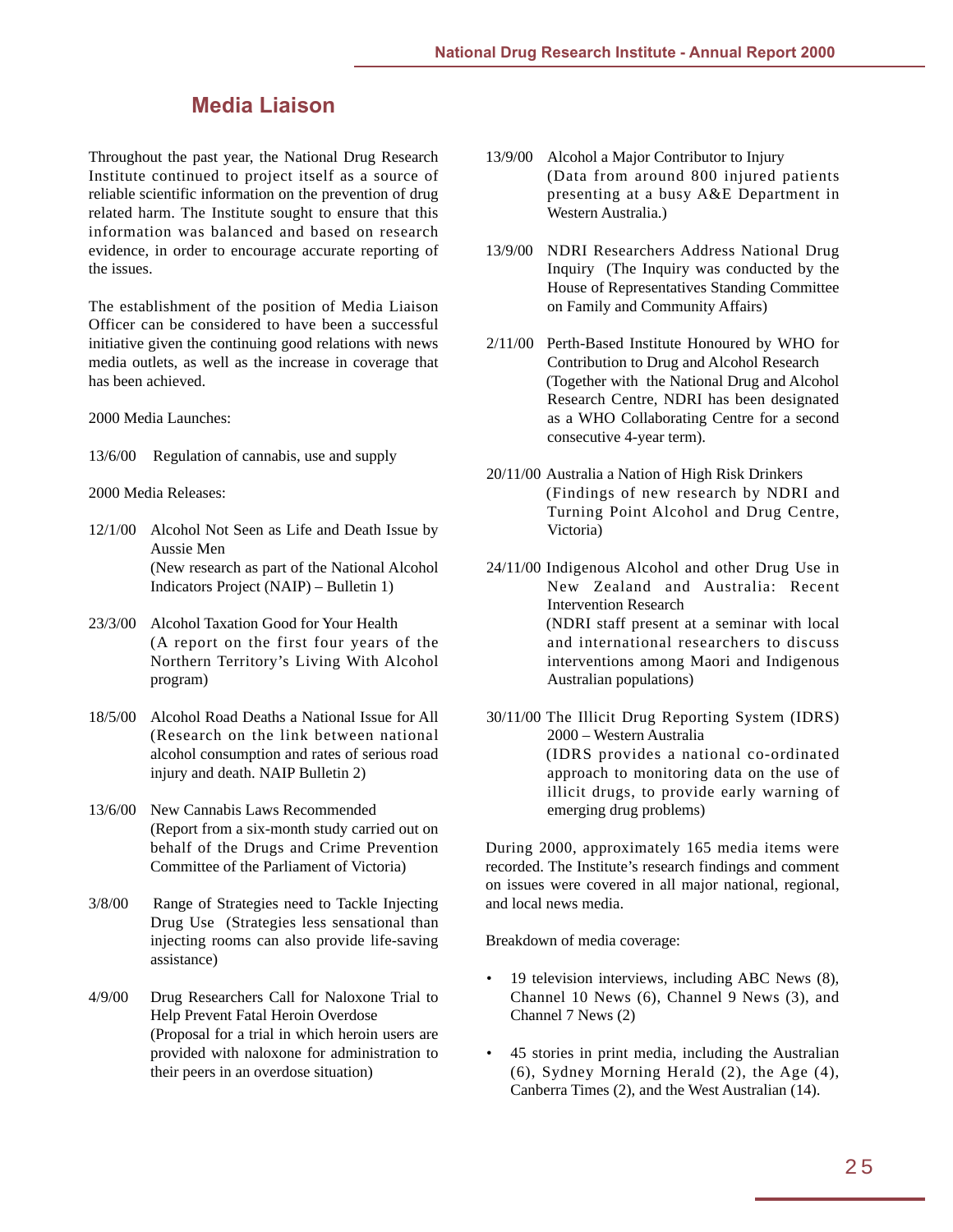## Media Liaison

Throughout the past year, the National Drug Research Institute continued to project itself as a source of reliable scientific information on the prevention of drug related harm. The Institute sought to ensure that this information was balanced and based on research evidence, in order to encourage accurate reporting of the issues.

The establishment of the position of Media Liaison Officer can be considered to have been a successful initiative given the continuing good relations with news media outlets, as well as the increase in coverage that has been achieved.

2000 Media Launches:

13/6/00 Regulation of cannabis, use and supply

2000 Media Releases:

12/1/00 Alcohol Not Seen as Life and Death Issue by Aussie Men
(New research as part of the National Alcohol Indicators Project (NAIP) – Bulletin 1)

23/3/00 Alcohol Taxation Good for Your Health
(A report on the first four years of the Northern Territory's Living With Alcohol program)

18/5/00 Alcohol Road Deaths a National Issue for All
(Research on the link between national alcohol consumption and rates of serious road injury and death. NAIP Bulletin 2)

13/6/00 New Cannabis Laws Recommended
(Report from a six-month study carried out on behalf of the Drugs and Crime Prevention Committee of the Parliament of Victoria)

3/8/00 Range of Strategies need to Tackle Injecting Drug Use (Strategies less sensational than injecting rooms can also provide life-saving assistance)

4/9/00 Drug Researchers Call for Naloxone Trial to Help Prevent Fatal Heroin Overdose
(Proposal for a trial in which heroin users are provided with naloxone for administration to their peers in an overdose situation)

13/9/00 Alcohol a Major Contributor to Injury
(Data from around 800 injured patients presenting at a busy A&E Department in Western Australia.)

13/9/00 NDRI Researchers Address National Drug Inquiry (The Inquiry was conducted by the House of Representatives Standing Committee on Family and Community Affairs)

2/11/00 Perth-Based Institute Honoured by WHO for Contribution to Drug and Alcohol Research
(Together with the National Drug and Alcohol Research Centre, NDRI has been designated as a WHO Collaborating Centre for a second consecutive 4-year term).

20/11/00 Australia a Nation of High Risk Drinkers
(Findings of new research by NDRI and Turning Point Alcohol and Drug Centre, Victoria)

24/11/00 Indigenous Alcohol and other Drug Use in New Zealand and Australia: Recent Intervention Research
(NDRI staff present at a seminar with local and international researchers to discuss interventions among Maori and Indigenous Australian populations)

30/11/00 The Illicit Drug Reporting System (IDRS) 2000 – Western Australia
(IDRS provides a national co-ordinated approach to monitoring data on the use of illicit drugs, to provide early warning of emerging drug problems)

During 2000, approximately 165 media items were recorded. The Institute's research findings and comment on issues were covered in all major national, regional, and local news media.

Breakdown of media coverage:

- 19 television interviews, including ABC News (8), Channel 10 News (6), Channel 9 News (3), and Channel 7 News (2)
- 45 stories in print media, including the Australian (6), Sydney Morning Herald (2), the Age (4), Canberra Times (2), and the West Australian (14).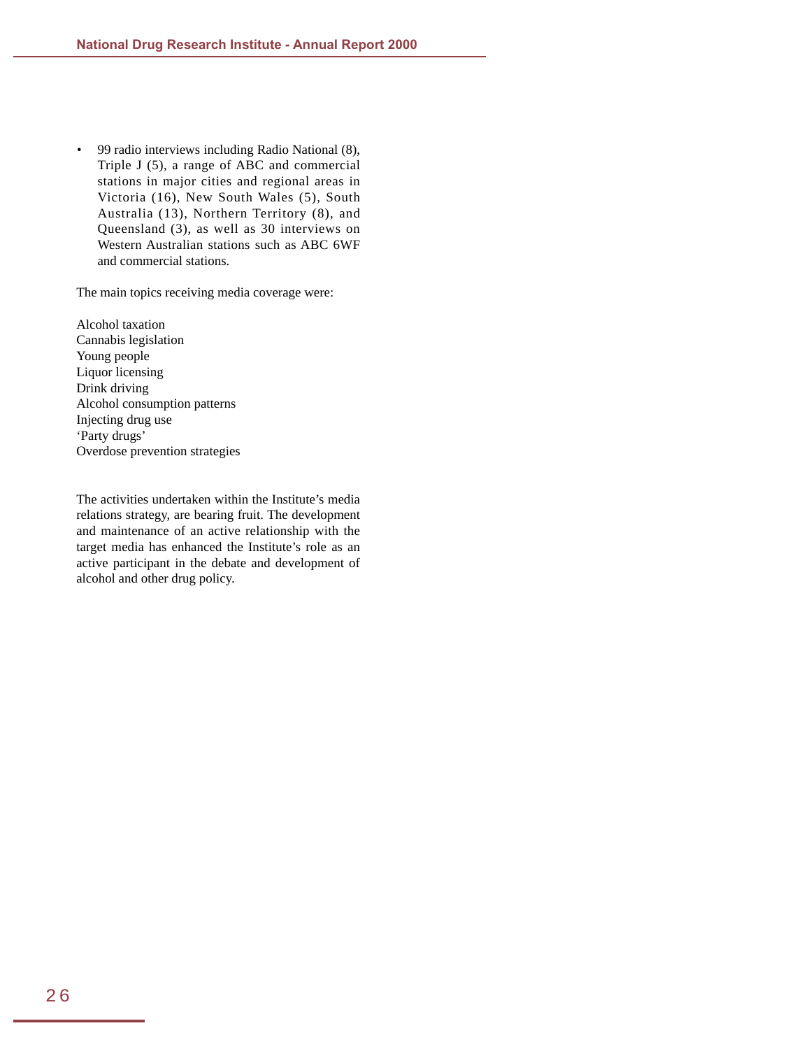- 99 radio interviews including Radio National (8), Triple J (5), a range of ABC and commercial stations in major cities and regional areas in Victoria (16), New South Wales (5), South Australia (13), Northern Territory (8), and Queensland (3), as well as 30 interviews on Western Australian stations such as ABC 6WF and commercial stations.

The main topics receiving media coverage were:

Alcohol taxation
Cannabis legislation
Young people
Liquor licensing
Drink driving
Alcohol consumption patterns
Injecting drug use
'Party drugs'
Overdose prevention strategies

The activities undertaken within the Institute's media relations strategy, are bearing fruit. The development and maintenance of an active relationship with the target media has enhanced the Institute's role as an active participant in the debate and development of alcohol and other drug policy.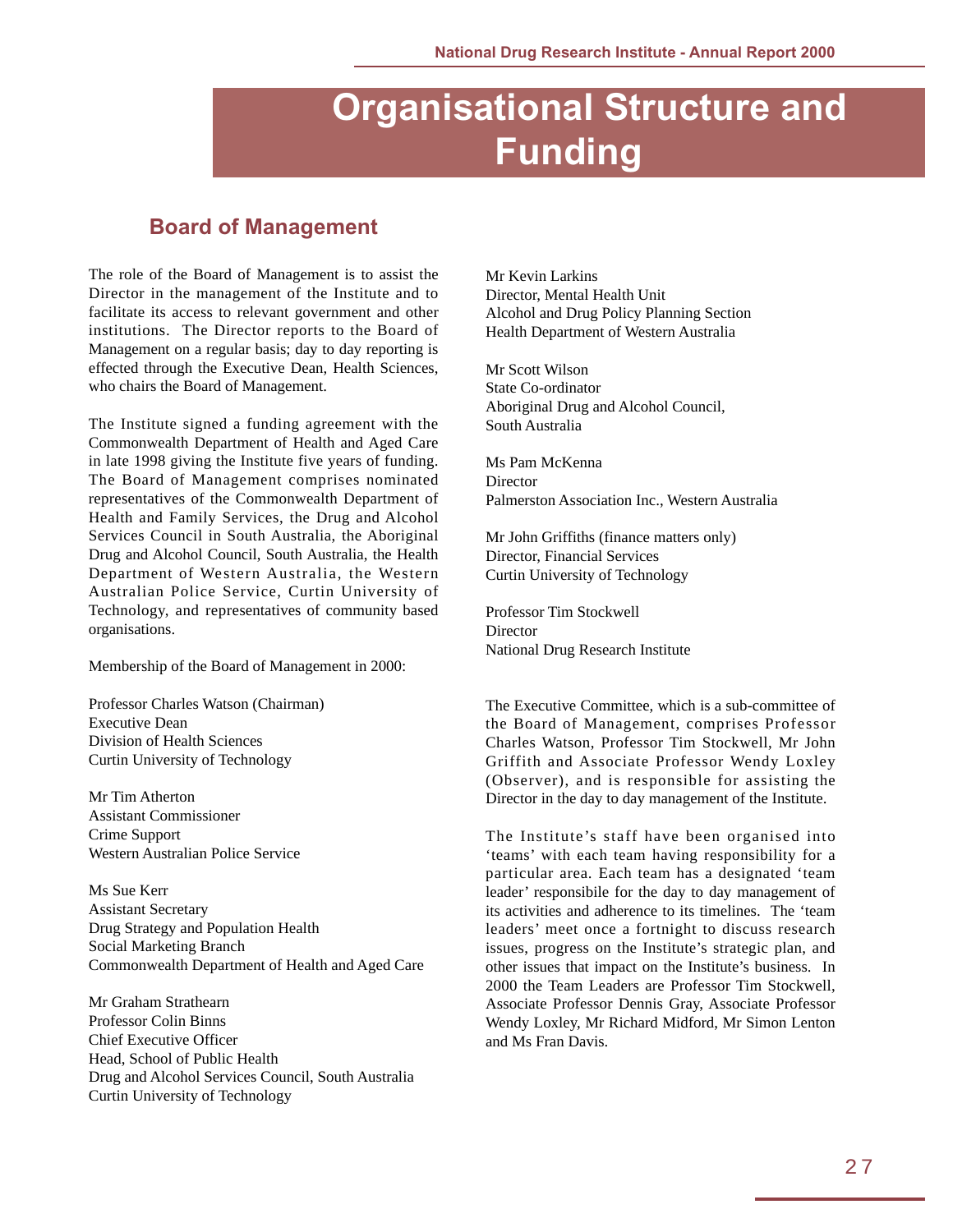# Organisational Structure and Funding

## Board of Management

The role of the Board of Management is to assist the Director in the management of the Institute and to facilitate its access to relevant government and other institutions. The Director reports to the Board of Management on a regular basis; day to day reporting is effected through the Executive Dean, Health Sciences, who chairs the Board of Management.

The Institute signed a funding agreement with the Commonwealth Department of Health and Aged Care in late 1998 giving the Institute five years of funding. The Board of Management comprises nominated representatives of the Commonwealth Department of Health and Family Services, the Drug and Alcohol Services Council in South Australia, the Aboriginal Drug and Alcohol Council, South Australia, the Health Department of Western Australia, the Western Australian Police Service, Curtin University of Technology, and representatives of community based organisations.

Membership of the Board of Management in 2000:

Professor Charles Watson (Chairman)
Executive Dean
Division of Health Sciences
Curtin University of Technology

Mr Tim Atherton
Assistant Commissioner
Crime Support
Western Australian Police Service

Ms Sue Kerr
Assistant Secretary
Drug Strategy and Population Health
Social Marketing Branch
Commonwealth Department of Health and Aged Care

Mr Graham Strathearn
Professor Colin Binns
Chief Executive Officer
Head, School of Public Health
Drug and Alcohol Services Council, South Australia
Curtin University of Technology

Mr Kevin Larkins
Director, Mental Health Unit
Alcohol and Drug Policy Planning Section
Health Department of Western Australia

Mr Scott Wilson
State Co-ordinator
Aboriginal Drug and Alcohol Council,
South Australia

Ms Pam McKenna
Director
Palmerston Association Inc., Western Australia

Mr John Griffiths (finance matters only)
Director, Financial Services
Curtin University of Technology

Professor Tim Stockwell
Director
National Drug Research Institute

The Executive Committee, which is a sub-committee of the Board of Management, comprises Professor Charles Watson, Professor Tim Stockwell, Mr John Griffith and Associate Professor Wendy Loxley (Observer), and is responsible for assisting the Director in the day to day management of the Institute.

The Institute's staff have been organised into 'teams' with each team having responsibility for a particular area. Each team has a designated 'team leader' responsibile for the day to day management of its activities and adherence to its timelines. The 'team leaders' meet once a fortnight to discuss research issues, progress on the Institute's strategic plan, and other issues that impact on the Institute's business. In 2000 the Team Leaders are Professor Tim Stockwell, Associate Professor Dennis Gray, Associate Professor Wendy Loxley, Mr Richard Midford, Mr Simon Lenton and Ms Fran Davis.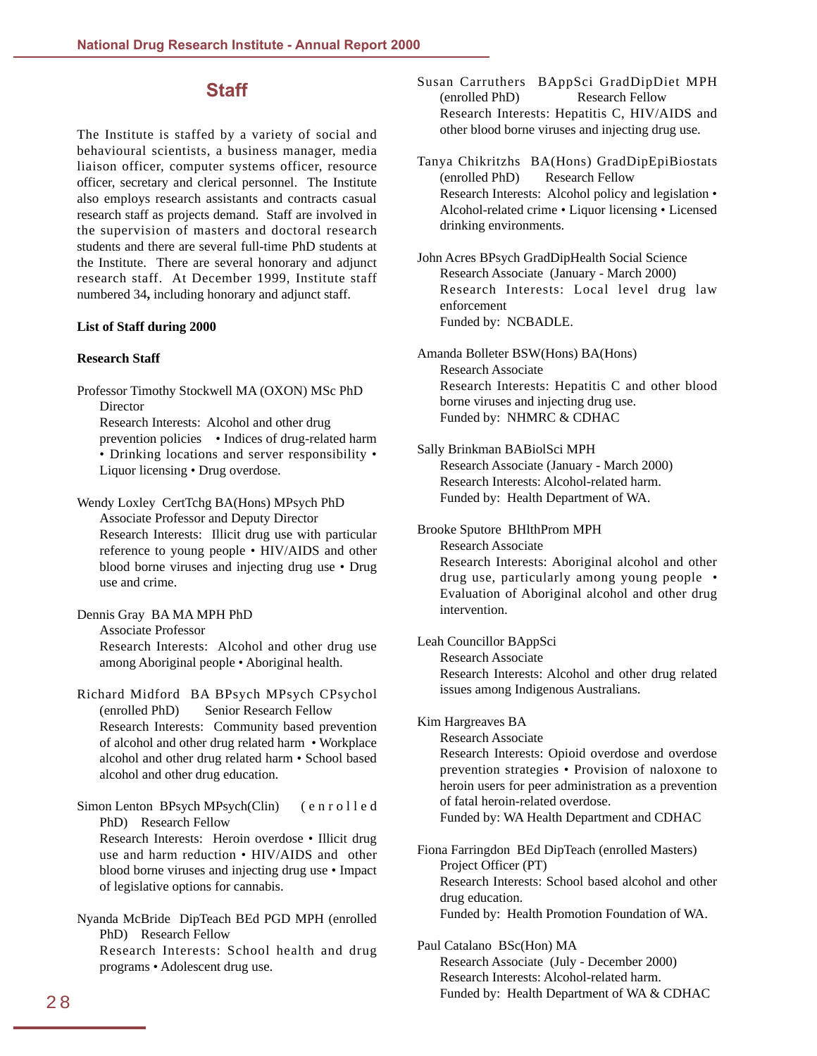## Staff

The Institute is staffed by a variety of social and behavioural scientists, a business manager, media liaison officer, computer systems officer, resource officer, secretary and clerical personnel. The Institute also employs research assistants and contracts casual research staff as projects demand. Staff are involved in the supervision of masters and doctoral research students and there are several full-time PhD students at the Institute. There are several honorary and adjunct research staff. At December 1999, Institute staff numbered 34**,** including honorary and adjunct staff.

**List of Staff during 2000**

**Research Staff**

Professor Timothy Stockwell MA (OXON) MSc PhD
Director
Research Interests: Alcohol and other drug prevention policies • Indices of drug-related harm • Drinking locations and server responsibility • Liquor licensing • Drug overdose.

Wendy Loxley CertTchg BA(Hons) MPsych PhD
Associate Professor and Deputy Director
Research Interests: Illicit drug use with particular reference to young people • HIV/AIDS and other blood borne viruses and injecting drug use • Drug use and crime.

Dennis Gray BA MA MPH PhD
Associate Professor
Research Interests: Alcohol and other drug use among Aboriginal people • Aboriginal health.

Richard Midford BA BPsych MPsych CPsychol (enrolled PhD) Senior Research Fellow
Research Interests: Community based prevention of alcohol and other drug related harm • Workplace alcohol and other drug related harm • School based alcohol and other drug education.

Simon Lenton BPsych MPsych(Clin) (enrolled PhD) Research Fellow
Research Interests: Heroin overdose • Illicit drug use and harm reduction • HIV/AIDS and other blood borne viruses and injecting drug use • Impact of legislative options for cannabis.

Nyanda McBride DipTeach BEd PGD MPH (enrolled PhD) Research Fellow
Research Interests: School health and drug programs • Adolescent drug use.

Susan Carruthers BAppSci GradDipDiet MPH (enrolled PhD) Research Fellow
Research Interests: Hepatitis C, HIV/AIDS and other blood borne viruses and injecting drug use.

Tanya Chikritzhs BA(Hons) GradDipEpiBiostats (enrolled PhD) Research Fellow
Research Interests: Alcohol policy and legislation • Alcohol-related crime • Liquor licensing • Licensed drinking environments.

John Acres BPsych GradDipHealth Social Science
Research Associate (January - March 2000)
Research Interests: Local level drug law enforcement
Funded by: NCBADLE.

Amanda Bolleter BSW(Hons) BA(Hons)
Research Associate
Research Interests: Hepatitis C and other blood borne viruses and injecting drug use.
Funded by: NHMRC & CDHAC

Sally Brinkman BABiolSci MPH
Research Associate (January - March 2000)
Research Interests: Alcohol-related harm.
Funded by: Health Department of WA.

Brooke Sputore BHlthProm MPH
Research Associate
Research Interests: Aboriginal alcohol and other drug use, particularly among young people • Evaluation of Aboriginal alcohol and other drug intervention.

Leah Councillor BAppSci
Research Associate
Research Interests: Alcohol and other drug related issues among Indigenous Australians.

Kim Hargreaves BA
Research Associate
Research Interests: Opioid overdose and overdose prevention strategies • Provision of naloxone to heroin users for peer administration as a prevention of fatal heroin-related overdose.
Funded by: WA Health Department and CDHAC

Fiona Farringdon BEd DipTeach (enrolled Masters)
Project Officer (PT)
Research Interests: School based alcohol and other drug education.
Funded by: Health Promotion Foundation of WA.

Paul Catalano BSc(Hon) MA
Research Associate (July - December 2000)
Research Interests: Alcohol-related harm.
Funded by: Health Department of WA & CDHAC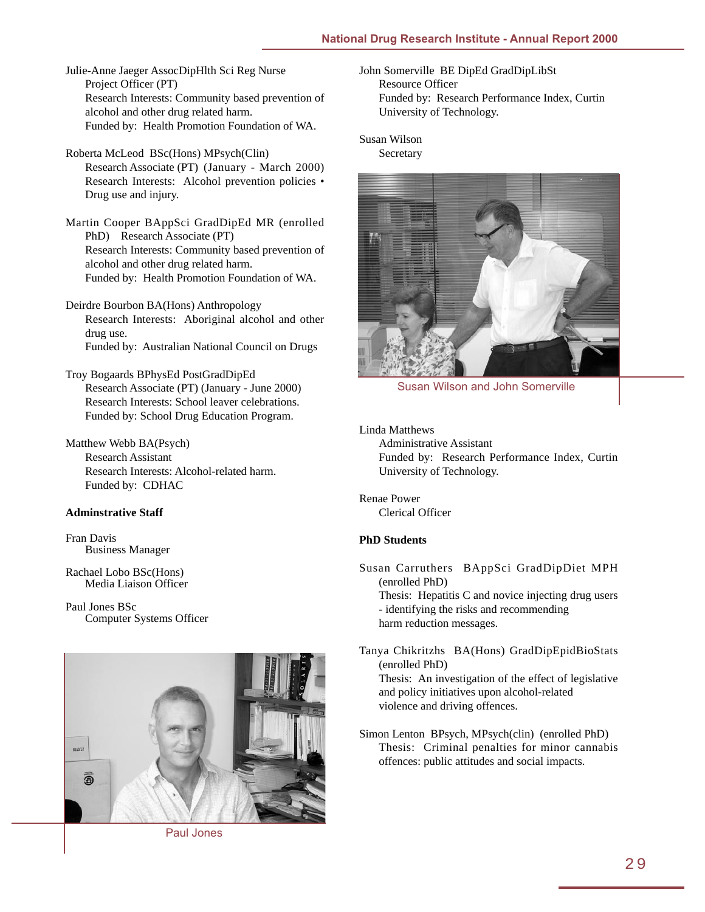Julie-Anne Jaeger AssocDipHlth Sci Reg Nurse
Project Officer (PT)
Research Interests: Community based prevention of alcohol and other drug related harm.
Funded by: Health Promotion Foundation of WA.

Roberta McLeod BSc(Hons) MPsych(Clin)
Research Associate (PT) (January - March 2000)
Research Interests: Alcohol prevention policies • Drug use and injury.

Martin Cooper BAppSci GradDipEd MR (enrolled PhD) Research Associate (PT)
Research Interests: Community based prevention of alcohol and other drug related harm.
Funded by: Health Promotion Foundation of WA.

Deirdre Bourbon BA(Hons) Anthropology
Research Interests: Aboriginal alcohol and other drug use.
Funded by: Australian National Council on Drugs

Troy Bogaards BPhysEd PostGradDipEd
Research Associate (PT) (January - June 2000)
Research Interests: School leaver celebrations.
Funded by: School Drug Education Program.

Matthew Webb BA(Psych)
Research Assistant
Research Interests: Alcohol-related harm.
Funded by: CDHAC

**Adminstrative Staff**

Fran Davis
Business Manager

Rachael Lobo BSc(Hons)
Media Liaison Officer

Paul Jones BSc
Computer Systems Officer

Paul Jones

John Somerville BE DipEd GradDipLibSt
Resource Officer
Funded by: Research Performance Index, Curtin University of Technology.

Susan Wilson
Secretary

Susan Wilson and John Somerville

Linda Matthews
Administrative Assistant
Funded by: Research Performance Index, Curtin University of Technology.

Renae Power
Clerical Officer

**PhD Students**

Susan Carruthers BAppSci GradDipDiet MPH (enrolled PhD)
Thesis: Hepatitis C and novice injecting drug users - identifying the risks and recommending harm reduction messages.

Tanya Chikritzhs BA(Hons) GradDipEpidBioStats (enrolled PhD)
Thesis: An investigation of the effect of legislative and policy initiatives upon alcohol-related violence and driving offences.

Simon Lenton BPsych, MPsych(clin) (enrolled PhD)
Thesis: Criminal penalties for minor cannabis offences: public attitudes and social impacts.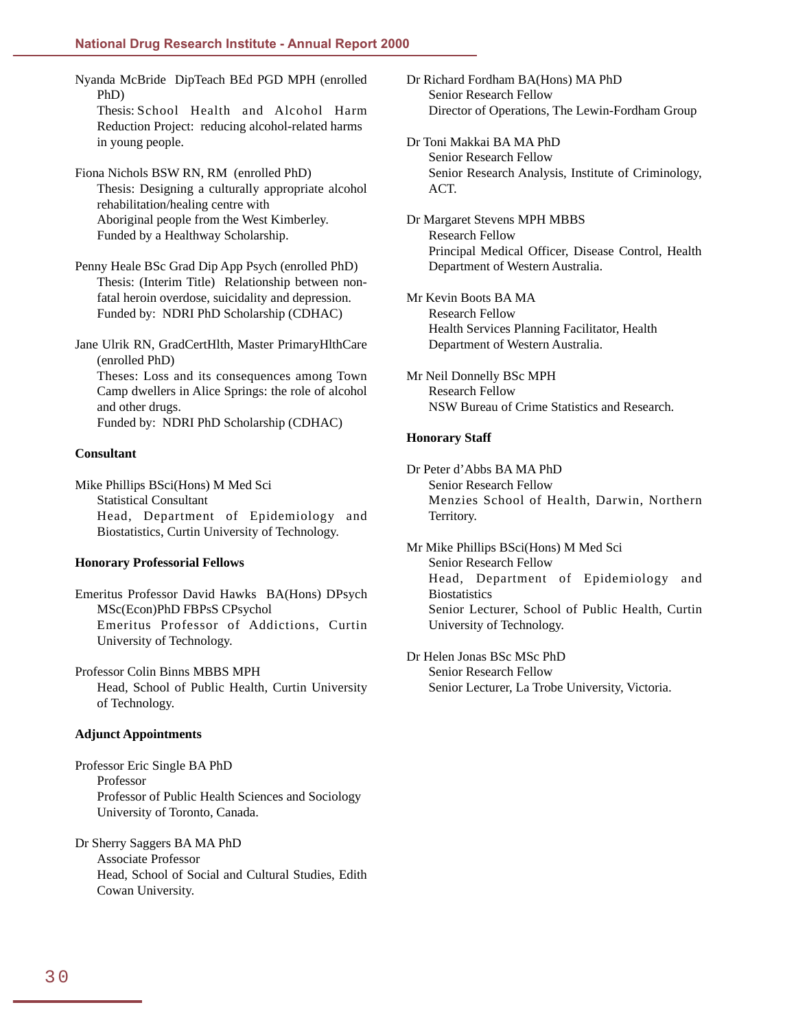Nyanda McBride DipTeach BEd PGD MPH (enrolled PhD)
Thesis: School Health and Alcohol Harm Reduction Project: reducing alcohol-related harms in young people.

Fiona Nichols BSW RN, RM (enrolled PhD)
Thesis: Designing a culturally appropriate alcohol rehabilitation/healing centre with Aboriginal people from the West Kimberley.
Funded by a Healthway Scholarship.

Penny Heale BSc Grad Dip App Psych (enrolled PhD)
Thesis: (Interim Title) Relationship between non-fatal heroin overdose, suicidality and depression.
Funded by: NDRI PhD Scholarship (CDHAC)

Jane Ulrik RN, GradCertHlth, Master PrimaryHlthCare (enrolled PhD)
Theses: Loss and its consequences among Town Camp dwellers in Alice Springs: the role of alcohol and other drugs.
Funded by: NDRI PhD Scholarship (CDHAC)

**Consultant**

Mike Phillips BSci(Hons) M Med Sci
Statistical Consultant
Head, Department of Epidemiology and Biostatistics, Curtin University of Technology.

**Honorary Professorial Fellows**

Emeritus Professor David Hawks BA(Hons) DPsych MSc(Econ)PhD FBPsS CPsychol
Emeritus Professor of Addictions, Curtin University of Technology.

Professor Colin Binns MBBS MPH
Head, School of Public Health, Curtin University of Technology.

**Adjunct Appointments**

Professor Eric Single BA PhD
Professor
Professor of Public Health Sciences and Sociology University of Toronto, Canada.

Dr Sherry Saggers BA MA PhD
Associate Professor
Head, School of Social and Cultural Studies, Edith Cowan University.

Dr Richard Fordham BA(Hons) MA PhD
Senior Research Fellow
Director of Operations, The Lewin-Fordham Group

Dr Toni Makkai BA MA PhD
Senior Research Fellow
Senior Research Analysis, Institute of Criminology, ACT.

Dr Margaret Stevens MPH MBBS
Research Fellow
Principal Medical Officer, Disease Control, Health Department of Western Australia.

Mr Kevin Boots BA MA
Research Fellow
Health Services Planning Facilitator, Health Department of Western Australia.

Mr Neil Donnelly BSc MPH
Research Fellow
NSW Bureau of Crime Statistics and Research.

**Honorary Staff**

Dr Peter d'Abbs BA MA PhD
Senior Research Fellow
Menzies School of Health, Darwin, Northern Territory.

Mr Mike Phillips BSci(Hons) M Med Sci
Senior Research Fellow
Head, Department of Epidemiology and Biostatistics
Senior Lecturer, School of Public Health, Curtin University of Technology.

Dr Helen Jonas BSc MSc PhD
Senior Research Fellow
Senior Lecturer, La Trobe University, Victoria.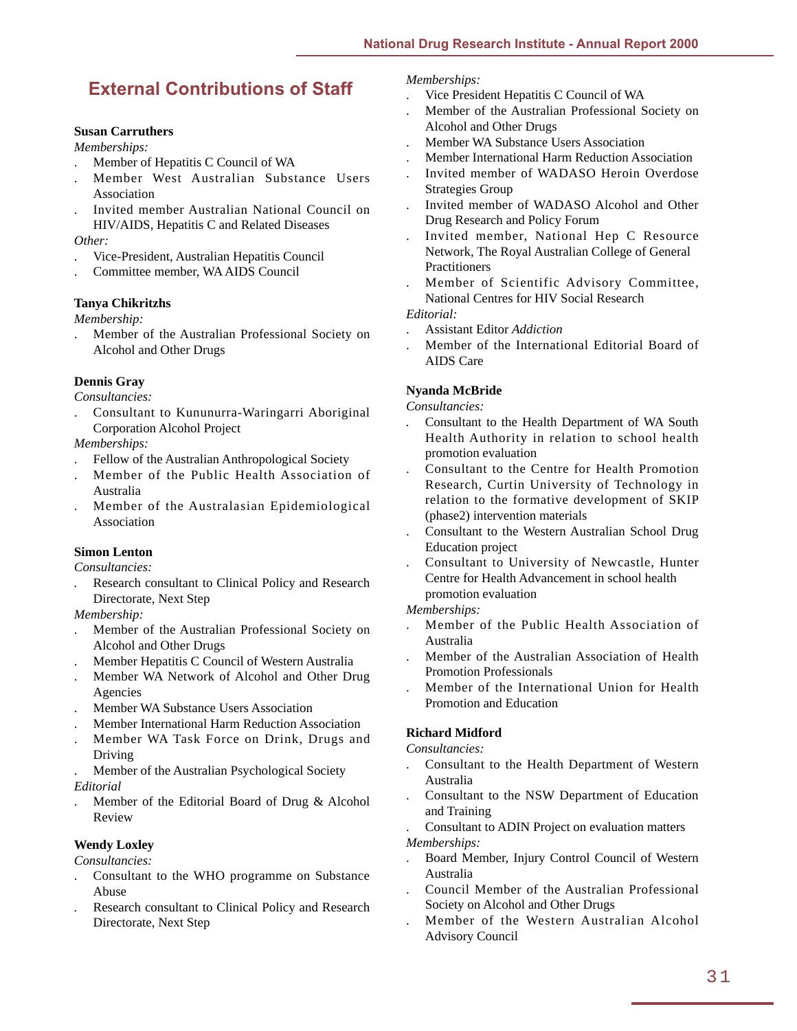# External Contributions of Staff

**Susan Carruthers**

*Memberships:*

- Member of Hepatitis C Council of WA
- Member West Australian Substance Users Association
- Invited member Australian National Council on HIV/AIDS, Hepatitis C and Related Diseases

*Other:*

- Vice-President, Australian Hepatitis Council
- Committee member, WA AIDS Council

**Tanya Chikritzhs**

*Membership:*

- Member of the Australian Professional Society on Alcohol and Other Drugs

**Dennis Gray**

*Consultancies:*

- Consultant to Kununurra-Waringarri Aboriginal Corporation Alcohol Project

*Memberships:*

- Fellow of the Australian Anthropological Society
- Member of the Public Health Association of Australia
- Member of the Australasian Epidemiological Association

**Simon Lenton**

*Consultancies:*

- Research consultant to Clinical Policy and Research Directorate, Next Step

*Membership:*

- Member of the Australian Professional Society on Alcohol and Other Drugs
- Member Hepatitis C Council of Western Australia
- Member WA Network of Alcohol and Other Drug Agencies
- Member WA Substance Users Association
- Member International Harm Reduction Association
- Member WA Task Force on Drink, Drugs and Driving
- Member of the Australian Psychological Society

*Editorial*

- Member of the Editorial Board of Drug & Alcohol Review

**Wendy Loxley**

*Consultancies:*

- Consultant to the WHO programme on Substance Abuse
- Research consultant to Clinical Policy and Research Directorate, Next Step

*Memberships:*

- Vice President Hepatitis C Council of WA
- Member of the Australian Professional Society on Alcohol and Other Drugs
- Member WA Substance Users Association
- Member International Harm Reduction Association
- Invited member of WADASO Heroin Overdose Strategies Group
- Invited member of WADASO Alcohol and Other Drug Research and Policy Forum
- Invited member, National Hep C Resource Network, The Royal Australian College of General Practitioners
- Member of Scientific Advisory Committee, National Centres for HIV Social Research

*Editorial:*

- Assistant Editor *Addiction*
- Member of the International Editorial Board of AIDS Care

**Nyanda McBride**

*Consultancies:*

- Consultant to the Health Department of WA South Health Authority in relation to school health promotion evaluation
- Consultant to the Centre for Health Promotion Research, Curtin University of Technology in relation to the formative development of SKIP (phase2) intervention materials
- Consultant to the Western Australian School Drug Education project
- Consultant to University of Newcastle, Hunter Centre for Health Advancement in school health promotion evaluation

*Memberships:*

- Member of the Public Health Association of Australia
- Member of the Australian Association of Health Promotion Professionals
- Member of the International Union for Health Promotion and Education

**Richard Midford**

*Consultancies:*

- Consultant to the Health Department of Western Australia
- Consultant to the NSW Department of Education and Training
- Consultant to ADIN Project on evaluation matters

*Memberships:*

- Board Member, Injury Control Council of Western Australia
- Council Member of the Australian Professional Society on Alcohol and Other Drugs
- Member of the Western Australian Alcohol Advisory Council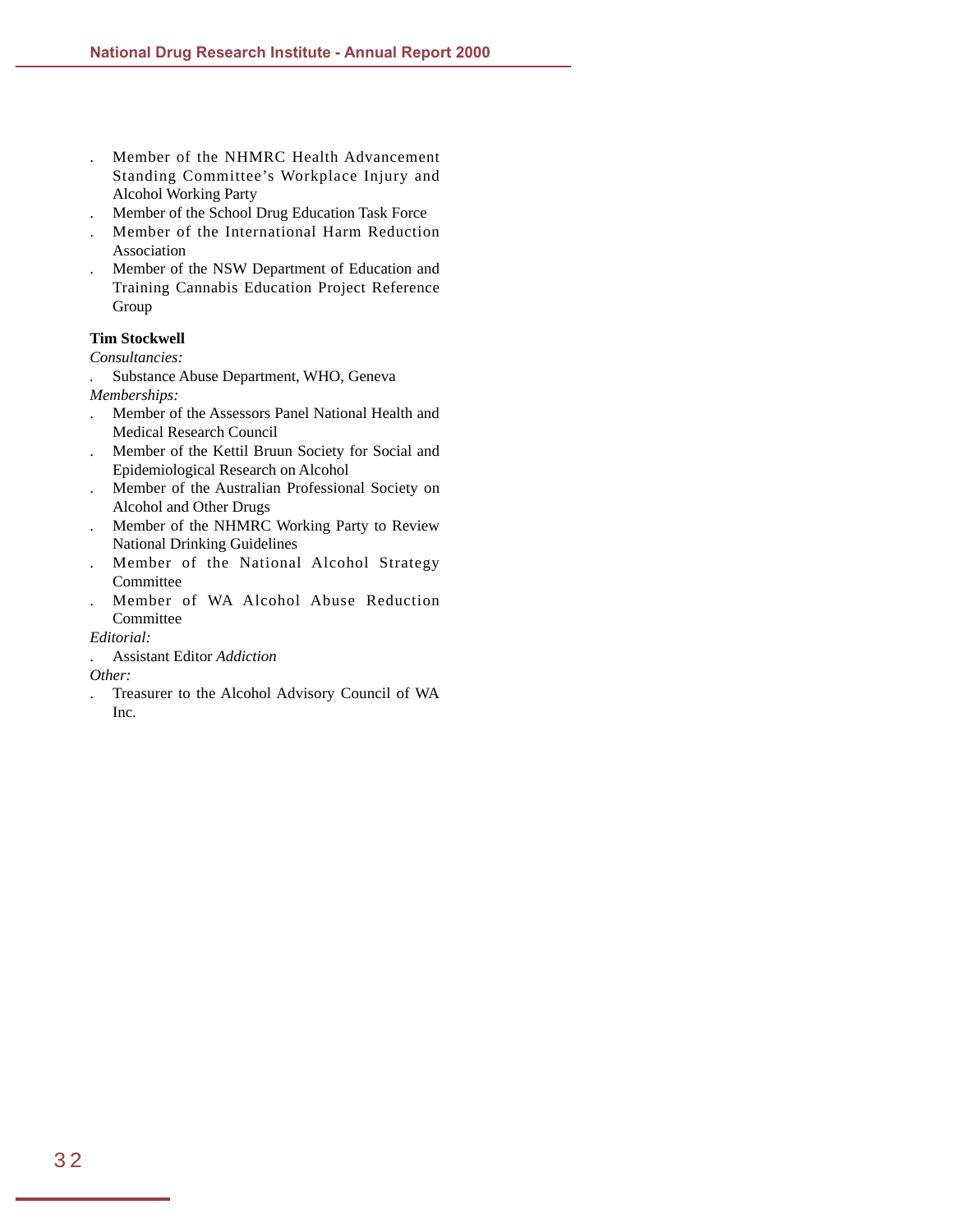- Member of the NHMRC Health Advancement Standing Committee's Workplace Injury and Alcohol Working Party
- Member of the School Drug Education Task Force
- Member of the International Harm Reduction Association
- Member of the NSW Department of Education and Training Cannabis Education Project Reference Group

**Tim Stockwell**

*Consultancies:*

- Substance Abuse Department, WHO, Geneva

*Memberships:*

- Member of the Assessors Panel National Health and Medical Research Council
- Member of the Kettil Bruun Society for Social and Epidemiological Research on Alcohol
- Member of the Australian Professional Society on Alcohol and Other Drugs
- Member of the NHMRC Working Party to Review National Drinking Guidelines
- Member of the National Alcohol Strategy Committee
- Member of WA Alcohol Abuse Reduction Committee

*Editorial:*

- Assistant Editor *Addiction*

*Other:*

- Treasurer to the Alcohol Advisory Council of WA Inc.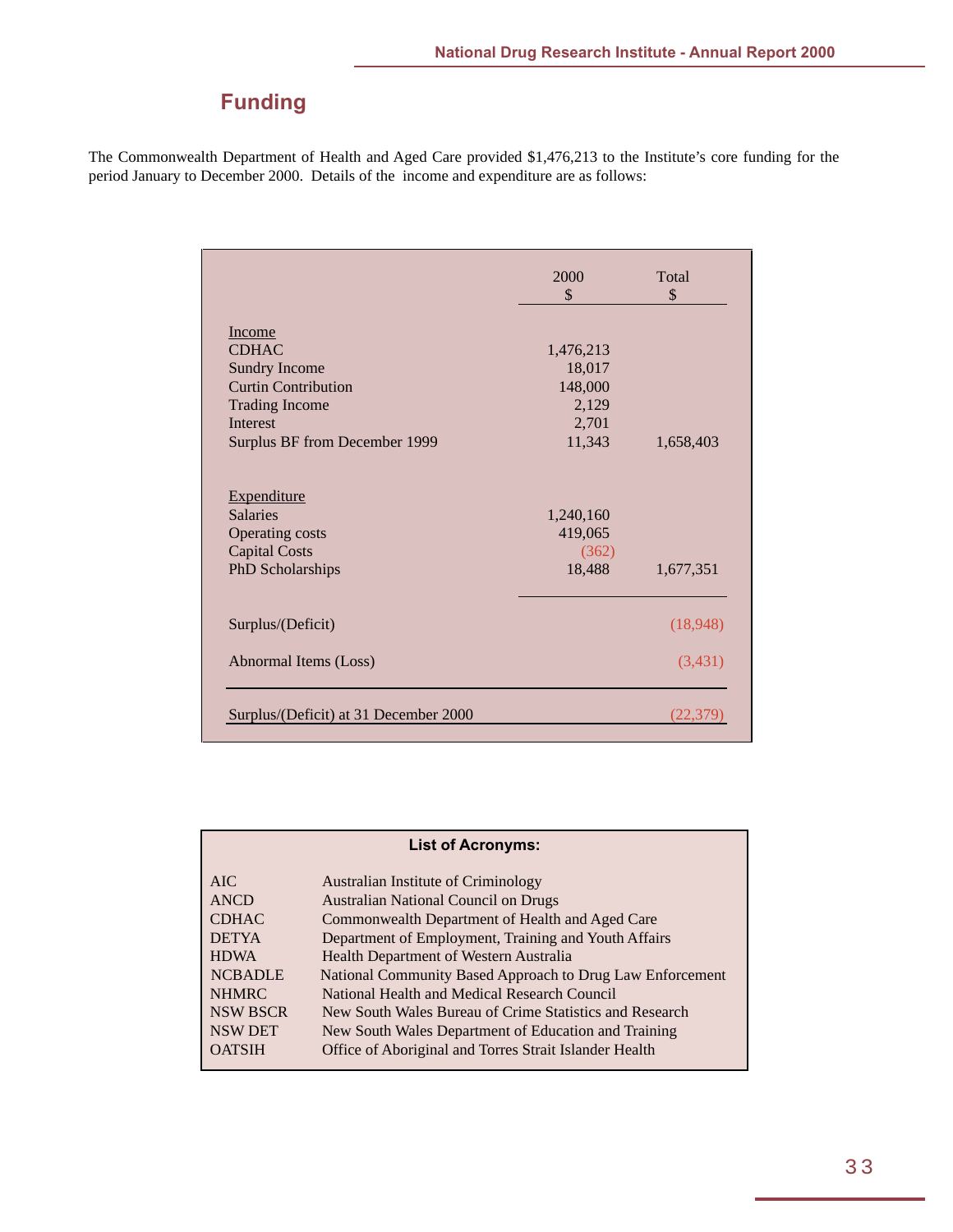## Funding

The Commonwealth Department of Health and Aged Care provided $1,476,213 to the Institute's core funding for the period January to December 2000. Details of the income and expenditure are as follows:

| | 2000 $ | Total $ |
|---|---|---|
| **Income** | | |
| CDHAC | 1,476,213 | |
| Sundry Income | 18,017 | |
| Curtin Contribution | 148,000 | |
| Trading Income | 2,129 | |
| Interest | 2,701 | |
| Surplus BF from December 1999 | 11,343 | 1,658,403 |
| **Expenditure** | | |
| Salaries | 1,240,160 | |
| Operating costs | 419,065 | |
| Capital Costs | (362) | |
| PhD Scholarships | 18,488 | 1,677,351 |
| Surplus/(Deficit) | | (18,948) |
| Abnormal Items (Loss) | | (3,431) |
| Surplus/(Deficit) at 31 December 2000 | | (22,379) |

**List of Acronyms:**

| | |
|---|---|
| AIC | Australian Institute of Criminology |
| ANCD | Australian National Council on Drugs |
| CDHAC | Commonwealth Department of Health and Aged Care |
| DETYA | Department of Employment, Training and Youth Affairs |
| HDWA | Health Department of Western Australia |
| NCBADLE | National Community Based Approach to Drug Law Enforcement |
| NHMRC | National Health and Medical Research Council |
| NSW BSCR | New South Wales Bureau of Crime Statistics and Research |
| NSW DET | New South Wales Department of Education and Training |
| OATSIH | Office of Aboriginal and Torres Strait Islander Health |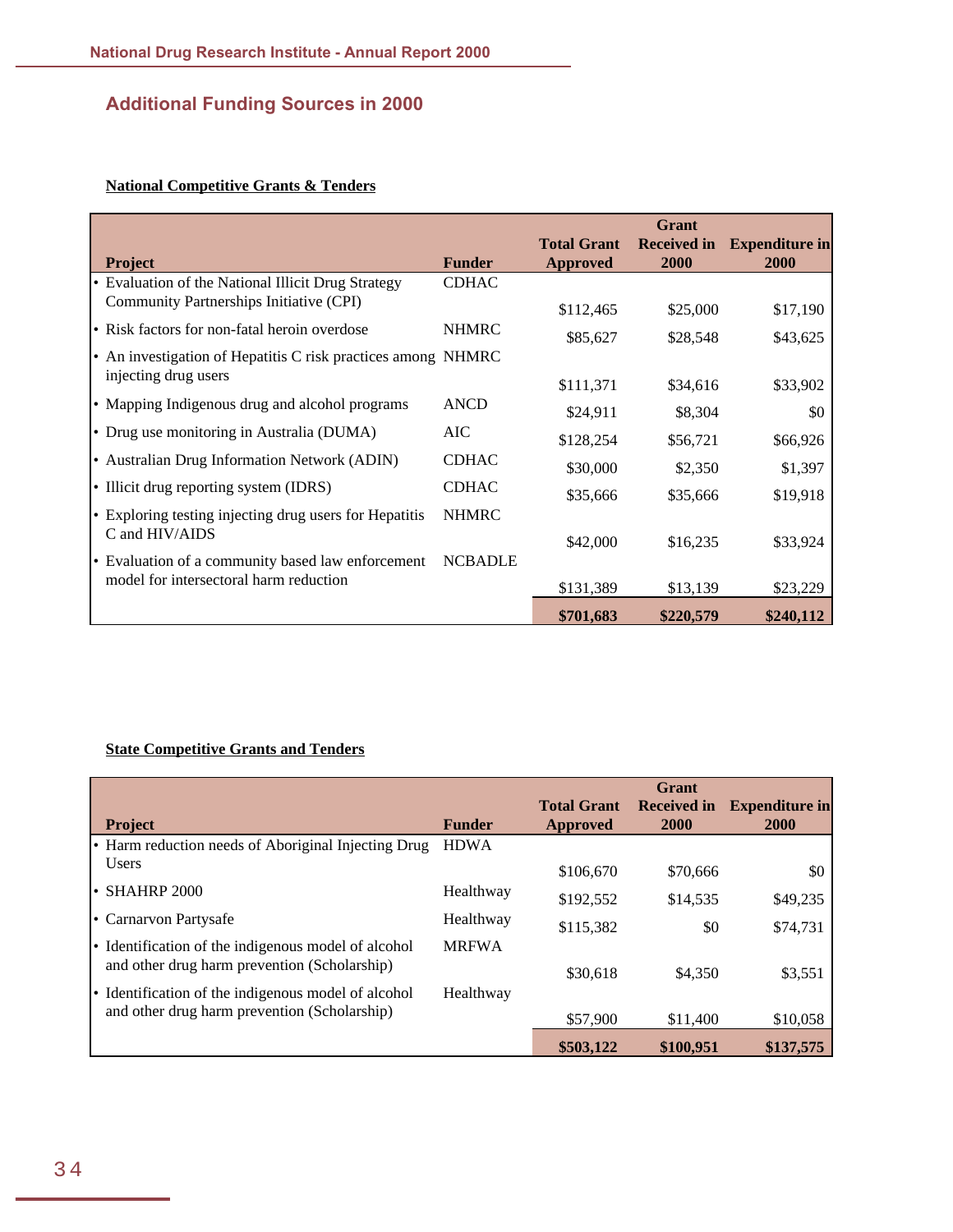## Additional Funding Sources in 2000

**National Competitive Grants & Tenders**

| Project | Funder | Total Grant Approved | Grant Received in 2000 | Expenditure in 2000 |
|---|---|---|---|---|
| • Evaluation of the National Illicit Drug Strategy Community Partnerships Initiative (CPI) | CDHAC | $112,465 | $25,000 | $17,190 |
| • Risk factors for non-fatal heroin overdose | NHMRC | $85,627 | $28,548 | $43,625 |
| • An investigation of Hepatitis C risk practices among injecting drug users | NHMRC | $111,371 | $34,616 | $33,902 |
| • Mapping Indigenous drug and alcohol programs | ANCD | $24,911 | $8,304 | $0 |
| • Drug use monitoring in Australia (DUMA) | AIC | $128,254 | $56,721 | $66,926 |
| • Australian Drug Information Network (ADIN) | CDHAC | $30,000 | $2,350 | $1,397 |
| • Illicit drug reporting system (IDRS) | CDHAC | $35,666 | $35,666 | $19,918 |
| • Exploring testing injecting drug users for Hepatitis C and HIV/AIDS | NHMRC | $42,000 | $16,235 | $33,924 |
| • Evaluation of a community based law enforcement model for intersectoral harm reduction | NCBADLE | $131,389 | $13,139 | $23,229 |
| | | **$701,683** | **$220,579** | **$240,112** |

**State Competitive Grants and Tenders**

| Project | Funder | Total Grant Approved | Grant Received in 2000 | Expenditure in 2000 |
|---|---|---|---|---|
| • Harm reduction needs of Aboriginal Injecting Drug Users | HDWA | $106,670 | $70,666 | $0 |
| • SHAHRP 2000 | Healthway | $192,552 | $14,535 | $49,235 |
| • Carnarvon Partysafe | Healthway | $115,382 | $0 | $74,731 |
| • Identification of the indigenous model of alcohol and other drug harm prevention (Scholarship) | MRFWA | $30,618 | $4,350 | $3,551 |
| • Identification of the indigenous model of alcohol and other drug harm prevention (Scholarship) | Healthway | $57,900 | $11,400 | $10,058 |
| | | **$503,122** | **$100,951** | **$137,575** |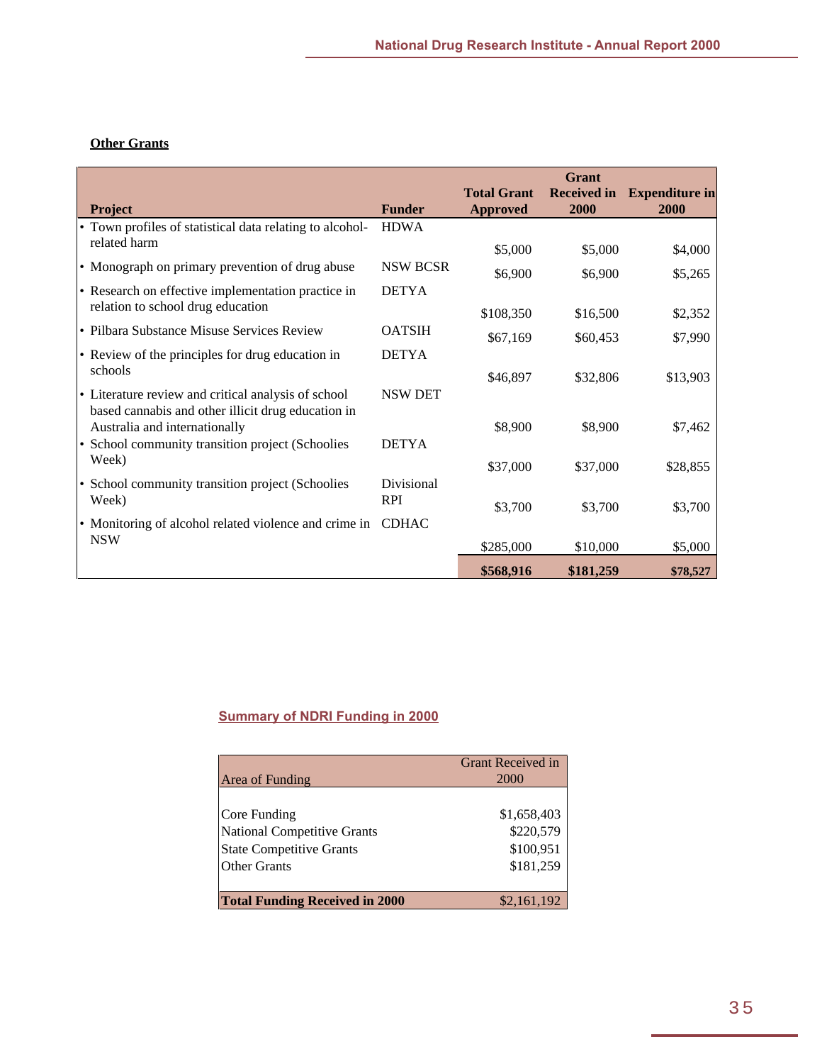**Other Grants**

| Project | Funder | Total Grant Approved | Grant Received in 2000 | Expenditure in 2000 |
|---|---|---|---|---|
| • Town profiles of statistical data relating to alcohol-related harm | HDWA | $5,000 | $5,000 | $4,000 |
| • Monograph on primary prevention of drug abuse | NSW BCSR | $6,900 | $6,900 | $5,265 |
| • Research on effective implementation practice in relation to school drug education | DETYA | $108,350 | $16,500 | $2,352 |
| • Pilbara Substance Misuse Services Review | OATSIH | $67,169 | $60,453 | $7,990 |
| • Review of the principles for drug education in schools | DETYA | $46,897 | $32,806 | $13,903 |
| • Literature review and critical analysis of school based cannabis and other illicit drug education in Australia and internationally | NSW DET | $8,900 | $8,900 | $7,462 |
| • School community transition project (Schoolies Week) | DETYA | $37,000 | $37,000 | $28,855 |
| • School community transition project (Schoolies Week) | Divisional RPI | $3,700 | $3,700 | $3,700 |
| • Monitoring of alcohol related violence and crime in NSW | CDHAC | $285,000 | $10,000 | $5,000 |
| | | **$568,916** | **$181,259** | **$78,527** |

## Summary of NDRI Funding in 2000

| Area of Funding | Grant Received in 2000 |
|---|---|
| Core Funding | $1,658,403 |
| National Competitive Grants | $220,579 |
| State Competitive Grants | $100,951 |
| Other Grants | $181,259 |
| **Total Funding Received in 2000** | $2,161,192 |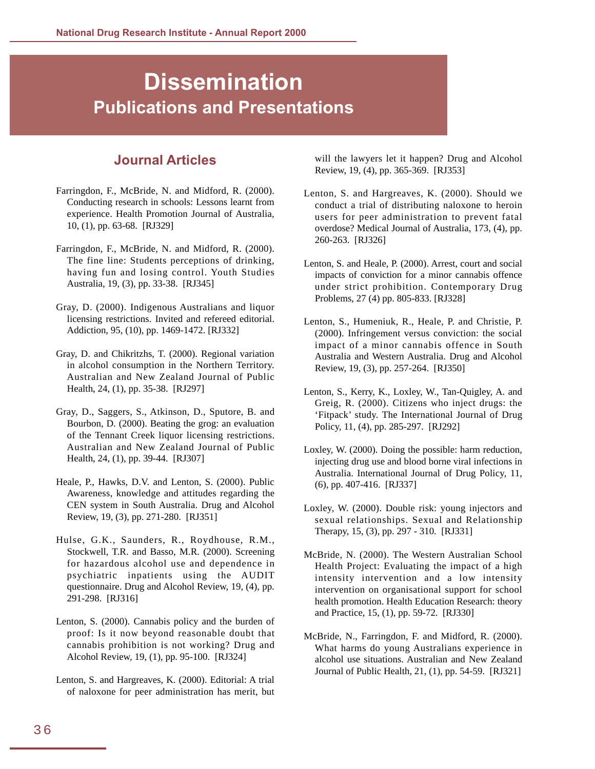# Dissemination

## Publications and Presentations

### Journal Articles

Farringdon, F., McBride, N. and Midford, R. (2000). Conducting research in schools: Lessons learnt from experience. Health Promotion Journal of Australia, 10, (1), pp. 63-68. [RJ329]

Farringdon, F., McBride, N. and Midford, R. (2000). The fine line: Students perceptions of drinking, having fun and losing control. Youth Studies Australia, 19, (3), pp. 33-38. [RJ345]

Gray, D. (2000). Indigenous Australians and liquor licensing restrictions. Invited and refereed editorial. Addiction, 95, (10), pp. 1469-1472. [RJ332]

Gray, D. and Chikritzhs, T. (2000). Regional variation in alcohol consumption in the Northern Territory. Australian and New Zealand Journal of Public Health, 24, (1), pp. 35-38. [RJ297]

Gray, D., Saggers, S., Atkinson, D., Sputore, B. and Bourbon, D. (2000). Beating the grog: an evaluation of the Tennant Creek liquor licensing restrictions. Australian and New Zealand Journal of Public Health, 24, (1), pp. 39-44. [RJ307]

Heale, P., Hawks, D.V. and Lenton, S. (2000). Public Awareness, knowledge and attitudes regarding the CEN system in South Australia. Drug and Alcohol Review, 19, (3), pp. 271-280. [RJ351]

Hulse, G.K., Saunders, R., Roydhouse, R.M., Stockwell, T.R. and Basso, M.R. (2000). Screening for hazardous alcohol use and dependence in psychiatric inpatients using the AUDIT questionnaire. Drug and Alcohol Review, 19, (4), pp. 291-298. [RJ316]

Lenton, S. (2000). Cannabis policy and the burden of proof: Is it now beyond reasonable doubt that cannabis prohibition is not working? Drug and Alcohol Review, 19, (1), pp. 95-100. [RJ324]

Lenton, S. and Hargreaves, K. (2000). Editorial: A trial of naloxone for peer administration has merit, but will the lawyers let it happen? Drug and Alcohol Review, 19, (4), pp. 365-369. [RJ353]

Lenton, S. and Hargreaves, K. (2000). Should we conduct a trial of distributing naloxone to heroin users for peer administration to prevent fatal overdose? Medical Journal of Australia, 173, (4), pp. 260-263. [RJ326]

Lenton, S. and Heale, P. (2000). Arrest, court and social impacts of conviction for a minor cannabis offence under strict prohibition. Contemporary Drug Problems, 27 (4) pp. 805-833. [RJ328]

Lenton, S., Humeniuk, R., Heale, P. and Christie, P. (2000). Infringement versus conviction: the social impact of a minor cannabis offence in South Australia and Western Australia. Drug and Alcohol Review, 19, (3), pp. 257-264. [RJ350]

Lenton, S., Kerry, K., Loxley, W., Tan-Quigley, A. and Greig, R. (2000). Citizens who inject drugs: the 'Fitpack' study. The International Journal of Drug Policy, 11, (4), pp. 285-297. [RJ292]

Loxley, W. (2000). Doing the possible: harm reduction, injecting drug use and blood borne viral infections in Australia. International Journal of Drug Policy, 11, (6), pp. 407-416. [RJ337]

Loxley, W. (2000). Double risk: young injectors and sexual relationships. Sexual and Relationship Therapy, 15, (3), pp. 297 - 310. [RJ331]

McBride, N. (2000). The Western Australian School Health Project: Evaluating the impact of a high intensity intervention and a low intensity intervention on organisational support for school health promotion. Health Education Research: theory and Practice, 15, (1), pp. 59-72. [RJ330]

McBride, N., Farringdon, F. and Midford, R. (2000). What harms do young Australians experience in alcohol use situations. Australian and New Zealand Journal of Public Health, 21, (1), pp. 54-59. [RJ321]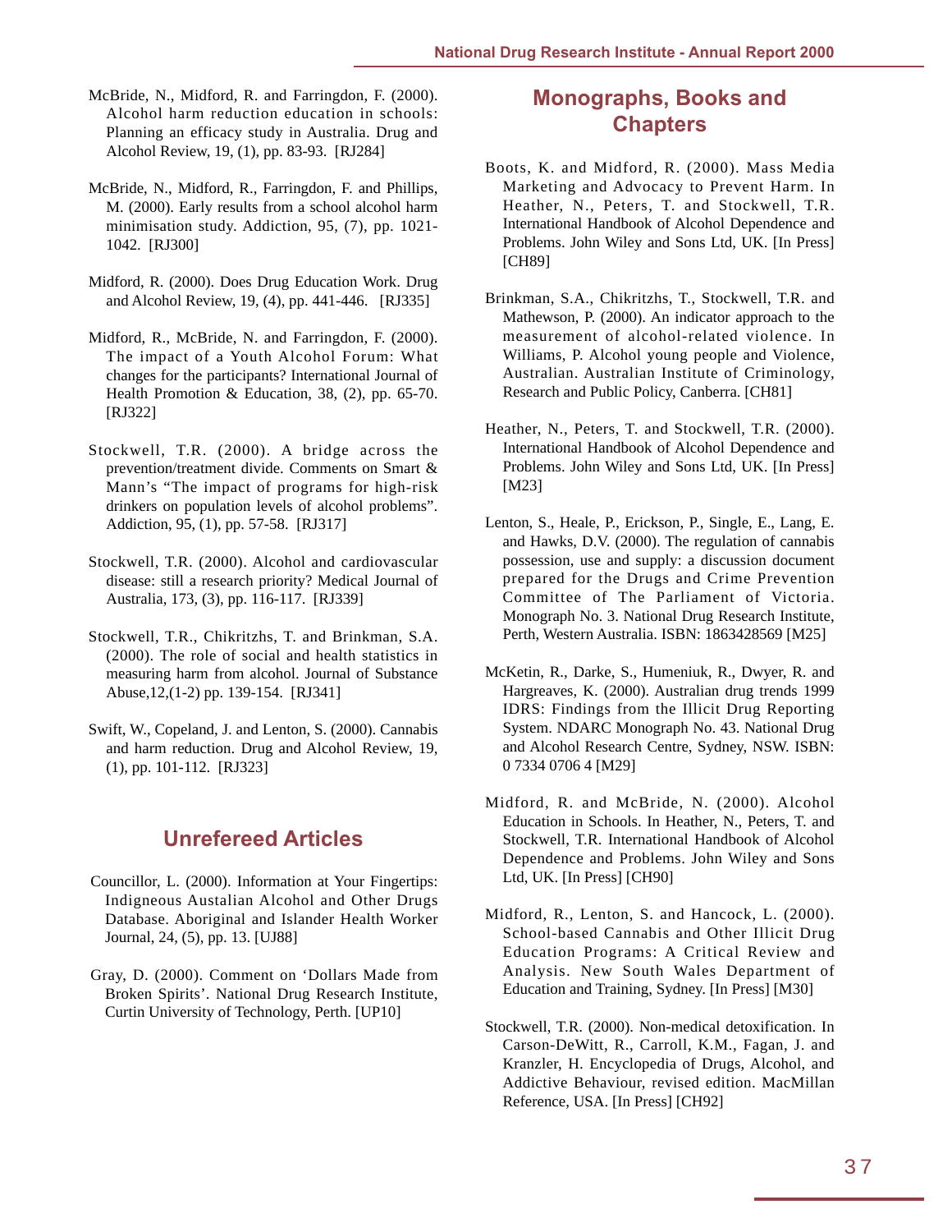McBride, N., Midford, R. and Farringdon, F. (2000). Alcohol harm reduction education in schools: Planning an efficacy study in Australia. Drug and Alcohol Review, 19, (1), pp. 83-93. [RJ284]

McBride, N., Midford, R., Farringdon, F. and Phillips, M. (2000). Early results from a school alcohol harm minimisation study. Addiction, 95, (7), pp. 1021-1042. [RJ300]

Midford, R. (2000). Does Drug Education Work. Drug and Alcohol Review, 19, (4), pp. 441-446. [RJ335]

Midford, R., McBride, N. and Farringdon, F. (2000). The impact of a Youth Alcohol Forum: What changes for the participants? International Journal of Health Promotion & Education, 38, (2), pp. 65-70. [RJ322]

Stockwell, T.R. (2000). A bridge across the prevention/treatment divide. Comments on Smart & Mann's "The impact of programs for high-risk drinkers on population levels of alcohol problems". Addiction, 95, (1), pp. 57-58. [RJ317]

Stockwell, T.R. (2000). Alcohol and cardiovascular disease: still a research priority? Medical Journal of Australia, 173, (3), pp. 116-117. [RJ339]

Stockwell, T.R., Chikritzhs, T. and Brinkman, S.A. (2000). The role of social and health statistics in measuring harm from alcohol. Journal of Substance Abuse,12,(1-2) pp. 139-154. [RJ341]

Swift, W., Copeland, J. and Lenton, S. (2000). Cannabis and harm reduction. Drug and Alcohol Review, 19, (1), pp. 101-112. [RJ323]

## Unrefereed Articles

Councillor, L. (2000). Information at Your Fingertips: Indigneous Austalian Alcohol and Other Drugs Database. Aboriginal and Islander Health Worker Journal, 24, (5), pp. 13. [UJ88]

Gray, D. (2000). Comment on 'Dollars Made from Broken Spirits'. National Drug Research Institute, Curtin University of Technology, Perth. [UP10]

## Monographs, Books and Chapters

Boots, K. and Midford, R. (2000). Mass Media Marketing and Advocacy to Prevent Harm. In Heather, N., Peters, T. and Stockwell, T.R. International Handbook of Alcohol Dependence and Problems. John Wiley and Sons Ltd, UK. [In Press] [CH89]

Brinkman, S.A., Chikritzhs, T., Stockwell, T.R. and Mathewson, P. (2000). An indicator approach to the measurement of alcohol-related violence. In Williams, P. Alcohol young people and Violence, Australian. Australian Institute of Criminology, Research and Public Policy, Canberra. [CH81]

Heather, N., Peters, T. and Stockwell, T.R. (2000). International Handbook of Alcohol Dependence and Problems. John Wiley and Sons Ltd, UK. [In Press] [M23]

Lenton, S., Heale, P., Erickson, P., Single, E., Lang, E. and Hawks, D.V. (2000). The regulation of cannabis possession, use and supply: a discussion document prepared for the Drugs and Crime Prevention Committee of The Parliament of Victoria. Monograph No. 3. National Drug Research Institute, Perth, Western Australia. ISBN: 1863428569 [M25]

McKetin, R., Darke, S., Humeniuk, R., Dwyer, R. and Hargreaves, K. (2000). Australian drug trends 1999 IDRS: Findings from the Illicit Drug Reporting System. NDARC Monograph No. 43. National Drug and Alcohol Research Centre, Sydney, NSW. ISBN: 0 7334 0706 4 [M29]

Midford, R. and McBride, N. (2000). Alcohol Education in Schools. In Heather, N., Peters, T. and Stockwell, T.R. International Handbook of Alcohol Dependence and Problems. John Wiley and Sons Ltd, UK. [In Press] [CH90]

Midford, R., Lenton, S. and Hancock, L. (2000). School-based Cannabis and Other Illicit Drug Education Programs: A Critical Review and Analysis. New South Wales Department of Education and Training, Sydney. [In Press] [M30]

Stockwell, T.R. (2000). Non-medical detoxification. In Carson-DeWitt, R., Carroll, K.M., Fagan, J. and Kranzler, H. Encyclopedia of Drugs, Alcohol, and Addictive Behaviour, revised edition. MacMillan Reference, USA. [In Press] [CH92]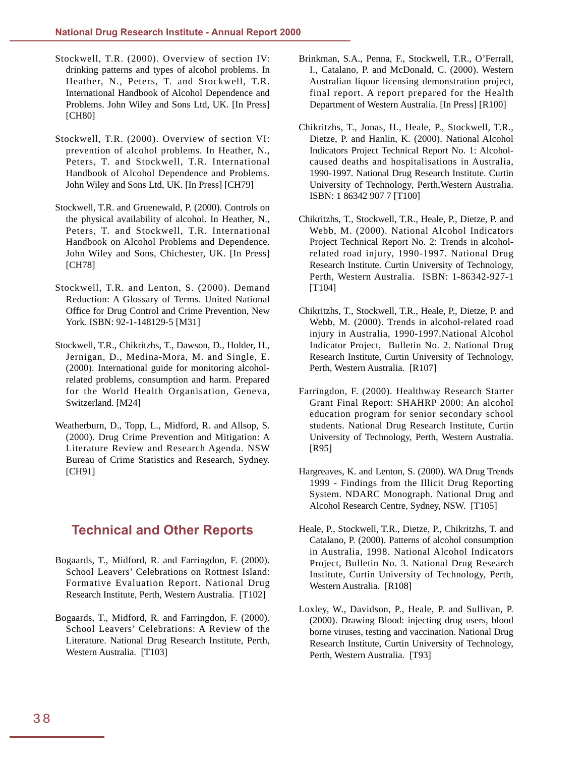Stockwell, T.R. (2000). Overview of section IV: drinking patterns and types of alcohol problems. In Heather, N., Peters, T. and Stockwell, T.R. International Handbook of Alcohol Dependence and Problems. John Wiley and Sons Ltd, UK. [In Press] [CH80]

Stockwell, T.R. (2000). Overview of section VI: prevention of alcohol problems. In Heather, N., Peters, T. and Stockwell, T.R. International Handbook of Alcohol Dependence and Problems. John Wiley and Sons Ltd, UK. [In Press] [CH79]

Stockwell, T.R. and Gruenewald, P. (2000). Controls on the physical availability of alcohol. In Heather, N., Peters, T. and Stockwell, T.R. International Handbook on Alcohol Problems and Dependence. John Wiley and Sons, Chichester, UK. [In Press] [CH78]

Stockwell, T.R. and Lenton, S. (2000). Demand Reduction: A Glossary of Terms. United National Office for Drug Control and Crime Prevention, New York. ISBN: 92-1-148129-5 [M31]

Stockwell, T.R., Chikritzhs, T., Dawson, D., Holder, H., Jernigan, D., Medina-Mora, M. and Single, E. (2000). International guide for monitoring alcohol-related problems, consumption and harm. Prepared for the World Health Organisation, Geneva, Switzerland. [M24]

Weatherburn, D., Topp, L., Midford, R. and Allsop, S. (2000). Drug Crime Prevention and Mitigation: A Literature Review and Research Agenda. NSW Bureau of Crime Statistics and Research, Sydney. [CH91]

## Technical and Other Reports

Bogaards, T., Midford, R. and Farringdon, F. (2000). School Leavers' Celebrations on Rottnest Island: Formative Evaluation Report. National Drug Research Institute, Perth, Western Australia. [T102]

Bogaards, T., Midford, R. and Farringdon, F. (2000). School Leavers' Celebrations: A Review of the Literature. National Drug Research Institute, Perth, Western Australia. [T103]

Brinkman, S.A., Penna, F., Stockwell, T.R., O'Ferrall, I., Catalano, P. and McDonald, C. (2000). Western Australian liquor licensing demonstration project, final report. A report prepared for the Health Department of Western Australia. [In Press] [R100]

Chikritzhs, T., Jonas, H., Heale, P., Stockwell, T.R., Dietze, P. and Hanlin, K. (2000). National Alcohol Indicators Project Technical Report No. 1: Alcohol-caused deaths and hospitalisations in Australia, 1990-1997. National Drug Research Institute. Curtin University of Technology, Perth,Western Australia. ISBN: 1 86342 907 7 [T100]

Chikritzhs, T., Stockwell, T.R., Heale, P., Dietze, P. and Webb, M. (2000). National Alcohol Indicators Project Technical Report No. 2: Trends in alcohol-related road injury, 1990-1997. National Drug Research Institute. Curtin University of Technology, Perth, Western Australia. ISBN: 1-86342-927-1 [T104]

Chikritzhs, T., Stockwell, T.R., Heale, P., Dietze, P. and Webb, M. (2000). Trends in alcohol-related road injury in Australia, 1990-1997.National Alcohol Indicator Project, Bulletin No. 2. National Drug Research Institute, Curtin University of Technology, Perth, Western Australia. [R107]

Farringdon, F. (2000). Healthway Research Starter Grant Final Report: SHAHRP 2000: An alcohol education program for senior secondary school students. National Drug Research Institute, Curtin University of Technology, Perth, Western Australia. [R95]

Hargreaves, K. and Lenton, S. (2000). WA Drug Trends 1999 - Findings from the Illicit Drug Reporting System. NDARC Monograph. National Drug and Alcohol Research Centre, Sydney, NSW. [T105]

Heale, P., Stockwell, T.R., Dietze, P., Chikritzhs, T. and Catalano, P. (2000). Patterns of alcohol consumption in Australia, 1998. National Alcohol Indicators Project, Bulletin No. 3. National Drug Research Institute, Curtin University of Technology, Perth, Western Australia. [R108]

Loxley, W., Davidson, P., Heale, P. and Sullivan, P. (2000). Drawing Blood: injecting drug users, blood borne viruses, testing and vaccination. National Drug Research Institute, Curtin University of Technology, Perth, Western Australia. [T93]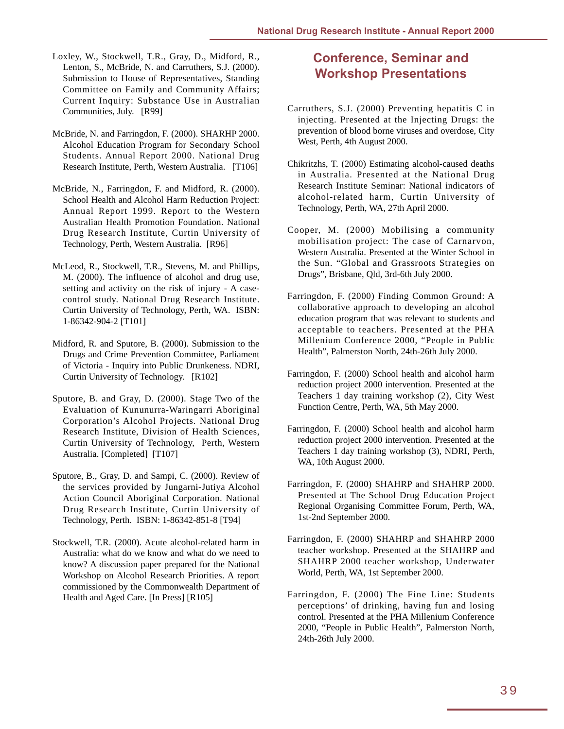Loxley, W., Stockwell, T.R., Gray, D., Midford, R., Lenton, S., McBride, N. and Carruthers, S.J. (2000). Submission to House of Representatives, Standing Committee on Family and Community Affairs; Current Inquiry: Substance Use in Australian Communities, July. [R99]

McBride, N. and Farringdon, F. (2000). SHARHP 2000. Alcohol Education Program for Secondary School Students. Annual Report 2000. National Drug Research Institute, Perth, Western Australia. [T106]

McBride, N., Farringdon, F. and Midford, R. (2000). School Health and Alcohol Harm Reduction Project: Annual Report 1999. Report to the Western Australian Health Promotion Foundation. National Drug Research Institute, Curtin University of Technology, Perth, Western Australia. [R96]

McLeod, R., Stockwell, T.R., Stevens, M. and Phillips, M. (2000). The influence of alcohol and drug use, setting and activity on the risk of injury - A case-control study. National Drug Research Institute. Curtin University of Technology, Perth, WA. ISBN: 1-86342-904-2 [T101]

Midford, R. and Sputore, B. (2000). Submission to the Drugs and Crime Prevention Committee, Parliament of Victoria - Inquiry into Public Drunkeness. NDRI, Curtin University of Technology. [R102]

Sputore, B. and Gray, D. (2000). Stage Two of the Evaluation of Kununurra-Waringarri Aboriginal Corporation's Alcohol Projects. National Drug Research Institute, Division of Health Sciences, Curtin University of Technology, Perth, Western Australia. [Completed] [T107]

Sputore, B., Gray, D. and Sampi, C. (2000). Review of the services provided by Jungarni-Jutiya Alcohol Action Council Aboriginal Corporation. National Drug Research Institute, Curtin University of Technology, Perth. ISBN: 1-86342-851-8 [T94]

Stockwell, T.R. (2000). Acute alcohol-related harm in Australia: what do we know and what do we need to know? A discussion paper prepared for the National Workshop on Alcohol Research Priorities. A report commissioned by the Commonwealth Department of Health and Aged Care. [In Press] [R105]

## Conference, Seminar and Workshop Presentations

Carruthers, S.J. (2000) Preventing hepatitis C in injecting. Presented at the Injecting Drugs: the prevention of blood borne viruses and overdose, City West, Perth, 4th August 2000.

Chikritzhs, T. (2000) Estimating alcohol-caused deaths in Australia. Presented at the National Drug Research Institute Seminar: National indicators of alcohol-related harm, Curtin University of Technology, Perth, WA, 27th April 2000.

Cooper, M. (2000) Mobilising a community mobilisation project: The case of Carnarvon, Western Australia. Presented at the Winter School in the Sun. "Global and Grassroots Strategies on Drugs", Brisbane, Qld, 3rd-6th July 2000.

Farringdon, F. (2000) Finding Common Ground: A collaborative approach to developing an alcohol education program that was relevant to students and acceptable to teachers. Presented at the PHA Millenium Conference 2000, "People in Public Health", Palmerston North, 24th-26th July 2000.

Farringdon, F. (2000) School health and alcohol harm reduction project 2000 intervention. Presented at the Teachers 1 day training workshop (2), City West Function Centre, Perth, WA, 5th May 2000.

Farringdon, F. (2000) School health and alcohol harm reduction project 2000 intervention. Presented at the Teachers 1 day training workshop (3), NDRI, Perth, WA, 10th August 2000.

Farringdon, F. (2000) SHAHRP and SHAHRP 2000. Presented at The School Drug Education Project Regional Organising Committee Forum, Perth, WA, 1st-2nd September 2000.

Farringdon, F. (2000) SHAHRP and SHAHRP 2000 teacher workshop. Presented at the SHAHRP and SHAHRP 2000 teacher workshop, Underwater World, Perth, WA, 1st September 2000.

Farringdon, F. (2000) The Fine Line: Students perceptions' of drinking, having fun and losing control. Presented at the PHA Millenium Conference 2000, "People in Public Health", Palmerston North, 24th-26th July 2000.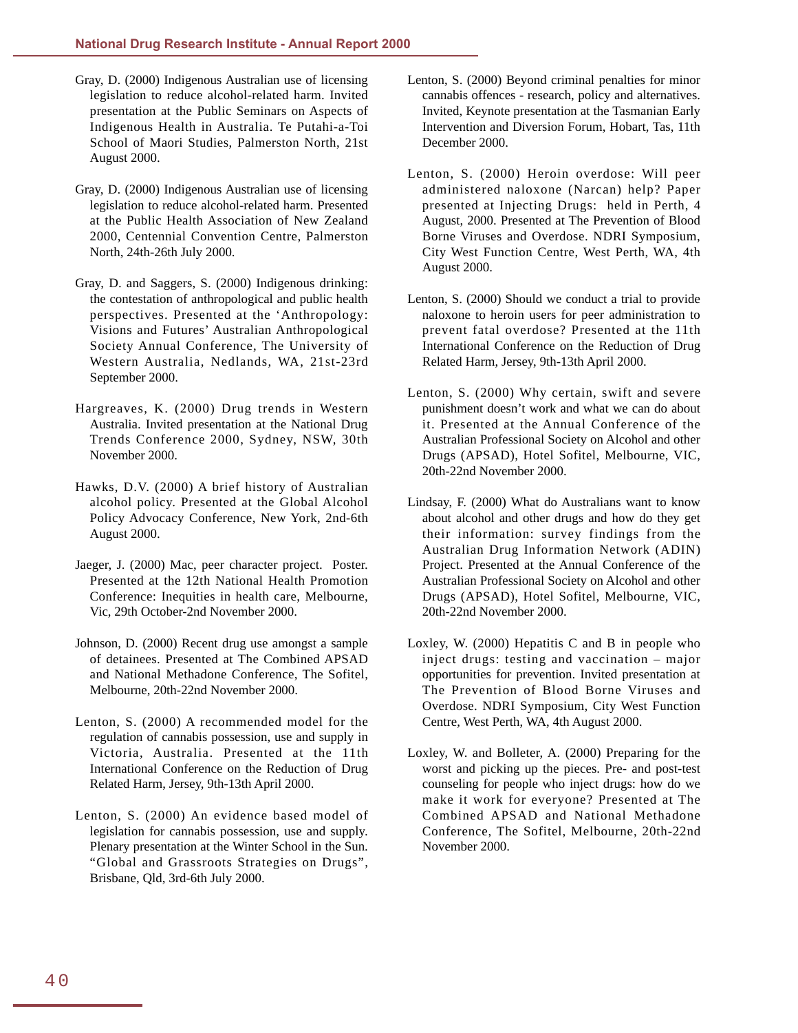Gray, D. (2000) Indigenous Australian use of licensing legislation to reduce alcohol-related harm. Invited presentation at the Public Seminars on Aspects of Indigenous Health in Australia. Te Putahi-a-Toi School of Maori Studies, Palmerston North, 21st August 2000.

Gray, D. (2000) Indigenous Australian use of licensing legislation to reduce alcohol-related harm. Presented at the Public Health Association of New Zealand 2000, Centennial Convention Centre, Palmerston North, 24th-26th July 2000.

Gray, D. and Saggers, S. (2000) Indigenous drinking: the contestation of anthropological and public health perspectives. Presented at the 'Anthropology: Visions and Futures' Australian Anthropological Society Annual Conference, The University of Western Australia, Nedlands, WA, 21st-23rd September 2000.

Hargreaves, K. (2000) Drug trends in Western Australia. Invited presentation at the National Drug Trends Conference 2000, Sydney, NSW, 30th November 2000.

Hawks, D.V. (2000) A brief history of Australian alcohol policy. Presented at the Global Alcohol Policy Advocacy Conference, New York, 2nd-6th August 2000.

Jaeger, J. (2000) Mac, peer character project. Poster. Presented at the 12th National Health Promotion Conference: Inequities in health care, Melbourne, Vic, 29th October-2nd November 2000.

Johnson, D. (2000) Recent drug use amongst a sample of detainees. Presented at The Combined APSAD and National Methadone Conference, The Sofitel, Melbourne, 20th-22nd November 2000.

Lenton, S. (2000) A recommended model for the regulation of cannabis possession, use and supply in Victoria, Australia. Presented at the 11th International Conference on the Reduction of Drug Related Harm, Jersey, 9th-13th April 2000.

Lenton, S. (2000) An evidence based model of legislation for cannabis possession, use and supply. Plenary presentation at the Winter School in the Sun. "Global and Grassroots Strategies on Drugs", Brisbane, Qld, 3rd-6th July 2000.

Lenton, S. (2000) Beyond criminal penalties for minor cannabis offences - research, policy and alternatives. Invited, Keynote presentation at the Tasmanian Early Intervention and Diversion Forum, Hobart, Tas, 11th December 2000.

Lenton, S. (2000) Heroin overdose: Will peer administered naloxone (Narcan) help? Paper presented at Injecting Drugs: held in Perth, 4 August, 2000. Presented at The Prevention of Blood Borne Viruses and Overdose. NDRI Symposium, City West Function Centre, West Perth, WA, 4th August 2000.

Lenton, S. (2000) Should we conduct a trial to provide naloxone to heroin users for peer administration to prevent fatal overdose? Presented at the 11th International Conference on the Reduction of Drug Related Harm, Jersey, 9th-13th April 2000.

Lenton, S. (2000) Why certain, swift and severe punishment doesn't work and what we can do about it. Presented at the Annual Conference of the Australian Professional Society on Alcohol and other Drugs (APSAD), Hotel Sofitel, Melbourne, VIC, 20th-22nd November 2000.

Lindsay, F. (2000) What do Australians want to know about alcohol and other drugs and how do they get their information: survey findings from the Australian Drug Information Network (ADIN) Project. Presented at the Annual Conference of the Australian Professional Society on Alcohol and other Drugs (APSAD), Hotel Sofitel, Melbourne, VIC, 20th-22nd November 2000.

Loxley, W. (2000) Hepatitis C and B in people who inject drugs: testing and vaccination – major opportunities for prevention. Invited presentation at The Prevention of Blood Borne Viruses and Overdose. NDRI Symposium, City West Function Centre, West Perth, WA, 4th August 2000.

Loxley, W. and Bolleter, A. (2000) Preparing for the worst and picking up the pieces. Pre- and post-test counseling for people who inject drugs: how do we make it work for everyone? Presented at The Combined APSAD and National Methadone Conference, The Sofitel, Melbourne, 20th-22nd November 2000.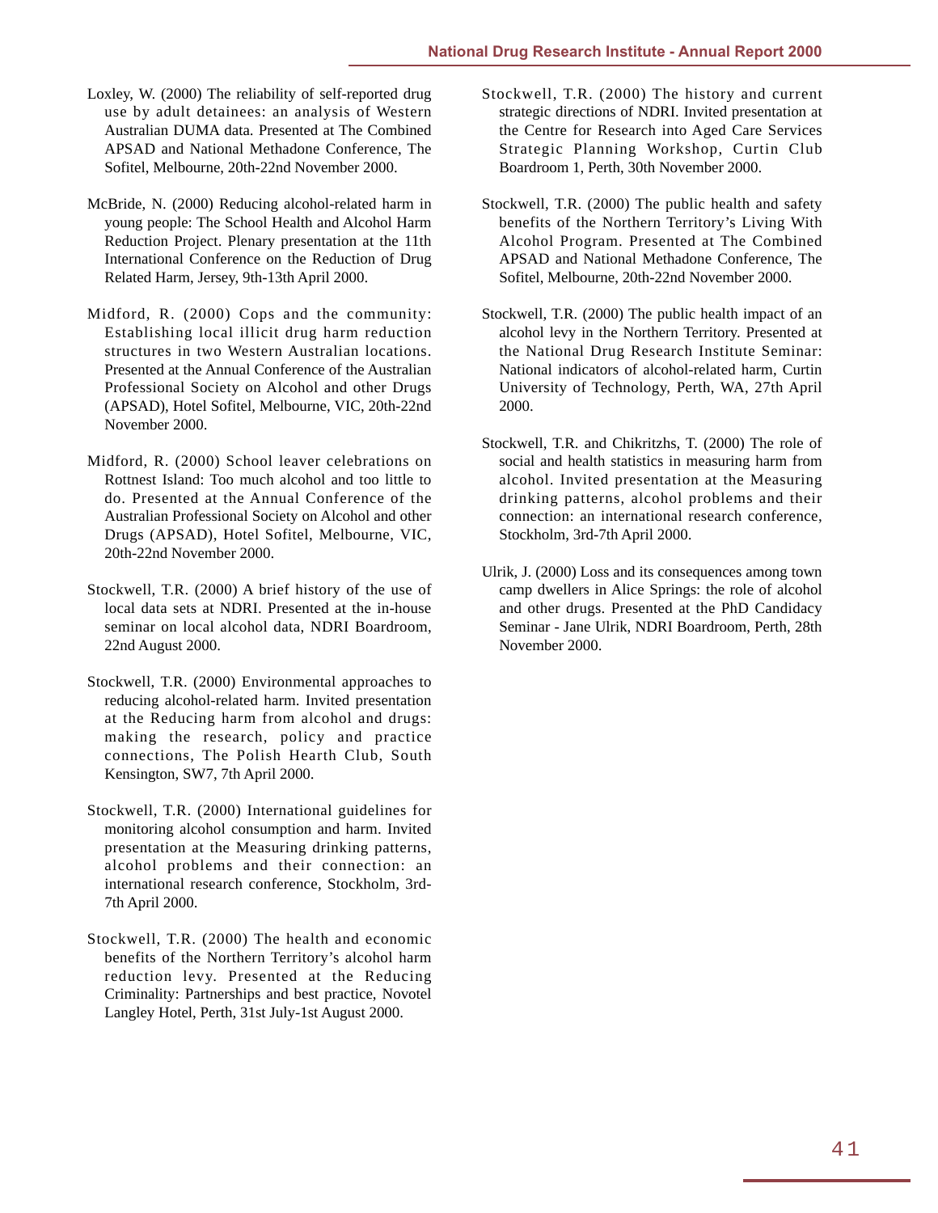Loxley, W. (2000) The reliability of self-reported drug use by adult detainees: an analysis of Western Australian DUMA data. Presented at The Combined APSAD and National Methadone Conference, The Sofitel, Melbourne, 20th-22nd November 2000.

McBride, N. (2000) Reducing alcohol-related harm in young people: The School Health and Alcohol Harm Reduction Project. Plenary presentation at the 11th International Conference on the Reduction of Drug Related Harm, Jersey, 9th-13th April 2000.

Midford, R. (2000) Cops and the community: Establishing local illicit drug harm reduction structures in two Western Australian locations. Presented at the Annual Conference of the Australian Professional Society on Alcohol and other Drugs (APSAD), Hotel Sofitel, Melbourne, VIC, 20th-22nd November 2000.

Midford, R. (2000) School leaver celebrations on Rottnest Island: Too much alcohol and too little to do. Presented at the Annual Conference of the Australian Professional Society on Alcohol and other Drugs (APSAD), Hotel Sofitel, Melbourne, VIC, 20th-22nd November 2000.

Stockwell, T.R. (2000) A brief history of the use of local data sets at NDRI. Presented at the in-house seminar on local alcohol data, NDRI Boardroom, 22nd August 2000.

Stockwell, T.R. (2000) Environmental approaches to reducing alcohol-related harm. Invited presentation at the Reducing harm from alcohol and drugs: making the research, policy and practice connections, The Polish Hearth Club, South Kensington, SW7, 7th April 2000.

Stockwell, T.R. (2000) International guidelines for monitoring alcohol consumption and harm. Invited presentation at the Measuring drinking patterns, alcohol problems and their connection: an international research conference, Stockholm, 3rd-7th April 2000.

Stockwell, T.R. (2000) The health and economic benefits of the Northern Territory's alcohol harm reduction levy. Presented at the Reducing Criminality: Partnerships and best practice, Novotel Langley Hotel, Perth, 31st July-1st August 2000.

Stockwell, T.R. (2000) The history and current strategic directions of NDRI. Invited presentation at the Centre for Research into Aged Care Services Strategic Planning Workshop, Curtin Club Boardroom 1, Perth, 30th November 2000.

Stockwell, T.R. (2000) The public health and safety benefits of the Northern Territory's Living With Alcohol Program. Presented at The Combined APSAD and National Methadone Conference, The Sofitel, Melbourne, 20th-22nd November 2000.

Stockwell, T.R. (2000) The public health impact of an alcohol levy in the Northern Territory. Presented at the National Drug Research Institute Seminar: National indicators of alcohol-related harm, Curtin University of Technology, Perth, WA, 27th April 2000.

Stockwell, T.R. and Chikritzhs, T. (2000) The role of social and health statistics in measuring harm from alcohol. Invited presentation at the Measuring drinking patterns, alcohol problems and their connection: an international research conference, Stockholm, 3rd-7th April 2000.

Ulrik, J. (2000) Loss and its consequences among town camp dwellers in Alice Springs: the role of alcohol and other drugs. Presented at the PhD Candidacy Seminar - Jane Ulrik, NDRI Boardroom, Perth, 28th November 2000.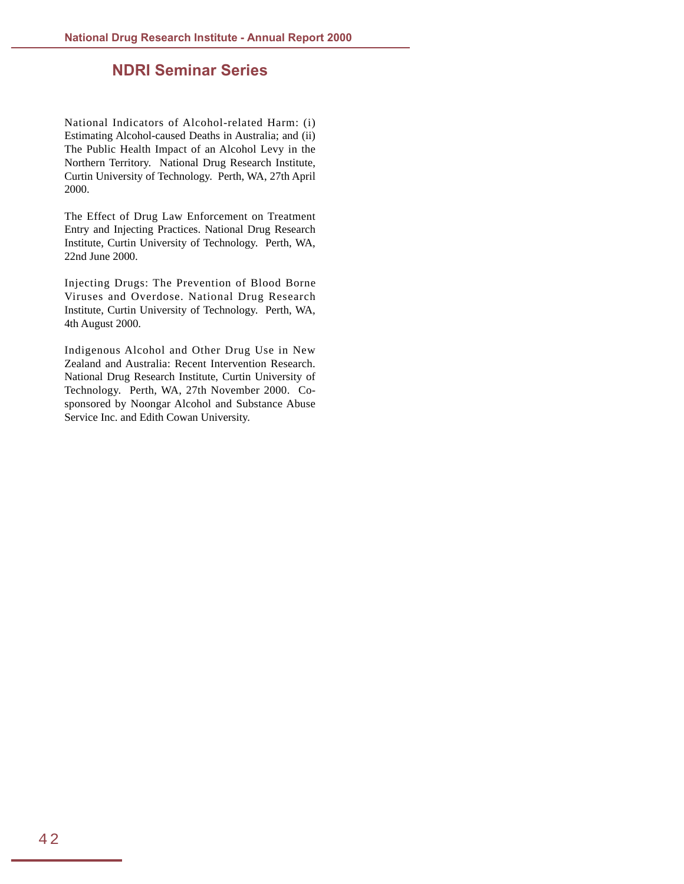## NDRI Seminar Series

National Indicators of Alcohol-related Harm: (i) Estimating Alcohol-caused Deaths in Australia; and (ii) The Public Health Impact of an Alcohol Levy in the Northern Territory. National Drug Research Institute, Curtin University of Technology. Perth, WA, 27th April 2000.

The Effect of Drug Law Enforcement on Treatment Entry and Injecting Practices. National Drug Research Institute, Curtin University of Technology. Perth, WA, 22nd June 2000.

Injecting Drugs: The Prevention of Blood Borne Viruses and Overdose. National Drug Research Institute, Curtin University of Technology. Perth, WA, 4th August 2000.

Indigenous Alcohol and Other Drug Use in New Zealand and Australia: Recent Intervention Research. National Drug Research Institute, Curtin University of Technology. Perth, WA, 27th November 2000. Co-sponsored by Noongar Alcohol and Substance Abuse Service Inc. and Edith Cowan University.